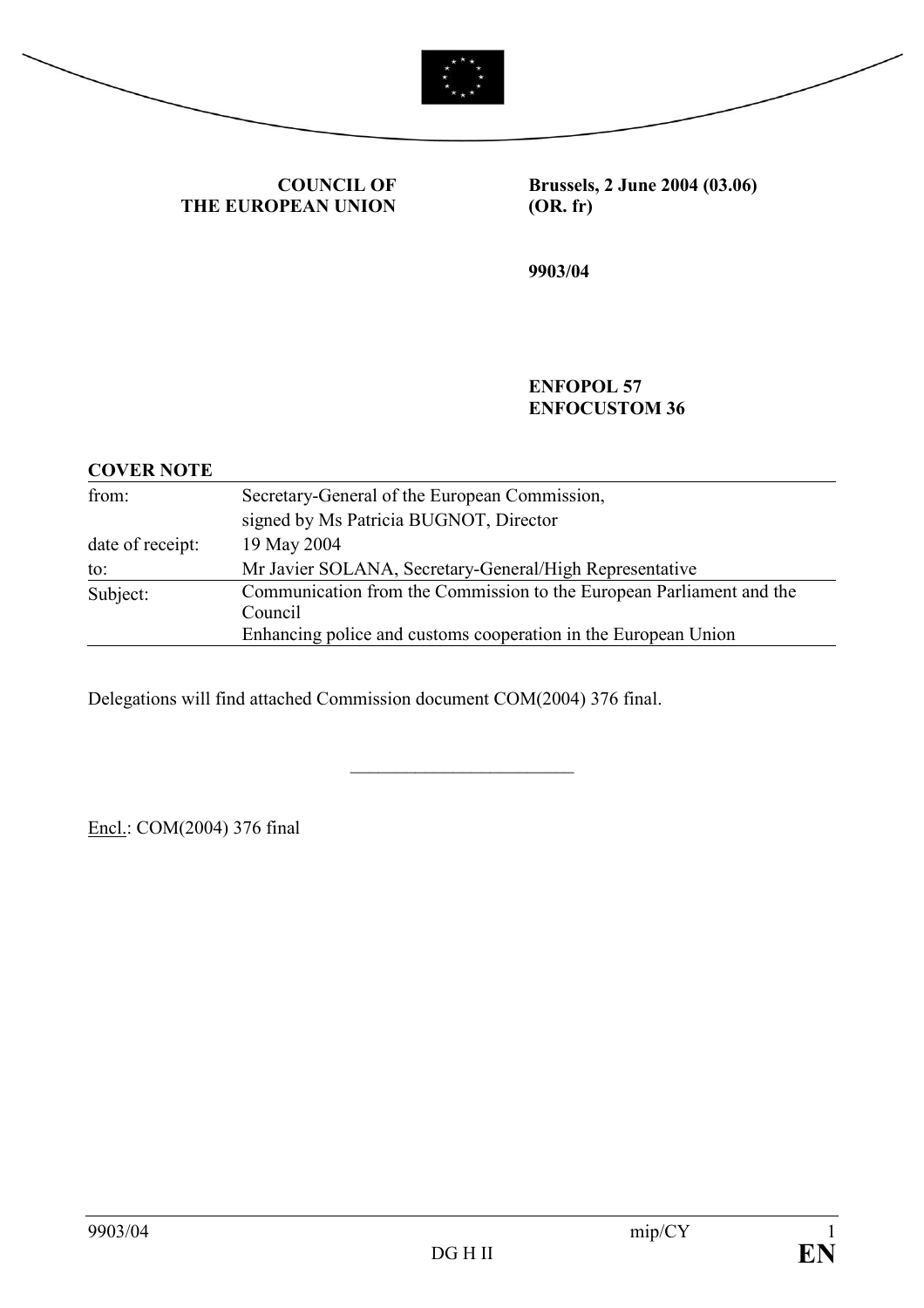**COUNCIL OF THE EUROPEAN UNION**

**Brussels, 2 June 2004 (03.06)**
**(OR. fr)**

**9903/04**

**ENFOPOL 57**
**ENFOCUSTOM 36**

**COVER NOTE**

| | |
|---|---|
| from: | Secretary-General of the European Commission, signed by Ms Patricia BUGNOT, Director |
| date of receipt: | 19 May 2004 |
| to: | Mr Javier SOLANA, Secretary-General/High Representative |
| Subject: | Communication from the Commission to the European Parliament and the Council<br>Enhancing police and customs cooperation in the European Union |

Delegations will find attached Commission document COM(2004) 376 final.

---

Encl.: COM(2004) 376 final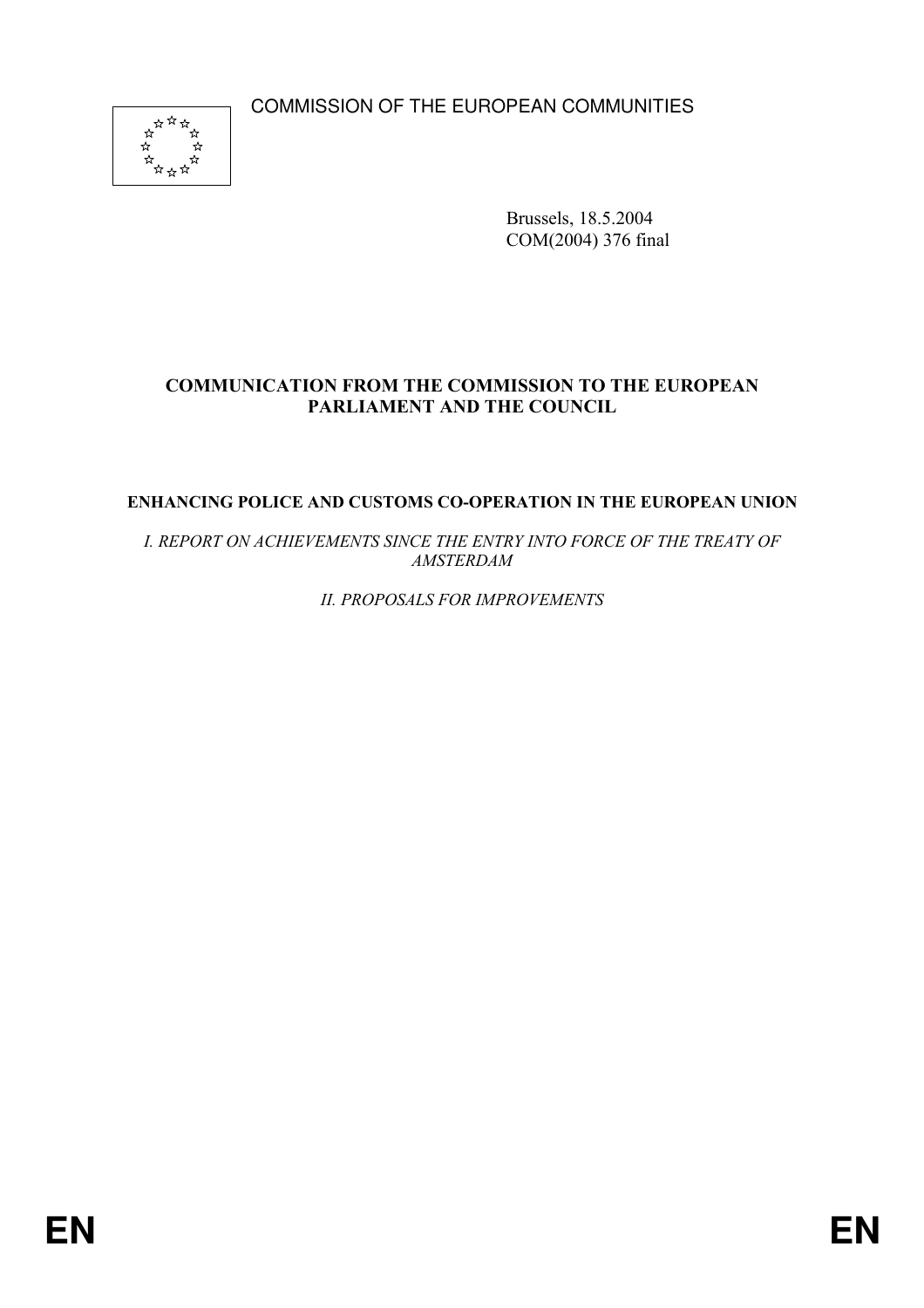COMMISSION OF THE EUROPEAN COMMUNITIES

Brussels, 18.5.2004
COM(2004) 376 final

**COMMUNICATION FROM THE COMMISSION TO THE EUROPEAN PARLIAMENT AND THE COUNCIL**

**ENHANCING POLICE AND CUSTOMS CO-OPERATION IN THE EUROPEAN UNION**

*I. REPORT ON ACHIEVEMENTS SINCE THE ENTRY INTO FORCE OF THE TREATY OF AMSTERDAM*

*II. PROPOSALS FOR IMPROVEMENTS*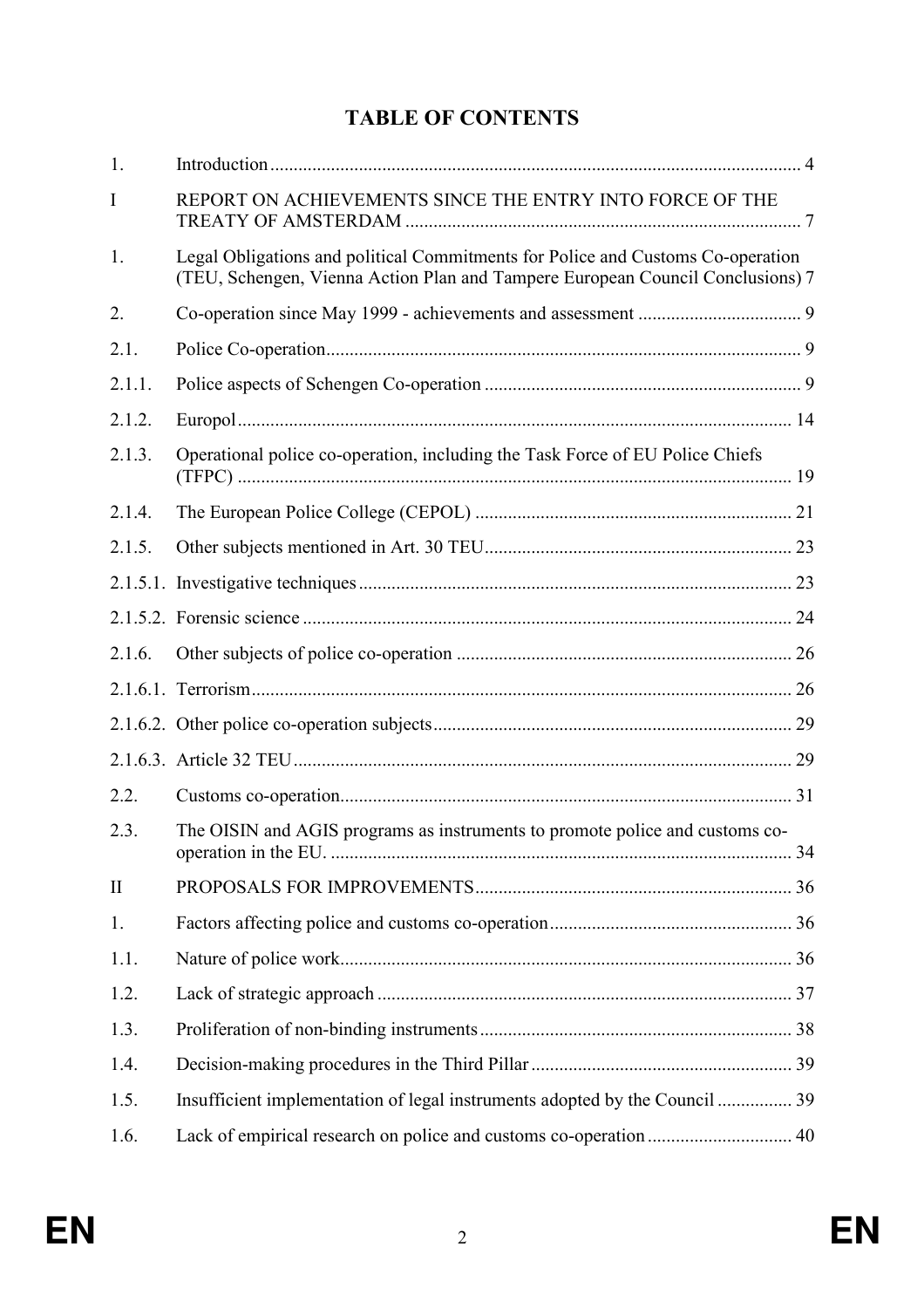## TABLE OF CONTENTS

| | | |
|---|---|---|
| 1. | Introduction | 4 |
| I | REPORT ON ACHIEVEMENTS SINCE THE ENTRY INTO FORCE OF THE TREATY OF AMSTERDAM | 7 |
| 1. | Legal Obligations and political Commitments for Police and Customs Co-operation (TEU, Schengen, Vienna Action Plan and Tampere European Council Conclusions) | 7 |
| 2. | Co-operation since May 1999 - achievements and assessment | 9 |
| 2.1. | Police Co-operation | 9 |
| 2.1.1. | Police aspects of Schengen Co-operation | 9 |
| 2.1.2. | Europol | 14 |
| 2.1.3. | Operational police co-operation, including the Task Force of EU Police Chiefs (TFPC) | 19 |
| 2.1.4. | The European Police College (CEPOL) | 21 |
| 2.1.5. | Other subjects mentioned in Art. 30 TEU | 23 |
| 2.1.5.1. | Investigative techniques | 23 |
| 2.1.5.2. | Forensic science | 24 |
| 2.1.6. | Other subjects of police co-operation | 26 |
| 2.1.6.1. | Terrorism | 26 |
| 2.1.6.2. | Other police co-operation subjects | 29 |
| 2.1.6.3. | Article 32 TEU | 29 |
| 2.2. | Customs co-operation | 31 |
| 2.3. | The OISIN and AGIS programs as instruments to promote police and customs co-operation in the EU. | 34 |
| II | PROPOSALS FOR IMPROVEMENTS | 36 |
| 1. | Factors affecting police and customs co-operation | 36 |
| 1.1. | Nature of police work | 36 |
| 1.2. | Lack of strategic approach | 37 |
| 1.3. | Proliferation of non-binding instruments | 38 |
| 1.4. | Decision-making procedures in the Third Pillar | 39 |
| 1.5. | Insufficient implementation of legal instruments adopted by the Council | 39 |
| 1.6. | Lack of empirical research on police and customs co-operation | 40 |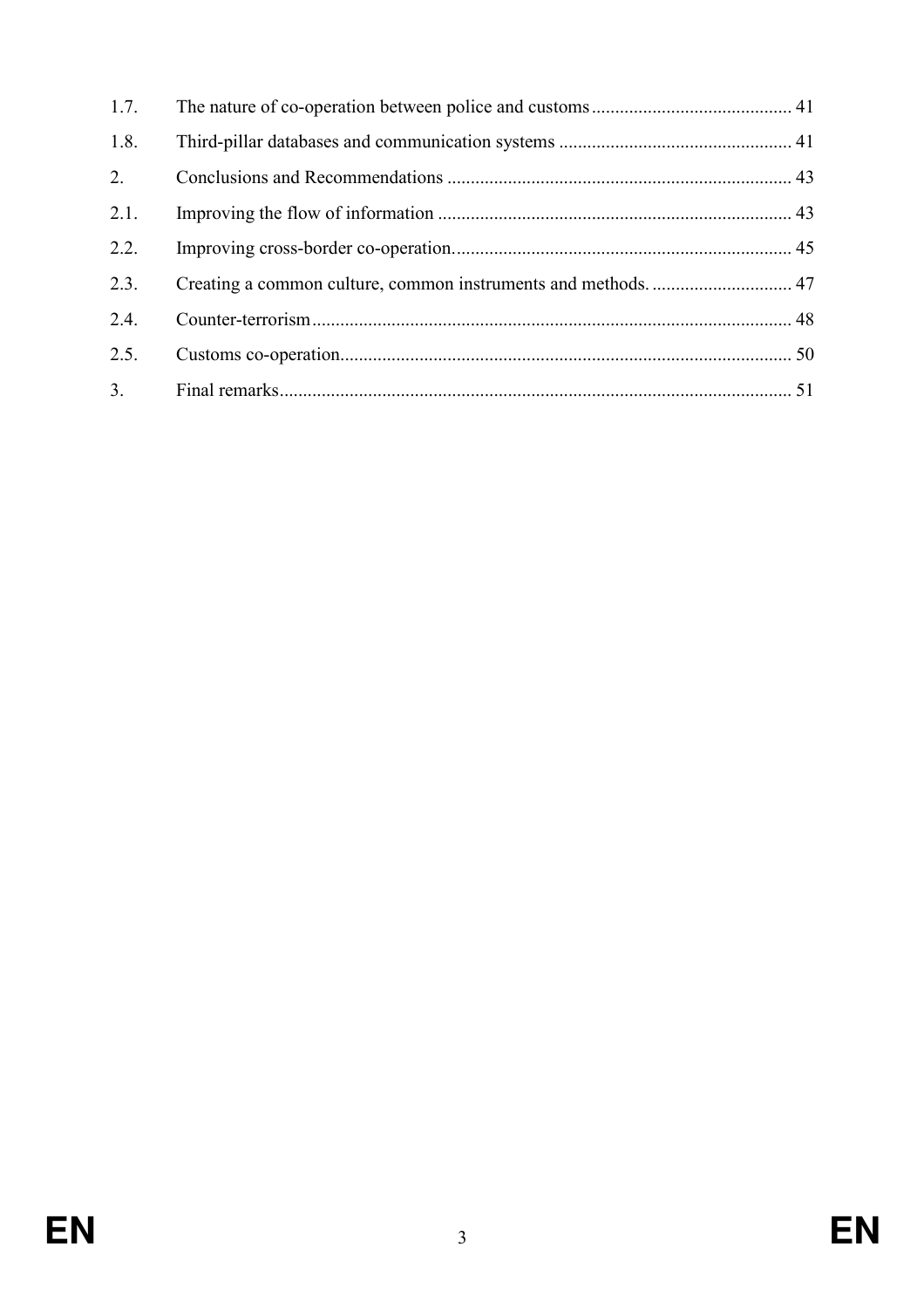| | | |
|---|---|---|
| 1.7. | The nature of co-operation between police and customs | 41 |
| 1.8. | Third-pillar databases and communication systems | 41 |
| 2. | Conclusions and Recommendations | 43 |
| 2.1. | Improving the flow of information | 43 |
| 2.2. | Improving cross-border co-operation. | 45 |
| 2.3. | Creating a common culture, common instruments and methods. | 47 |
| 2.4. | Counter-terrorism | 48 |
| 2.5. | Customs co-operation | 50 |
| 3. | Final remarks | 51 |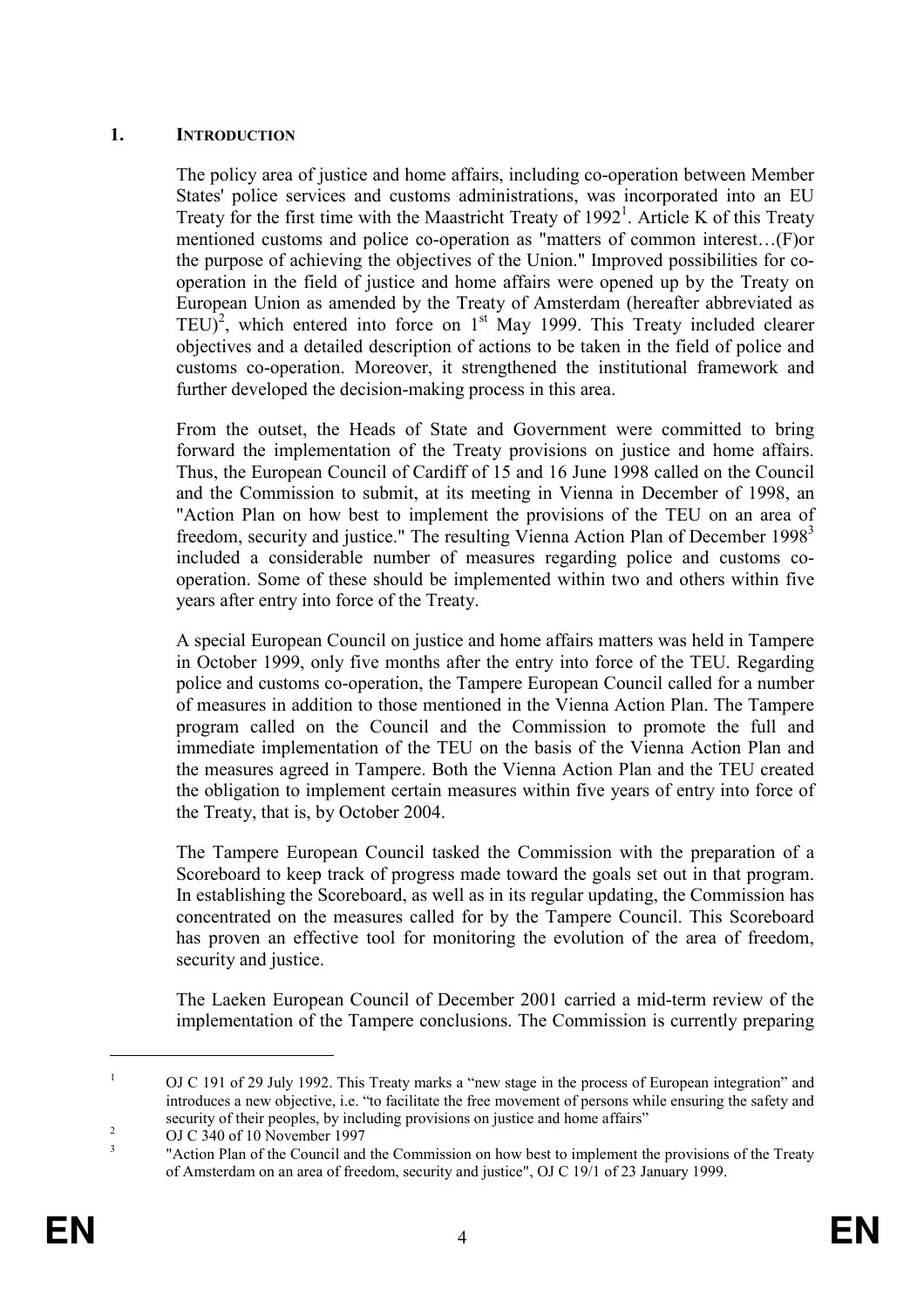## 1. INTRODUCTION

The policy area of justice and home affairs, including co-operation between Member States' police services and customs administrations, was incorporated into an EU Treaty for the first time with the Maastricht Treaty of 1992[1]. Article K of this Treaty mentioned customs and police co-operation as "matters of common interest…(F)or the purpose of achieving the objectives of the Union." Improved possibilities for co-operation in the field of justice and home affairs were opened up by the Treaty on European Union as amended by the Treaty of Amsterdam (hereafter abbreviated as TEU)[2], which entered into force on 1st May 1999. This Treaty included clearer objectives and a detailed description of actions to be taken in the field of police and customs co-operation. Moreover, it strengthened the institutional framework and further developed the decision-making process in this area.

From the outset, the Heads of State and Government were committed to bring forward the implementation of the Treaty provisions on justice and home affairs. Thus, the European Council of Cardiff of 15 and 16 June 1998 called on the Council and the Commission to submit, at its meeting in Vienna in December of 1998, an "Action Plan on how best to implement the provisions of the TEU on an area of freedom, security and justice." The resulting Vienna Action Plan of December 1998[3] included a considerable number of measures regarding police and customs co-operation. Some of these should be implemented within two and others within five years after entry into force of the Treaty.

A special European Council on justice and home affairs matters was held in Tampere in October 1999, only five months after the entry into force of the TEU. Regarding police and customs co-operation, the Tampere European Council called for a number of measures in addition to those mentioned in the Vienna Action Plan. The Tampere program called on the Council and the Commission to promote the full and immediate implementation of the TEU on the basis of the Vienna Action Plan and the measures agreed in Tampere. Both the Vienna Action Plan and the TEU created the obligation to implement certain measures within five years of entry into force of the Treaty, that is, by October 2004.

The Tampere European Council tasked the Commission with the preparation of a Scoreboard to keep track of progress made toward the goals set out in that program. In establishing the Scoreboard, as well as in its regular updating, the Commission has concentrated on the measures called for by the Tampere Council. This Scoreboard has proven an effective tool for monitoring the evolution of the area of freedom, security and justice.

The Laeken European Council of December 2001 carried a mid-term review of the implementation of the Tampere conclusions. The Commission is currently preparing

---

[1] OJ C 191 of 29 July 1992. This Treaty marks a "new stage in the process of European integration" and introduces a new objective, i.e. "to facilitate the free movement of persons while ensuring the safety and security of their peoples, by including provisions on justice and home affairs"

[2] OJ C 340 of 10 November 1997

[3] "Action Plan of the Council and the Commission on how best to implement the provisions of the Treaty of Amsterdam on an area of freedom, security and justice", OJ C 19/1 of 23 January 1999.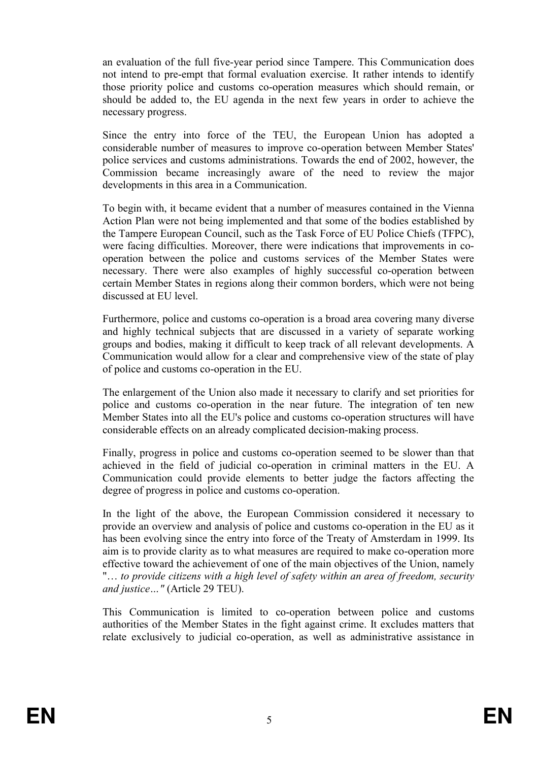an evaluation of the full five-year period since Tampere. This Communication does not intend to pre-empt that formal evaluation exercise. It rather intends to identify those priority police and customs co-operation measures which should remain, or should be added to, the EU agenda in the next few years in order to achieve the necessary progress.

Since the entry into force of the TEU, the European Union has adopted a considerable number of measures to improve co-operation between Member States' police services and customs administrations. Towards the end of 2002, however, the Commission became increasingly aware of the need to review the major developments in this area in a Communication.

To begin with, it became evident that a number of measures contained in the Vienna Action Plan were not being implemented and that some of the bodies established by the Tampere European Council, such as the Task Force of EU Police Chiefs (TFPC), were facing difficulties. Moreover, there were indications that improvements in co-operation between the police and customs services of the Member States were necessary. There were also examples of highly successful co-operation between certain Member States in regions along their common borders, which were not being discussed at EU level.

Furthermore, police and customs co-operation is a broad area covering many diverse and highly technical subjects that are discussed in a variety of separate working groups and bodies, making it difficult to keep track of all relevant developments. A Communication would allow for a clear and comprehensive view of the state of play of police and customs co-operation in the EU.

The enlargement of the Union also made it necessary to clarify and set priorities for police and customs co-operation in the near future. The integration of ten new Member States into all the EU's police and customs co-operation structures will have considerable effects on an already complicated decision-making process.

Finally, progress in police and customs co-operation seemed to be slower than that achieved in the field of judicial co-operation in criminal matters in the EU. A Communication could provide elements to better judge the factors affecting the degree of progress in police and customs co-operation.

In the light of the above, the European Commission considered it necessary to provide an overview and analysis of police and customs co-operation in the EU as it has been evolving since the entry into force of the Treaty of Amsterdam in 1999. Its aim is to provide clarity as to what measures are required to make co-operation more effective toward the achievement of one of the main objectives of the Union, namely "*… to provide citizens with a high level of safety within an area of freedom, security and justice…*" (Article 29 TEU).

This Communication is limited to co-operation between police and customs authorities of the Member States in the fight against crime. It excludes matters that relate exclusively to judicial co-operation, as well as administrative assistance in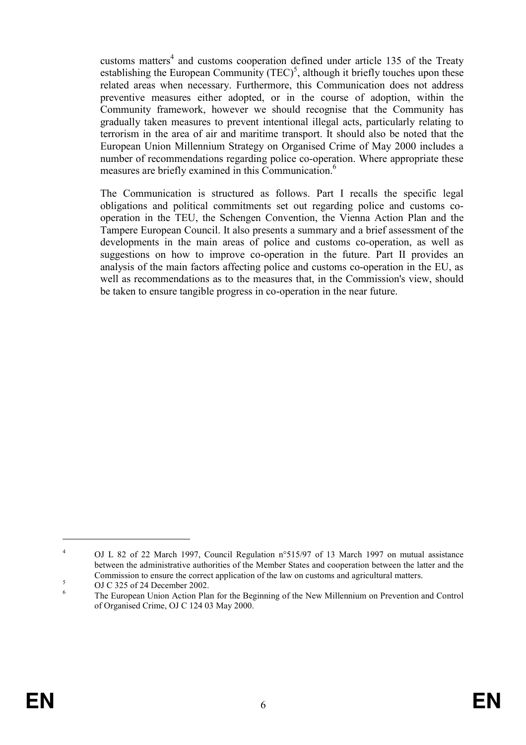customs matters[4] and customs cooperation defined under article 135 of the Treaty establishing the European Community (TEC)[5], although it briefly touches upon these related areas when necessary. Furthermore, this Communication does not address preventive measures either adopted, or in the course of adoption, within the Community framework, however we should recognise that the Community has gradually taken measures to prevent intentional illegal acts, particularly relating to terrorism in the area of air and maritime transport. It should also be noted that the European Union Millennium Strategy on Organised Crime of May 2000 includes a number of recommendations regarding police co-operation. Where appropriate these measures are briefly examined in this Communication.[6]

The Communication is structured as follows. Part I recalls the specific legal obligations and political commitments set out regarding police and customs co-operation in the TEU, the Schengen Convention, the Vienna Action Plan and the Tampere European Council. It also presents a summary and a brief assessment of the developments in the main areas of police and customs co-operation, as well as suggestions on how to improve co-operation in the future. Part II provides an analysis of the main factors affecting police and customs co-operation in the EU, as well as recommendations as to the measures that, in the Commission's view, should be taken to ensure tangible progress in co-operation in the near future.

---

[4] OJ L 82 of 22 March 1997, Council Regulation n°515/97 of 13 March 1997 on mutual assistance between the administrative authorities of the Member States and cooperation between the latter and the Commission to ensure the correct application of the law on customs and agricultural matters.

[5] OJ C 325 of 24 December 2002.

[6] The European Union Action Plan for the Beginning of the New Millennium on Prevention and Control of Organised Crime, OJ C 124 03 May 2000.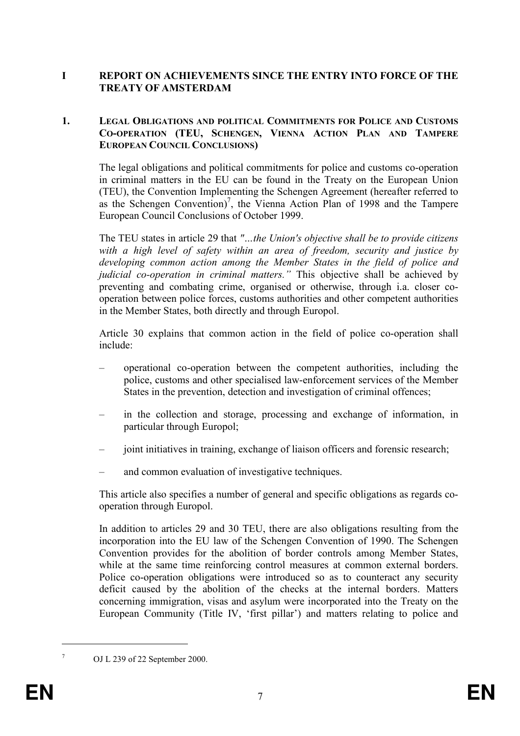# I REPORT ON ACHIEVEMENTS SINCE THE ENTRY INTO FORCE OF THE TREATY OF AMSTERDAM

## 1. LEGAL OBLIGATIONS AND POLITICAL COMMITMENTS FOR POLICE AND CUSTOMS CO-OPERATION (TEU, SCHENGEN, VIENNA ACTION PLAN AND TAMPERE EUROPEAN COUNCIL CONCLUSIONS)

The legal obligations and political commitments for police and customs co-operation in criminal matters in the EU can be found in the Treaty on the European Union (TEU), the Convention Implementing the Schengen Agreement (hereafter referred to as the Schengen Convention)[7], the Vienna Action Plan of 1998 and the Tampere European Council Conclusions of October 1999.

The TEU states in article 29 that *"…the Union's objective shall be to provide citizens with a high level of safety within an area of freedom, security and justice by developing common action among the Member States in the field of police and judicial co-operation in criminal matters."* This objective shall be achieved by preventing and combating crime, organised or otherwise, through i.a. closer co-operation between police forces, customs authorities and other competent authorities in the Member States, both directly and through Europol.

Article 30 explains that common action in the field of police co-operation shall include:

– operational co-operation between the competent authorities, including the police, customs and other specialised law-enforcement services of the Member States in the prevention, detection and investigation of criminal offences;

– in the collection and storage, processing and exchange of information, in particular through Europol;

– joint initiatives in training, exchange of liaison officers and forensic research;

– and common evaluation of investigative techniques.

This article also specifies a number of general and specific obligations as regards co-operation through Europol.

In addition to articles 29 and 30 TEU, there are also obligations resulting from the incorporation into the EU law of the Schengen Convention of 1990. The Schengen Convention provides for the abolition of border controls among Member States, while at the same time reinforcing control measures at common external borders. Police co-operation obligations were introduced so as to counteract any security deficit caused by the abolition of the checks at the internal borders. Matters concerning immigration, visas and asylum were incorporated into the Treaty on the European Community (Title IV, 'first pillar') and matters relating to police and

[7] OJ L 239 of 22 September 2000.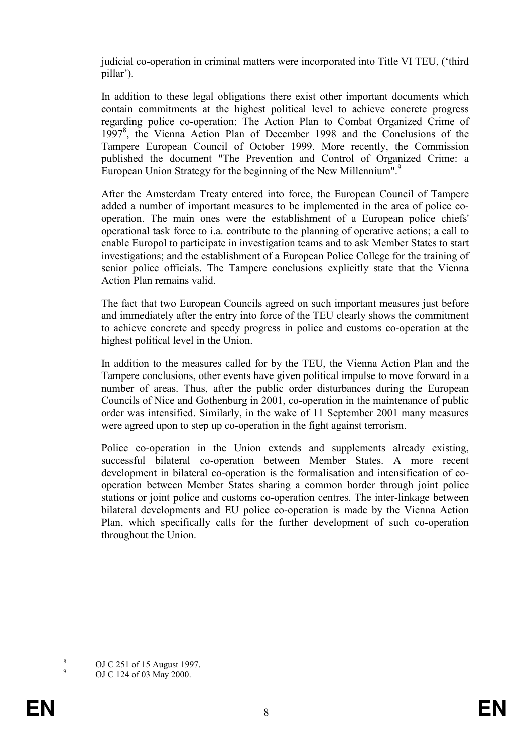judicial co-operation in criminal matters were incorporated into Title VI TEU, ('third pillar').

In addition to these legal obligations there exist other important documents which contain commitments at the highest political level to achieve concrete progress regarding police co-operation: The Action Plan to Combat Organized Crime of 1997[8], the Vienna Action Plan of December 1998 and the Conclusions of the Tampere European Council of October 1999. More recently, the Commission published the document "The Prevention and Control of Organized Crime: a European Union Strategy for the beginning of the New Millennium".[9]

After the Amsterdam Treaty entered into force, the European Council of Tampere added a number of important measures to be implemented in the area of police co-operation. The main ones were the establishment of a European police chiefs' operational task force to i.a. contribute to the planning of operative actions; a call to enable Europol to participate in investigation teams and to ask Member States to start investigations; and the establishment of a European Police College for the training of senior police officials. The Tampere conclusions explicitly state that the Vienna Action Plan remains valid.

The fact that two European Councils agreed on such important measures just before and immediately after the entry into force of the TEU clearly shows the commitment to achieve concrete and speedy progress in police and customs co-operation at the highest political level in the Union.

In addition to the measures called for by the TEU, the Vienna Action Plan and the Tampere conclusions, other events have given political impulse to move forward in a number of areas. Thus, after the public order disturbances during the European Councils of Nice and Gothenburg in 2001, co-operation in the maintenance of public order was intensified. Similarly, in the wake of 11 September 2001 many measures were agreed upon to step up co-operation in the fight against terrorism.

Police co-operation in the Union extends and supplements already existing, successful bilateral co-operation between Member States. A more recent development in bilateral co-operation is the formalisation and intensification of co-operation between Member States sharing a common border through joint police stations or joint police and customs co-operation centres. The inter-linkage between bilateral developments and EU police co-operation is made by the Vienna Action Plan, which specifically calls for the further development of such co-operation throughout the Union.

[8] OJ C 251 of 15 August 1997.

[9] OJ C 124 of 03 May 2000.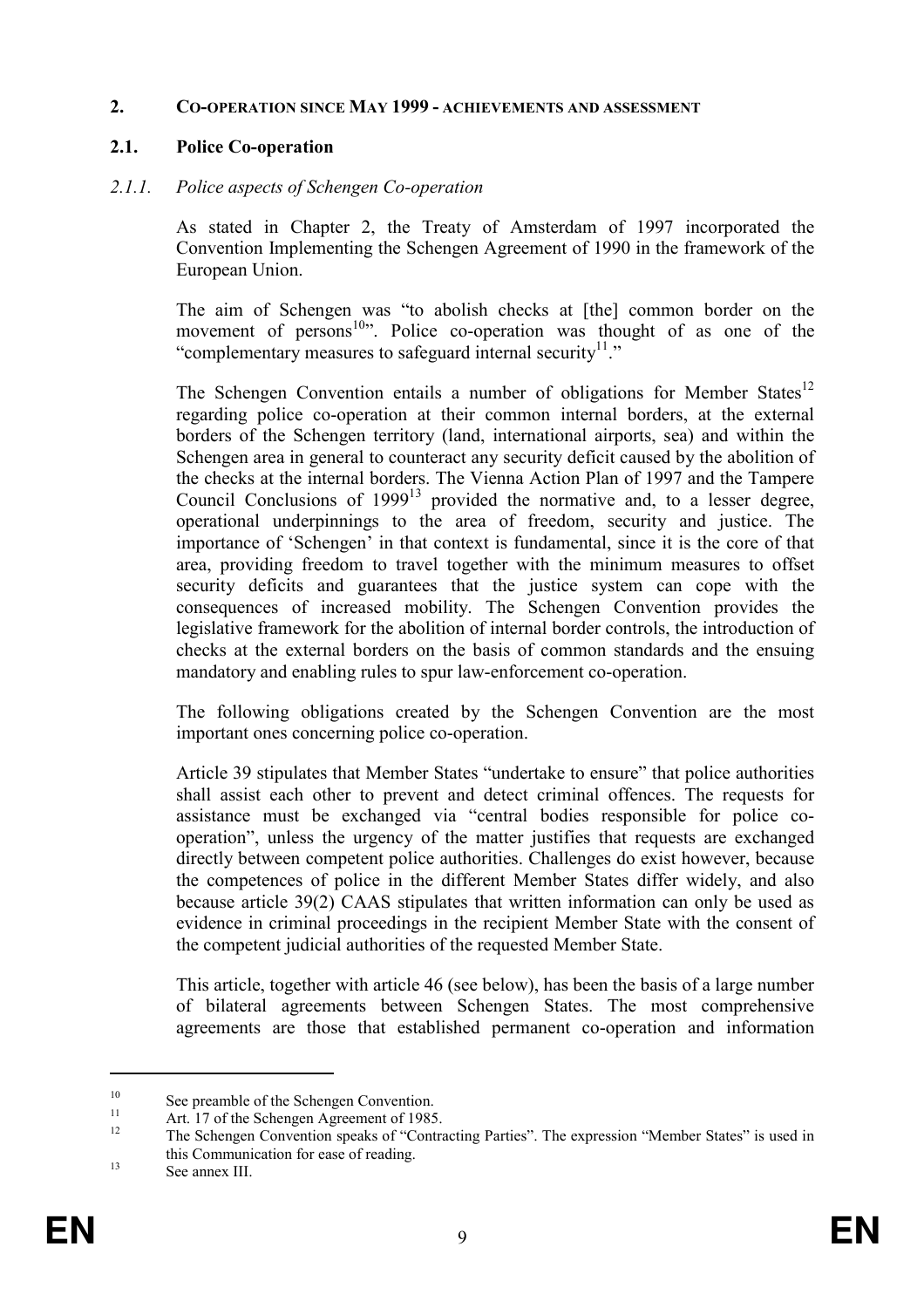## 2. CO-OPERATION SINCE MAY 1999 - ACHIEVEMENTS AND ASSESSMENT

### 2.1. Police Co-operation

#### *2.1.1. Police aspects of Schengen Co-operation*

As stated in Chapter 2, the Treaty of Amsterdam of 1997 incorporated the Convention Implementing the Schengen Agreement of 1990 in the framework of the European Union.

The aim of Schengen was "to abolish checks at [the] common border on the movement of persons[10]". Police co-operation was thought of as one of the "complementary measures to safeguard internal security[11]."

The Schengen Convention entails a number of obligations for Member States[12] regarding police co-operation at their common internal borders, at the external borders of the Schengen territory (land, international airports, sea) and within the Schengen area in general to counteract any security deficit caused by the abolition of the checks at the internal borders. The Vienna Action Plan of 1997 and the Tampere Council Conclusions of 1999[13] provided the normative and, to a lesser degree, operational underpinnings to the area of freedom, security and justice. The importance of 'Schengen' in that context is fundamental, since it is the core of that area, providing freedom to travel together with the minimum measures to offset security deficits and guarantees that the justice system can cope with the consequences of increased mobility. The Schengen Convention provides the legislative framework for the abolition of internal border controls, the introduction of checks at the external borders on the basis of common standards and the ensuing mandatory and enabling rules to spur law-enforcement co-operation.

The following obligations created by the Schengen Convention are the most important ones concerning police co-operation.

Article 39 stipulates that Member States "undertake to ensure" that police authorities shall assist each other to prevent and detect criminal offences. The requests for assistance must be exchanged via "central bodies responsible for police co-operation", unless the urgency of the matter justifies that requests are exchanged directly between competent police authorities. Challenges do exist however, because the competences of police in the different Member States differ widely, and also because article 39(2) CAAS stipulates that written information can only be used as evidence in criminal proceedings in the recipient Member State with the consent of the competent judicial authorities of the requested Member State.

This article, together with article 46 (see below), has been the basis of a large number of bilateral agreements between Schengen States. The most comprehensive agreements are those that established permanent co-operation and information

---

[10] See preamble of the Schengen Convention.

[11] Art. 17 of the Schengen Agreement of 1985.

[12] The Schengen Convention speaks of "Contracting Parties". The expression "Member States" is used in this Communication for ease of reading.

[13] See annex III.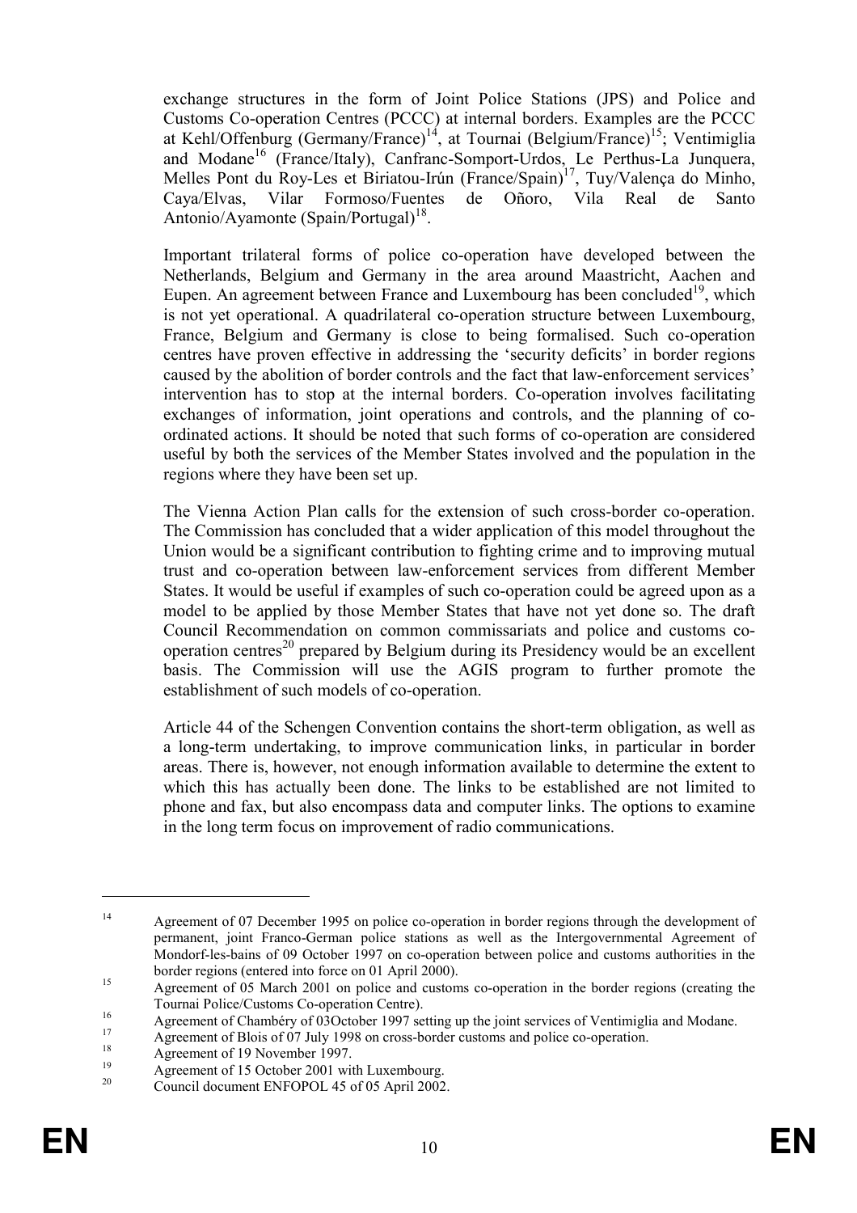exchange structures in the form of Joint Police Stations (JPS) and Police and Customs Co-operation Centres (PCCC) at internal borders. Examples are the PCCC at Kehl/Offenburg (Germany/France)[14], at Tournai (Belgium/France)[15]; Ventimiglia and Modane[16] (France/Italy), Canfranc-Somport-Urdos, Le Perthus-La Junquera, Melles Pont du Roy-Les et Biriatou-Irún (France/Spain)[17], Tuy/Valença do Minho, Caya/Elvas, Vilar Formoso/Fuentes de Oñoro, Vila Real de Santo Antonio/Ayamonte (Spain/Portugal)[18].

Important trilateral forms of police co-operation have developed between the Netherlands, Belgium and Germany in the area around Maastricht, Aachen and Eupen. An agreement between France and Luxembourg has been concluded[19], which is not yet operational. A quadrilateral co-operation structure between Luxembourg, France, Belgium and Germany is close to being formalised. Such co-operation centres have proven effective in addressing the 'security deficits' in border regions caused by the abolition of border controls and the fact that law-enforcement services' intervention has to stop at the internal borders. Co-operation involves facilitating exchanges of information, joint operations and controls, and the planning of co-ordinated actions. It should be noted that such forms of co-operation are considered useful by both the services of the Member States involved and the population in the regions where they have been set up.

The Vienna Action Plan calls for the extension of such cross-border co-operation. The Commission has concluded that a wider application of this model throughout the Union would be a significant contribution to fighting crime and to improving mutual trust and co-operation between law-enforcement services from different Member States. It would be useful if examples of such co-operation could be agreed upon as a model to be applied by those Member States that have not yet done so. The draft Council Recommendation on common commissariats and police and customs co-operation centres[20] prepared by Belgium during its Presidency would be an excellent basis. The Commission will use the AGIS program to further promote the establishment of such models of co-operation.

Article 44 of the Schengen Convention contains the short-term obligation, as well as a long-term undertaking, to improve communication links, in particular in border areas. There is, however, not enough information available to determine the extent to which this has actually been done. The links to be established are not limited to phone and fax, but also encompass data and computer links. The options to examine in the long term focus on improvement of radio communications.

---

[14] Agreement of 07 December 1995 on police co-operation in border regions through the development of permanent, joint Franco-German police stations as well as the Intergovernmental Agreement of Mondorf-les-bains of 09 October 1997 on co-operation between police and customs authorities in the border regions (entered into force on 01 April 2000).

[15] Agreement of 05 March 2001 on police and customs co-operation in the border regions (creating the Tournai Police/Customs Co-operation Centre).

[16] Agreement of Chambéry of 03October 1997 setting up the joint services of Ventimiglia and Modane.

[17] Agreement of Blois of 07 July 1998 on cross-border customs and police co-operation.

[18] Agreement of 19 November 1997.

[19] Agreement of 15 October 2001 with Luxembourg.

[20] Council document ENFOPOL 45 of 05 April 2002.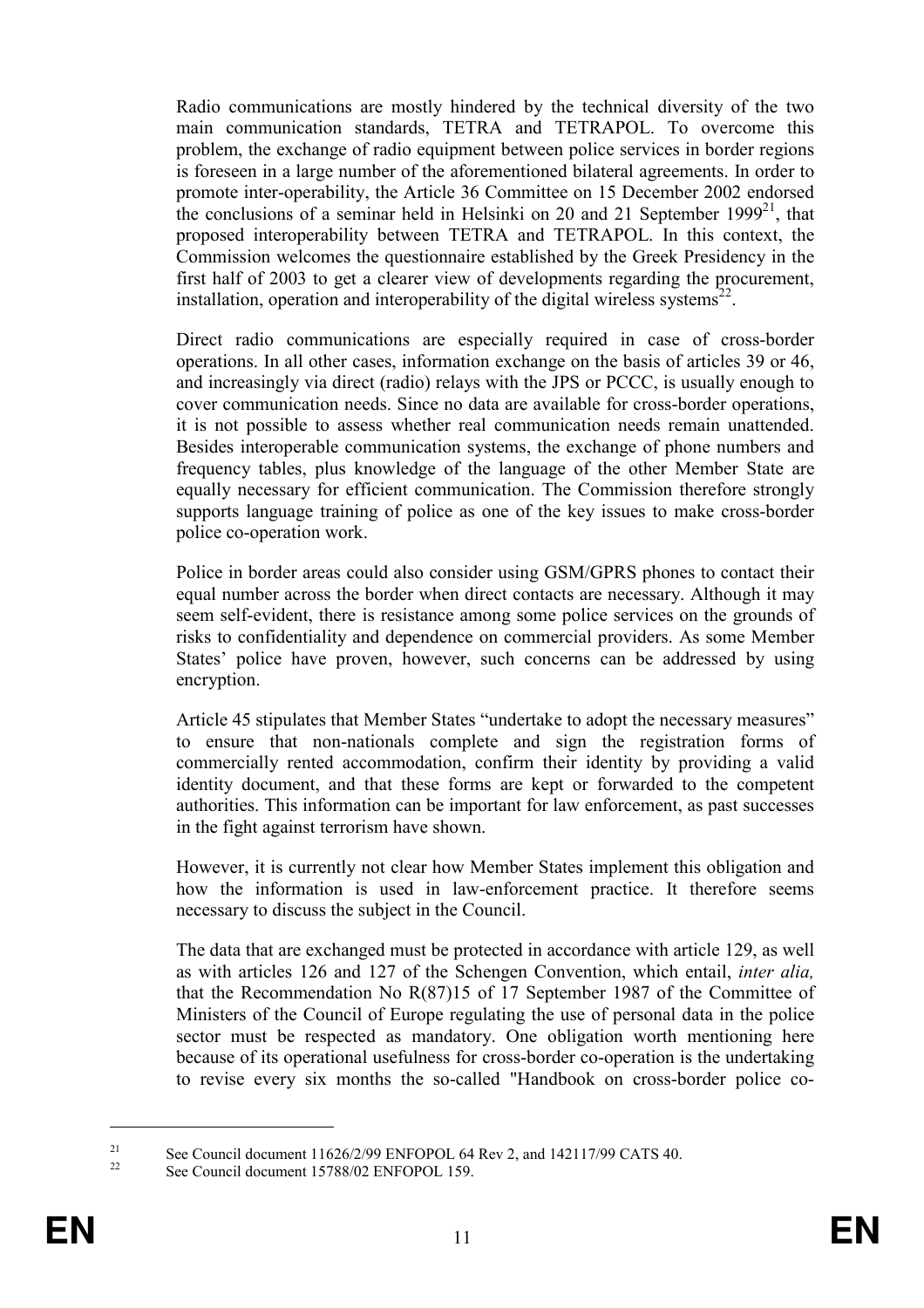Radio communications are mostly hindered by the technical diversity of the two main communication standards, TETRA and TETRAPOL. To overcome this problem, the exchange of radio equipment between police services in border regions is foreseen in a large number of the aforementioned bilateral agreements. In order to promote inter-operability, the Article 36 Committee on 15 December 2002 endorsed the conclusions of a seminar held in Helsinki on 20 and 21 September 1999[21], that proposed interoperability between TETRA and TETRAPOL. In this context, the Commission welcomes the questionnaire established by the Greek Presidency in the first half of 2003 to get a clearer view of developments regarding the procurement, installation, operation and interoperability of the digital wireless systems[22].

Direct radio communications are especially required in case of cross-border operations. In all other cases, information exchange on the basis of articles 39 or 46, and increasingly via direct (radio) relays with the JPS or PCCC, is usually enough to cover communication needs. Since no data are available for cross-border operations, it is not possible to assess whether real communication needs remain unattended. Besides interoperable communication systems, the exchange of phone numbers and frequency tables, plus knowledge of the language of the other Member State are equally necessary for efficient communication. The Commission therefore strongly supports language training of police as one of the key issues to make cross-border police co-operation work.

Police in border areas could also consider using GSM/GPRS phones to contact their equal number across the border when direct contacts are necessary. Although it may seem self-evident, there is resistance among some police services on the grounds of risks to confidentiality and dependence on commercial providers. As some Member States' police have proven, however, such concerns can be addressed by using encryption.

Article 45 stipulates that Member States "undertake to adopt the necessary measures" to ensure that non-nationals complete and sign the registration forms of commercially rented accommodation, confirm their identity by providing a valid identity document, and that these forms are kept or forwarded to the competent authorities. This information can be important for law enforcement, as past successes in the fight against terrorism have shown.

However, it is currently not clear how Member States implement this obligation and how the information is used in law-enforcement practice. It therefore seems necessary to discuss the subject in the Council.

The data that are exchanged must be protected in accordance with article 129, as well as with articles 126 and 127 of the Schengen Convention, which entail, *inter alia,* that the Recommendation No R(87)15 of 17 September 1987 of the Committee of Ministers of the Council of Europe regulating the use of personal data in the police sector must be respected as mandatory. One obligation worth mentioning here because of its operational usefulness for cross-border co-operation is the undertaking to revise every six months the so-called "Handbook on cross-border police co-

---

[21] See Council document 11626/2/99 ENFOPOL 64 Rev 2, and 142117/99 CATS 40.

[22] See Council document 15788/02 ENFOPOL 159.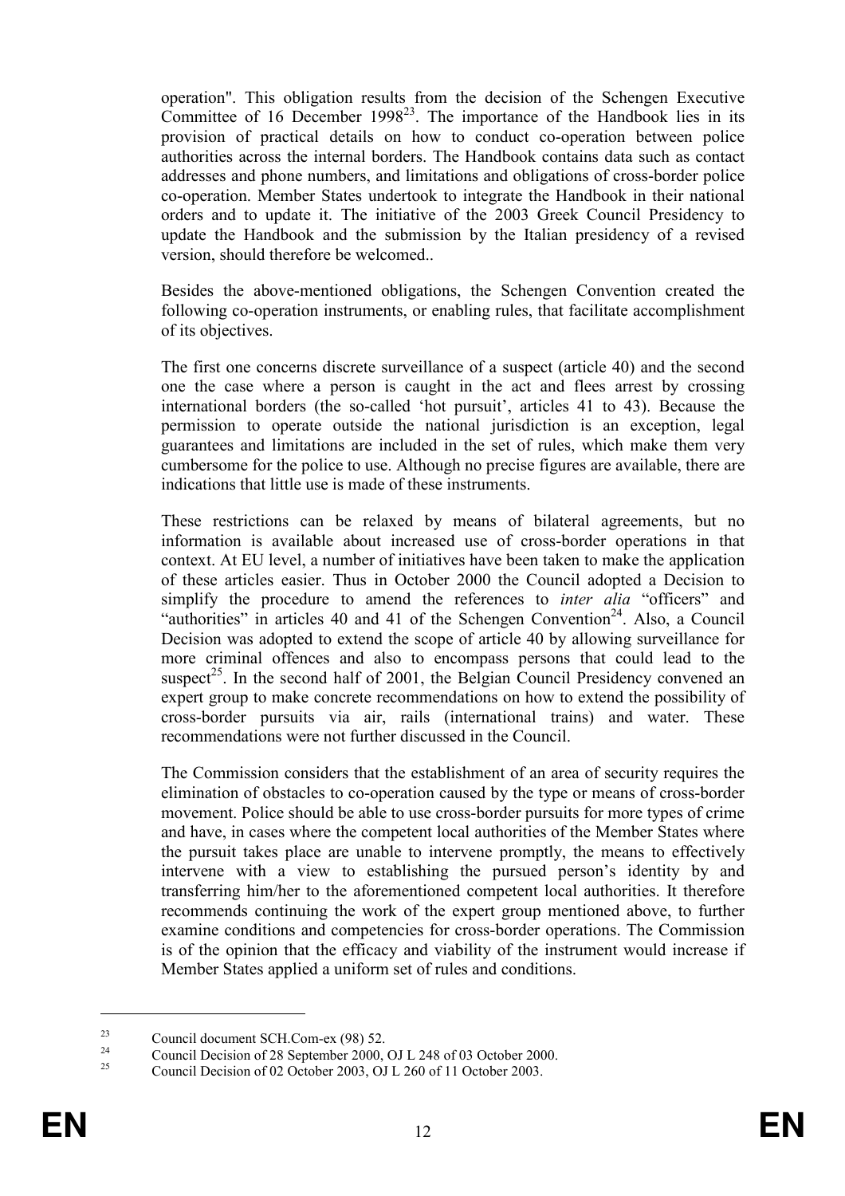operation". This obligation results from the decision of the Schengen Executive Committee of 16 December 1998[23]. The importance of the Handbook lies in its provision of practical details on how to conduct co-operation between police authorities across the internal borders. The Handbook contains data such as contact addresses and phone numbers, and limitations and obligations of cross-border police co-operation. Member States undertook to integrate the Handbook in their national orders and to update it. The initiative of the 2003 Greek Council Presidency to update the Handbook and the submission by the Italian presidency of a revised version, should therefore be welcomed..

Besides the above-mentioned obligations, the Schengen Convention created the following co-operation instruments, or enabling rules, that facilitate accomplishment of its objectives.

The first one concerns discrete surveillance of a suspect (article 40) and the second one the case where a person is caught in the act and flees arrest by crossing international borders (the so-called 'hot pursuit', articles 41 to 43). Because the permission to operate outside the national jurisdiction is an exception, legal guarantees and limitations are included in the set of rules, which make them very cumbersome for the police to use. Although no precise figures are available, there are indications that little use is made of these instruments.

These restrictions can be relaxed by means of bilateral agreements, but no information is available about increased use of cross-border operations in that context. At EU level, a number of initiatives have been taken to make the application of these articles easier. Thus in October 2000 the Council adopted a Decision to simplify the procedure to amend the references to *inter alia* "officers" and "authorities" in articles 40 and 41 of the Schengen Convention[24]. Also, a Council Decision was adopted to extend the scope of article 40 by allowing surveillance for more criminal offences and also to encompass persons that could lead to the suspect[25]. In the second half of 2001, the Belgian Council Presidency convened an expert group to make concrete recommendations on how to extend the possibility of cross-border pursuits via air, rails (international trains) and water. These recommendations were not further discussed in the Council.

The Commission considers that the establishment of an area of security requires the elimination of obstacles to co-operation caused by the type or means of cross-border movement. Police should be able to use cross-border pursuits for more types of crime and have, in cases where the competent local authorities of the Member States where the pursuit takes place are unable to intervene promptly, the means to effectively intervene with a view to establishing the pursued person's identity by and transferring him/her to the aforementioned competent local authorities. It therefore recommends continuing the work of the expert group mentioned above, to further examine conditions and competencies for cross-border operations. The Commission is of the opinion that the efficacy and viability of the instrument would increase if Member States applied a uniform set of rules and conditions.

---

[23] Council document SCH.Com-ex (98) 52.

[24] Council Decision of 28 September 2000, OJ L 248 of 03 October 2000.

[25] Council Decision of 02 October 2003, OJ L 260 of 11 October 2003.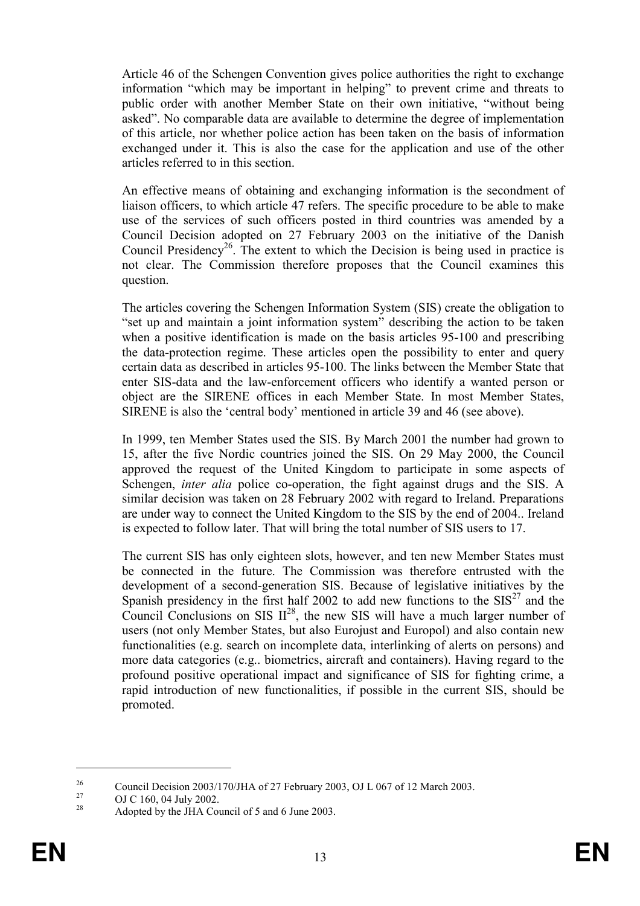Article 46 of the Schengen Convention gives police authorities the right to exchange information "which may be important in helping" to prevent crime and threats to public order with another Member State on their own initiative, "without being asked". No comparable data are available to determine the degree of implementation of this article, nor whether police action has been taken on the basis of information exchanged under it. This is also the case for the application and use of the other articles referred to in this section.

An effective means of obtaining and exchanging information is the secondment of liaison officers, to which article 47 refers. The specific procedure to be able to make use of the services of such officers posted in third countries was amended by a Council Decision adopted on 27 February 2003 on the initiative of the Danish Council Presidency[26]. The extent to which the Decision is being used in practice is not clear. The Commission therefore proposes that the Council examines this question.

The articles covering the Schengen Information System (SIS) create the obligation to "set up and maintain a joint information system" describing the action to be taken when a positive identification is made on the basis articles 95-100 and prescribing the data-protection regime. These articles open the possibility to enter and query certain data as described in articles 95-100. The links between the Member State that enter SIS-data and the law-enforcement officers who identify a wanted person or object are the SIRENE offices in each Member State. In most Member States, SIRENE is also the 'central body' mentioned in article 39 and 46 (see above).

In 1999, ten Member States used the SIS. By March 2001 the number had grown to 15, after the five Nordic countries joined the SIS. On 29 May 2000, the Council approved the request of the United Kingdom to participate in some aspects of Schengen, *inter alia* police co-operation, the fight against drugs and the SIS. A similar decision was taken on 28 February 2002 with regard to Ireland. Preparations are under way to connect the United Kingdom to the SIS by the end of 2004.. Ireland is expected to follow later. That will bring the total number of SIS users to 17.

The current SIS has only eighteen slots, however, and ten new Member States must be connected in the future. The Commission was therefore entrusted with the development of a second-generation SIS. Because of legislative initiatives by the Spanish presidency in the first half 2002 to add new functions to the SIS[27] and the Council Conclusions on SIS II[28], the new SIS will have a much larger number of users (not only Member States, but also Eurojust and Europol) and also contain new functionalities (e.g. search on incomplete data, interlinking of alerts on persons) and more data categories (e.g.. biometrics, aircraft and containers). Having regard to the profound positive operational impact and significance of SIS for fighting crime, a rapid introduction of new functionalities, if possible in the current SIS, should be promoted.

---

[26] Council Decision 2003/170/JHA of 27 February 2003, OJ L 067 of 12 March 2003.

[27] OJ C 160, 04 July 2002.

[28] Adopted by the JHA Council of 5 and 6 June 2003.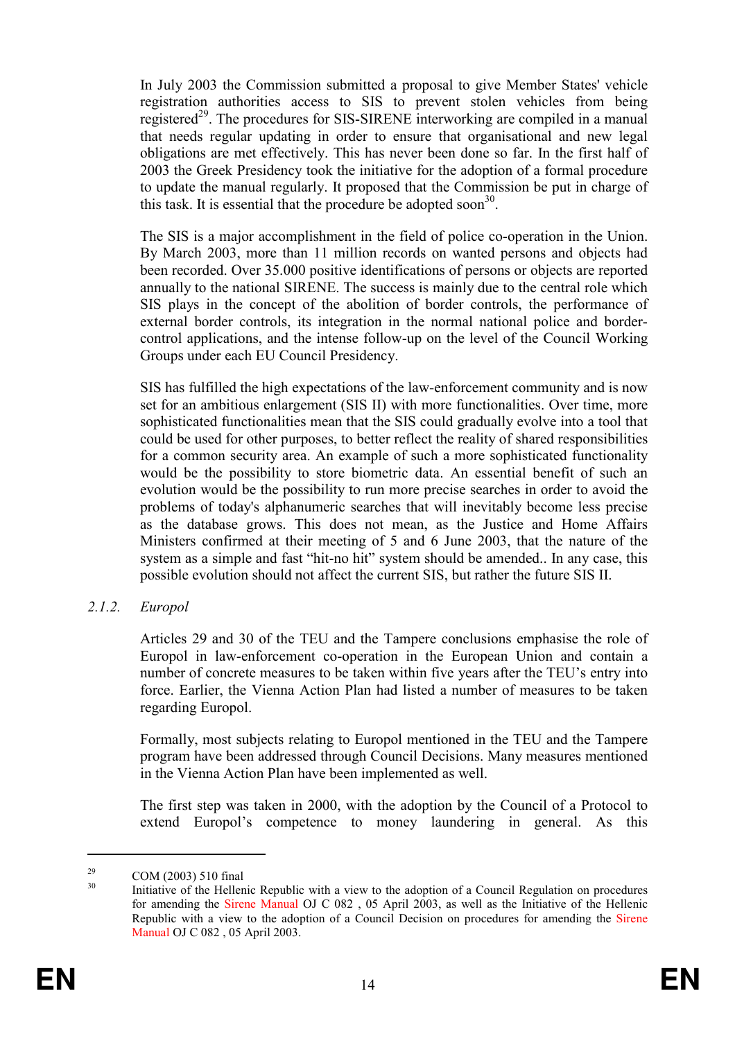In July 2003 the Commission submitted a proposal to give Member States' vehicle registration authorities access to SIS to prevent stolen vehicles from being registered[29]. The procedures for SIS-SIRENE interworking are compiled in a manual that needs regular updating in order to ensure that organisational and new legal obligations are met effectively. This has never been done so far. In the first half of 2003 the Greek Presidency took the initiative for the adoption of a formal procedure to update the manual regularly. It proposed that the Commission be put in charge of this task. It is essential that the procedure be adopted soon[30].

The SIS is a major accomplishment in the field of police co-operation in the Union. By March 2003, more than 11 million records on wanted persons and objects had been recorded. Over 35.000 positive identifications of persons or objects are reported annually to the national SIRENE. The success is mainly due to the central role which SIS plays in the concept of the abolition of border controls, the performance of external border controls, its integration in the normal national police and border-control applications, and the intense follow-up on the level of the Council Working Groups under each EU Council Presidency.

SIS has fulfilled the high expectations of the law-enforcement community and is now set for an ambitious enlargement (SIS II) with more functionalities. Over time, more sophisticated functionalities mean that the SIS could gradually evolve into a tool that could be used for other purposes, to better reflect the reality of shared responsibilities for a common security area. An example of such a more sophisticated functionality would be the possibility to store biometric data. An essential benefit of such an evolution would be the possibility to run more precise searches in order to avoid the problems of today's alphanumeric searches that will inevitably become less precise as the database grows. This does not mean, as the Justice and Home Affairs Ministers confirmed at their meeting of 5 and 6 June 2003, that the nature of the system as a simple and fast "hit-no hit" system should be amended.. In any case, this possible evolution should not affect the current SIS, but rather the future SIS II.

### *2.1.2. Europol*

Articles 29 and 30 of the TEU and the Tampere conclusions emphasise the role of Europol in law-enforcement co-operation in the European Union and contain a number of concrete measures to be taken within five years after the TEU's entry into force. Earlier, the Vienna Action Plan had listed a number of measures to be taken regarding Europol.

Formally, most subjects relating to Europol mentioned in the TEU and the Tampere program have been addressed through Council Decisions. Many measures mentioned in the Vienna Action Plan have been implemented as well.

The first step was taken in 2000, with the adoption by the Council of a Protocol to extend Europol's competence to money laundering in general. As this

---

[29] COM (2003) 510 final

[30] Initiative of the Hellenic Republic with a view to the adoption of a Council Regulation on procedures for amending the Sirene Manual OJ C 082 , 05 April 2003, as well as the Initiative of the Hellenic Republic with a view to the adoption of a Council Decision on procedures for amending the Sirene Manual OJ C 082 , 05 April 2003.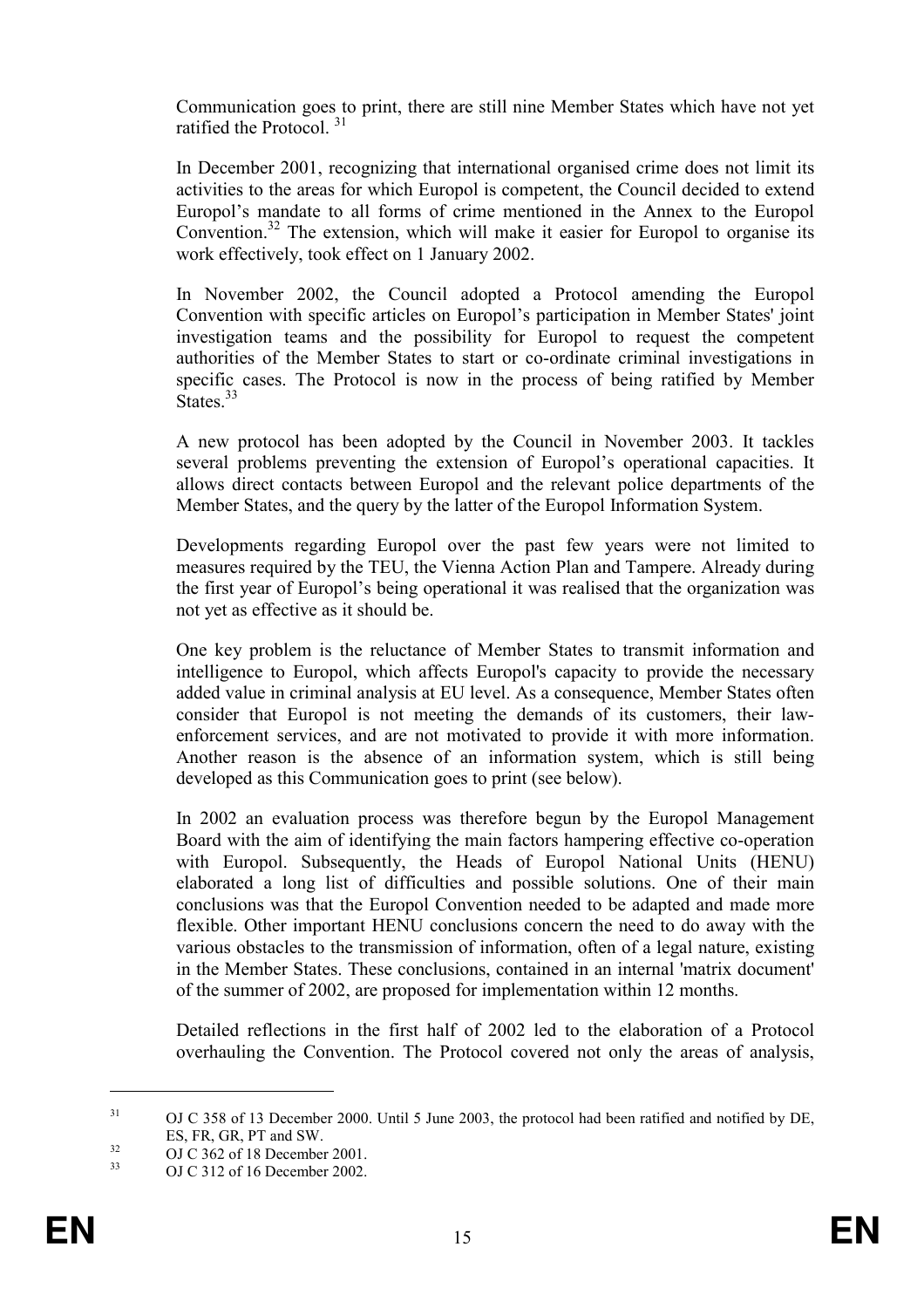Communication goes to print, there are still nine Member States which have not yet ratified the Protocol. [31]

In December 2001, recognizing that international organised crime does not limit its activities to the areas for which Europol is competent, the Council decided to extend Europol's mandate to all forms of crime mentioned in the Annex to the Europol Convention.[32] The extension, which will make it easier for Europol to organise its work effectively, took effect on 1 January 2002.

In November 2002, the Council adopted a Protocol amending the Europol Convention with specific articles on Europol's participation in Member States' joint investigation teams and the possibility for Europol to request the competent authorities of the Member States to start or co-ordinate criminal investigations in specific cases. The Protocol is now in the process of being ratified by Member States.[33]

A new protocol has been adopted by the Council in November 2003. It tackles several problems preventing the extension of Europol's operational capacities. It allows direct contacts between Europol and the relevant police departments of the Member States, and the query by the latter of the Europol Information System.

Developments regarding Europol over the past few years were not limited to measures required by the TEU, the Vienna Action Plan and Tampere. Already during the first year of Europol's being operational it was realised that the organization was not yet as effective as it should be.

One key problem is the reluctance of Member States to transmit information and intelligence to Europol, which affects Europol's capacity to provide the necessary added value in criminal analysis at EU level. As a consequence, Member States often consider that Europol is not meeting the demands of its customers, their law-enforcement services, and are not motivated to provide it with more information. Another reason is the absence of an information system, which is still being developed as this Communication goes to print (see below).

In 2002 an evaluation process was therefore begun by the Europol Management Board with the aim of identifying the main factors hampering effective co-operation with Europol. Subsequently, the Heads of Europol National Units (HENU) elaborated a long list of difficulties and possible solutions. One of their main conclusions was that the Europol Convention needed to be adapted and made more flexible. Other important HENU conclusions concern the need to do away with the various obstacles to the transmission of information, often of a legal nature, existing in the Member States. These conclusions, contained in an internal 'matrix document' of the summer of 2002, are proposed for implementation within 12 months.

Detailed reflections in the first half of 2002 led to the elaboration of a Protocol overhauling the Convention. The Protocol covered not only the areas of analysis,

---

[31] OJ C 358 of 13 December 2000. Until 5 June 2003, the protocol had been ratified and notified by DE, ES, FR, GR, PT and SW.

[32] OJ C 362 of 18 December 2001.

[33] OJ C 312 of 16 December 2002.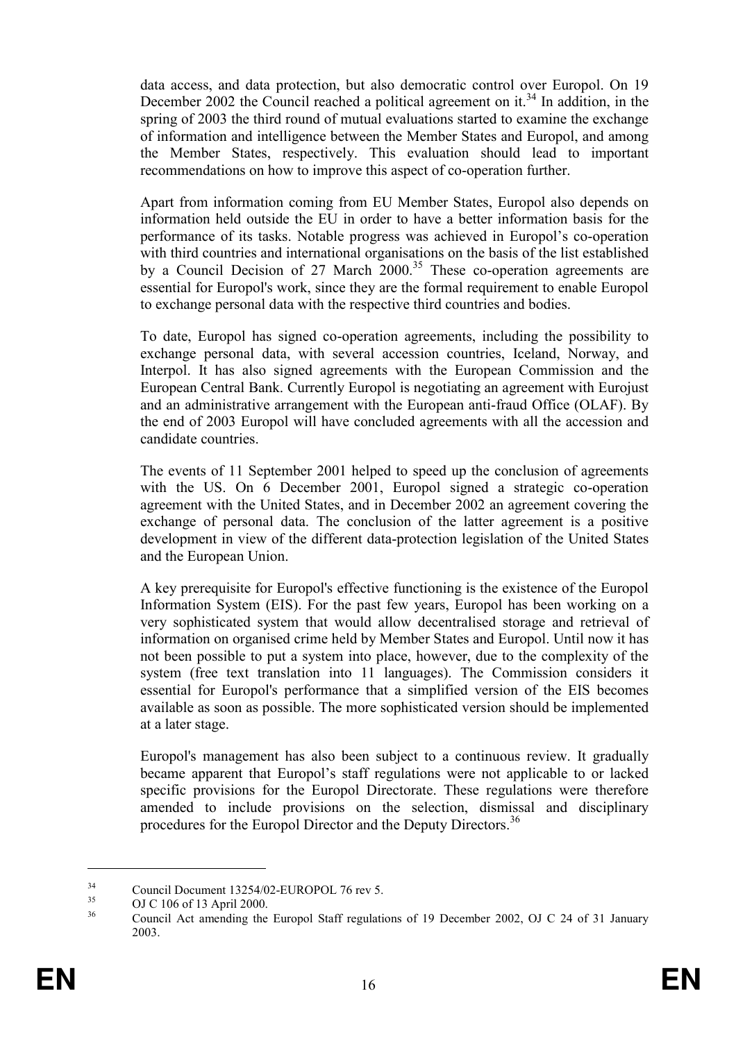data access, and data protection, but also democratic control over Europol. On 19 December 2002 the Council reached a political agreement on it.[34] In addition, in the spring of 2003 the third round of mutual evaluations started to examine the exchange of information and intelligence between the Member States and Europol, and among the Member States, respectively. This evaluation should lead to important recommendations on how to improve this aspect of co-operation further.

Apart from information coming from EU Member States, Europol also depends on information held outside the EU in order to have a better information basis for the performance of its tasks. Notable progress was achieved in Europol's co-operation with third countries and international organisations on the basis of the list established by a Council Decision of 27 March 2000.[35] These co-operation agreements are essential for Europol's work, since they are the formal requirement to enable Europol to exchange personal data with the respective third countries and bodies.

To date, Europol has signed co-operation agreements, including the possibility to exchange personal data, with several accession countries, Iceland, Norway, and Interpol. It has also signed agreements with the European Commission and the European Central Bank. Currently Europol is negotiating an agreement with Eurojust and an administrative arrangement with the European anti-fraud Office (OLAF). By the end of 2003 Europol will have concluded agreements with all the accession and candidate countries.

The events of 11 September 2001 helped to speed up the conclusion of agreements with the US. On 6 December 2001, Europol signed a strategic co-operation agreement with the United States, and in December 2002 an agreement covering the exchange of personal data. The conclusion of the latter agreement is a positive development in view of the different data-protection legislation of the United States and the European Union.

A key prerequisite for Europol's effective functioning is the existence of the Europol Information System (EIS). For the past few years, Europol has been working on a very sophisticated system that would allow decentralised storage and retrieval of information on organised crime held by Member States and Europol. Until now it has not been possible to put a system into place, however, due to the complexity of the system (free text translation into 11 languages). The Commission considers it essential for Europol's performance that a simplified version of the EIS becomes available as soon as possible. The more sophisticated version should be implemented at a later stage.

Europol's management has also been subject to a continuous review. It gradually became apparent that Europol's staff regulations were not applicable to or lacked specific provisions for the Europol Directorate. These regulations were therefore amended to include provisions on the selection, dismissal and disciplinary procedures for the Europol Director and the Deputy Directors.[36]

---

[34] Council Document 13254/02-EUROPOL 76 rev 5.

[35] OJ C 106 of 13 April 2000.

[36] Council Act amending the Europol Staff regulations of 19 December 2002, OJ C 24 of 31 January 2003.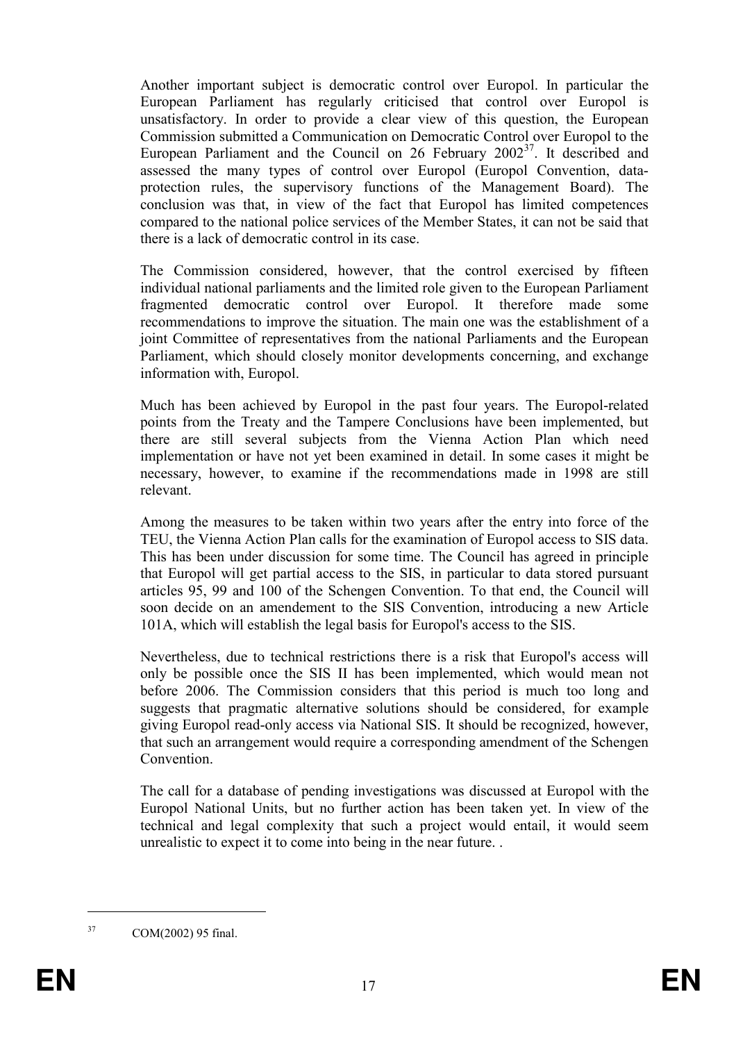Another important subject is democratic control over Europol. In particular the European Parliament has regularly criticised that control over Europol is unsatisfactory. In order to provide a clear view of this question, the European Commission submitted a Communication on Democratic Control over Europol to the European Parliament and the Council on 26 February 2002[37]. It described and assessed the many types of control over Europol (Europol Convention, data-protection rules, the supervisory functions of the Management Board). The conclusion was that, in view of the fact that Europol has limited competences compared to the national police services of the Member States, it can not be said that there is a lack of democratic control in its case.

The Commission considered, however, that the control exercised by fifteen individual national parliaments and the limited role given to the European Parliament fragmented democratic control over Europol. It therefore made some recommendations to improve the situation. The main one was the establishment of a joint Committee of representatives from the national Parliaments and the European Parliament, which should closely monitor developments concerning, and exchange information with, Europol.

Much has been achieved by Europol in the past four years. The Europol-related points from the Treaty and the Tampere Conclusions have been implemented, but there are still several subjects from the Vienna Action Plan which need implementation or have not yet been examined in detail. In some cases it might be necessary, however, to examine if the recommendations made in 1998 are still relevant.

Among the measures to be taken within two years after the entry into force of the TEU, the Vienna Action Plan calls for the examination of Europol access to SIS data. This has been under discussion for some time. The Council has agreed in principle that Europol will get partial access to the SIS, in particular to data stored pursuant articles 95, 99 and 100 of the Schengen Convention. To that end, the Council will soon decide on an amendement to the SIS Convention, introducing a new Article 101A, which will establish the legal basis for Europol's access to the SIS.

Nevertheless, due to technical restrictions there is a risk that Europol's access will only be possible once the SIS II has been implemented, which would mean not before 2006. The Commission considers that this period is much too long and suggests that pragmatic alternative solutions should be considered, for example giving Europol read-only access via National SIS. It should be recognized, however, that such an arrangement would require a corresponding amendment of the Schengen Convention.

The call for a database of pending investigations was discussed at Europol with the Europol National Units, but no further action has been taken yet. In view of the technical and legal complexity that such a project would entail, it would seem unrealistic to expect it to come into being in the near future. .

---

[37] COM(2002) 95 final.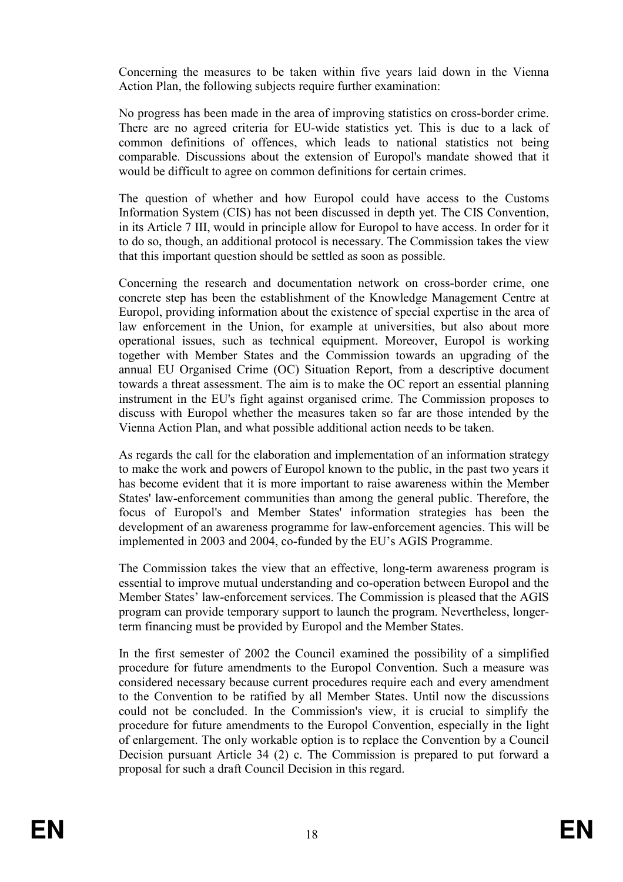Concerning the measures to be taken within five years laid down in the Vienna Action Plan, the following subjects require further examination:

No progress has been made in the area of improving statistics on cross-border crime. There are no agreed criteria for EU-wide statistics yet. This is due to a lack of common definitions of offences, which leads to national statistics not being comparable. Discussions about the extension of Europol's mandate showed that it would be difficult to agree on common definitions for certain crimes.

The question of whether and how Europol could have access to the Customs Information System (CIS) has not been discussed in depth yet. The CIS Convention, in its Article 7 III, would in principle allow for Europol to have access. In order for it to do so, though, an additional protocol is necessary. The Commission takes the view that this important question should be settled as soon as possible.

Concerning the research and documentation network on cross-border crime, one concrete step has been the establishment of the Knowledge Management Centre at Europol, providing information about the existence of special expertise in the area of law enforcement in the Union, for example at universities, but also about more operational issues, such as technical equipment. Moreover, Europol is working together with Member States and the Commission towards an upgrading of the annual EU Organised Crime (OC) Situation Report, from a descriptive document towards a threat assessment. The aim is to make the OC report an essential planning instrument in the EU's fight against organised crime. The Commission proposes to discuss with Europol whether the measures taken so far are those intended by the Vienna Action Plan, and what possible additional action needs to be taken.

As regards the call for the elaboration and implementation of an information strategy to make the work and powers of Europol known to the public, in the past two years it has become evident that it is more important to raise awareness within the Member States' law-enforcement communities than among the general public. Therefore, the focus of Europol's and Member States' information strategies has been the development of an awareness programme for law-enforcement agencies. This will be implemented in 2003 and 2004, co-funded by the EU's AGIS Programme.

The Commission takes the view that an effective, long-term awareness program is essential to improve mutual understanding and co-operation between Europol and the Member States' law-enforcement services. The Commission is pleased that the AGIS program can provide temporary support to launch the program. Nevertheless, longer-term financing must be provided by Europol and the Member States.

In the first semester of 2002 the Council examined the possibility of a simplified procedure for future amendments to the Europol Convention. Such a measure was considered necessary because current procedures require each and every amendment to the Convention to be ratified by all Member States. Until now the discussions could not be concluded. In the Commission's view, it is crucial to simplify the procedure for future amendments to the Europol Convention, especially in the light of enlargement. The only workable option is to replace the Convention by a Council Decision pursuant Article 34 (2) c. The Commission is prepared to put forward a proposal for such a draft Council Decision in this regard.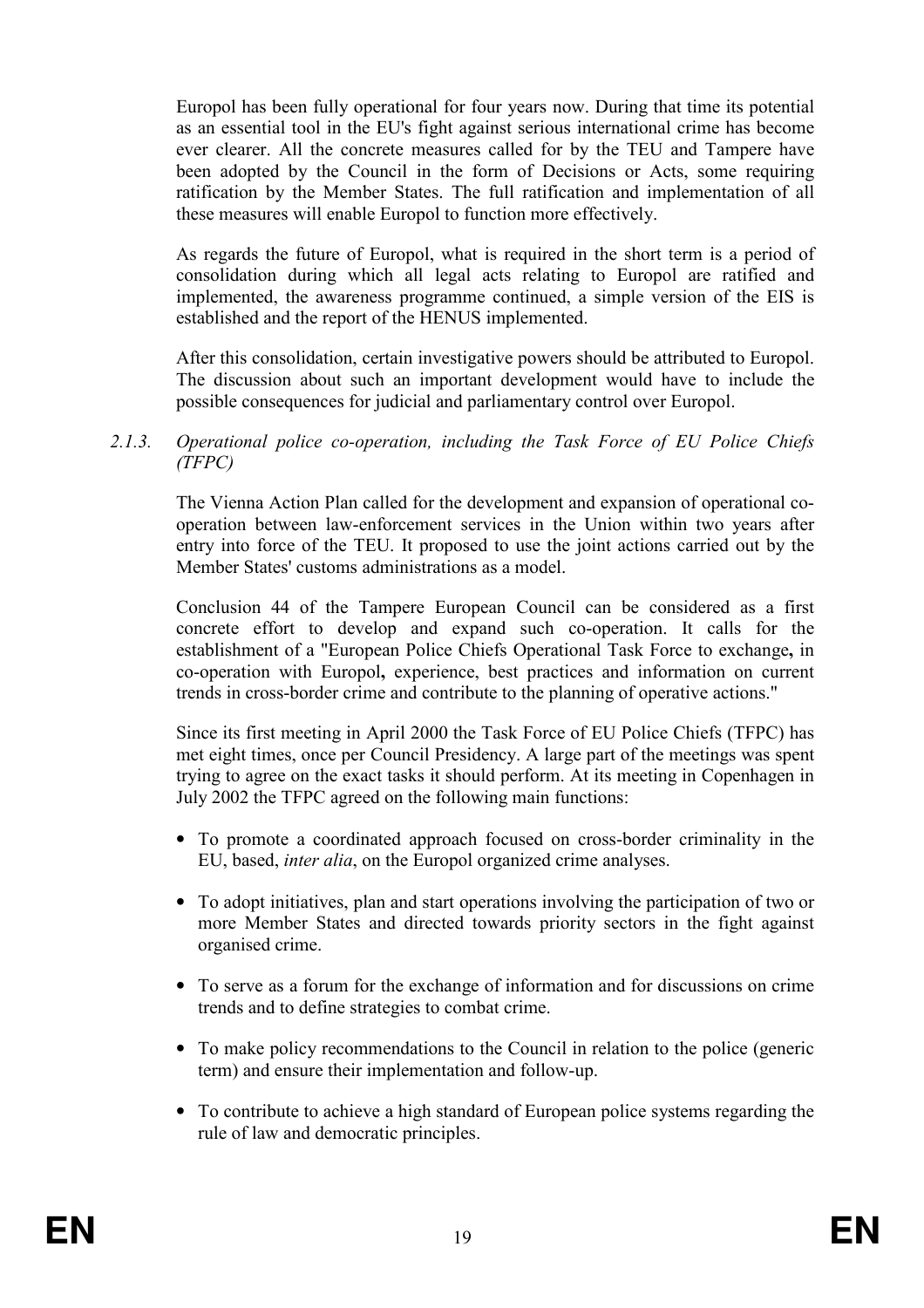Europol has been fully operational for four years now. During that time its potential as an essential tool in the EU's fight against serious international crime has become ever clearer. All the concrete measures called for by the TEU and Tampere have been adopted by the Council in the form of Decisions or Acts, some requiring ratification by the Member States. The full ratification and implementation of all these measures will enable Europol to function more effectively.

As regards the future of Europol, what is required in the short term is a period of consolidation during which all legal acts relating to Europol are ratified and implemented, the awareness programme continued, a simple version of the EIS is established and the report of the HENUS implemented.

After this consolidation, certain investigative powers should be attributed to Europol. The discussion about such an important development would have to include the possible consequences for judicial and parliamentary control over Europol.

#### *2.1.3. Operational police co-operation, including the Task Force of EU Police Chiefs (TFPC)*

The Vienna Action Plan called for the development and expansion of operational co-operation between law-enforcement services in the Union within two years after entry into force of the TEU. It proposed to use the joint actions carried out by the Member States' customs administrations as a model.

Conclusion 44 of the Tampere European Council can be considered as a first concrete effort to develop and expand such co-operation. It calls for the establishment of a "European Police Chiefs Operational Task Force to exchange**,** in co-operation with Europol**,** experience, best practices and information on current trends in cross-border crime and contribute to the planning of operative actions."

Since its first meeting in April 2000 the Task Force of EU Police Chiefs (TFPC) has met eight times, once per Council Presidency. A large part of the meetings was spent trying to agree on the exact tasks it should perform. At its meeting in Copenhagen in July 2002 the TFPC agreed on the following main functions:

- To promote a coordinated approach focused on cross-border criminality in the EU, based, *inter alia*, on the Europol organized crime analyses.
- To adopt initiatives, plan and start operations involving the participation of two or more Member States and directed towards priority sectors in the fight against organised crime.
- To serve as a forum for the exchange of information and for discussions on crime trends and to define strategies to combat crime.
- To make policy recommendations to the Council in relation to the police (generic term) and ensure their implementation and follow-up.
- To contribute to achieve a high standard of European police systems regarding the rule of law and democratic principles.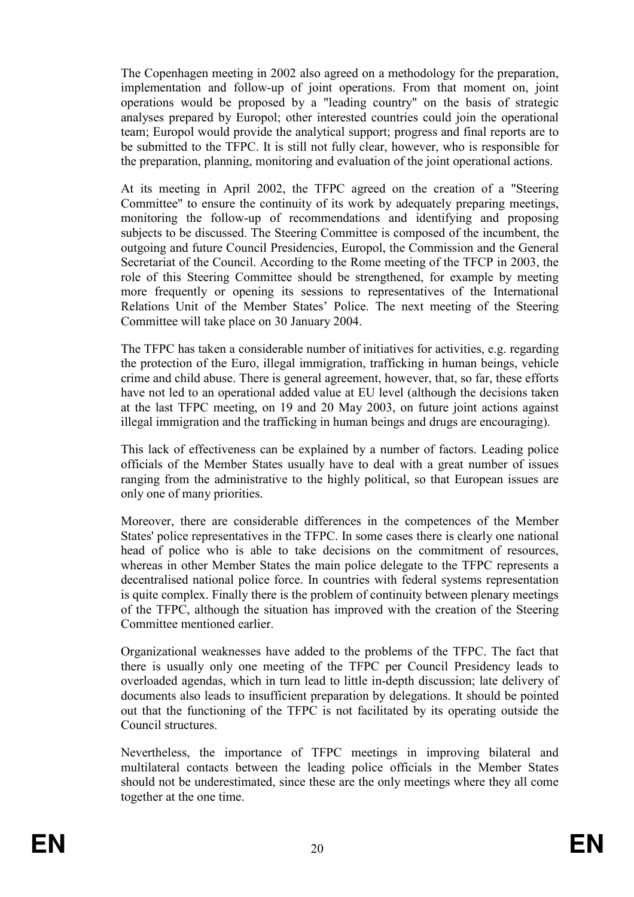The Copenhagen meeting in 2002 also agreed on a methodology for the preparation, implementation and follow-up of joint operations. From that moment on, joint operations would be proposed by a "leading country" on the basis of strategic analyses prepared by Europol; other interested countries could join the operational team; Europol would provide the analytical support; progress and final reports are to be submitted to the TFPC. It is still not fully clear, however, who is responsible for the preparation, planning, monitoring and evaluation of the joint operational actions.

At its meeting in April 2002, the TFPC agreed on the creation of a "Steering Committee" to ensure the continuity of its work by adequately preparing meetings, monitoring the follow-up of recommendations and identifying and proposing subjects to be discussed. The Steering Committee is composed of the incumbent, the outgoing and future Council Presidencies, Europol, the Commission and the General Secretariat of the Council. According to the Rome meeting of the TFCP in 2003, the role of this Steering Committee should be strengthened, for example by meeting more frequently or opening its sessions to representatives of the International Relations Unit of the Member States' Police. The next meeting of the Steering Committee will take place on 30 January 2004.

The TFPC has taken a considerable number of initiatives for activities, e.g. regarding the protection of the Euro, illegal immigration, trafficking in human beings, vehicle crime and child abuse. There is general agreement, however, that, so far, these efforts have not led to an operational added value at EU level (although the decisions taken at the last TFPC meeting, on 19 and 20 May 2003, on future joint actions against illegal immigration and the trafficking in human beings and drugs are encouraging).

This lack of effectiveness can be explained by a number of factors. Leading police officials of the Member States usually have to deal with a great number of issues ranging from the administrative to the highly political, so that European issues are only one of many priorities.

Moreover, there are considerable differences in the competences of the Member States' police representatives in the TFPC. In some cases there is clearly one national head of police who is able to take decisions on the commitment of resources, whereas in other Member States the main police delegate to the TFPC represents a decentralised national police force. In countries with federal systems representation is quite complex. Finally there is the problem of continuity between plenary meetings of the TFPC, although the situation has improved with the creation of the Steering Committee mentioned earlier.

Organizational weaknesses have added to the problems of the TFPC. The fact that there is usually only one meeting of the TFPC per Council Presidency leads to overloaded agendas, which in turn lead to little in-depth discussion; late delivery of documents also leads to insufficient preparation by delegations. It should be pointed out that the functioning of the TFPC is not facilitated by its operating outside the Council structures.

Nevertheless, the importance of TFPC meetings in improving bilateral and multilateral contacts between the leading police officials in the Member States should not be underestimated, since these are the only meetings where they all come together at the one time.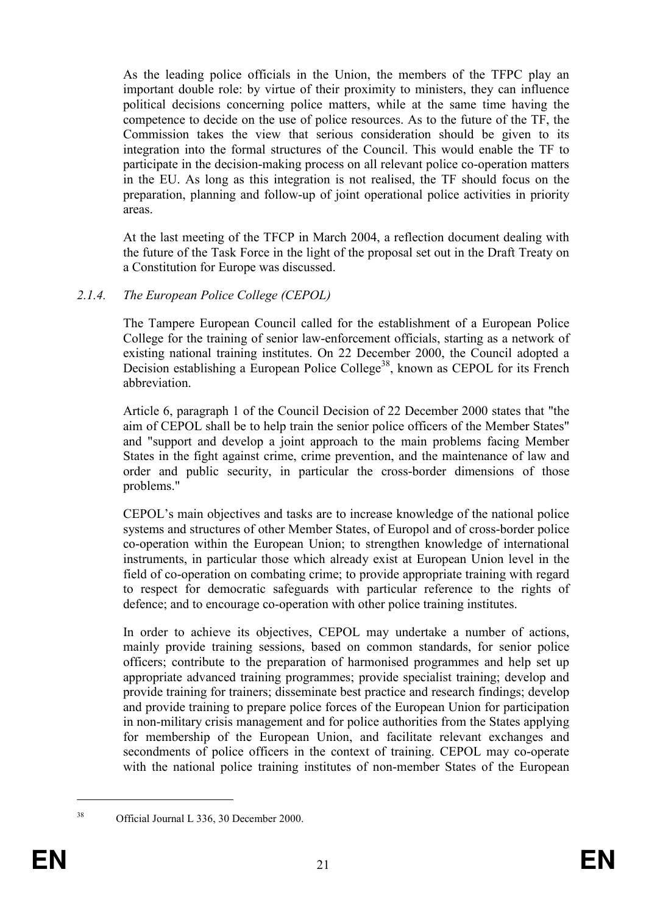As the leading police officials in the Union, the members of the TFPC play an important double role: by virtue of their proximity to ministers, they can influence political decisions concerning police matters, while at the same time having the competence to decide on the use of police resources. As to the future of the TF, the Commission takes the view that serious consideration should be given to its integration into the formal structures of the Council. This would enable the TF to participate in the decision-making process on all relevant police co-operation matters in the EU. As long as this integration is not realised, the TF should focus on the preparation, planning and follow-up of joint operational police activities in priority areas.

At the last meeting of the TFCP in March 2004, a reflection document dealing with the future of the Task Force in the light of the proposal set out in the Draft Treaty on a Constitution for Europe was discussed.

#### 2.1.4. *The European Police College (CEPOL)*

The Tampere European Council called for the establishment of a European Police College for the training of senior law-enforcement officials, starting as a network of existing national training institutes. On 22 December 2000, the Council adopted a Decision establishing a European Police College[38], known as CEPOL for its French abbreviation.

Article 6, paragraph 1 of the Council Decision of 22 December 2000 states that "the aim of CEPOL shall be to help train the senior police officers of the Member States" and "support and develop a joint approach to the main problems facing Member States in the fight against crime, crime prevention, and the maintenance of law and order and public security, in particular the cross-border dimensions of those problems."

CEPOL's main objectives and tasks are to increase knowledge of the national police systems and structures of other Member States, of Europol and of cross-border police co-operation within the European Union; to strengthen knowledge of international instruments, in particular those which already exist at European Union level in the field of co-operation on combating crime; to provide appropriate training with regard to respect for democratic safeguards with particular reference to the rights of defence; and to encourage co-operation with other police training institutes.

In order to achieve its objectives, CEPOL may undertake a number of actions, mainly provide training sessions, based on common standards, for senior police officers; contribute to the preparation of harmonised programmes and help set up appropriate advanced training programmes; provide specialist training; develop and provide training for trainers; disseminate best practice and research findings; develop and provide training to prepare police forces of the European Union for participation in non-military crisis management and for police authorities from the States applying for membership of the European Union, and facilitate relevant exchanges and secondments of police officers in the context of training. CEPOL may co-operate with the national police training institutes of non-member States of the European

---

[38] Official Journal L 336, 30 December 2000.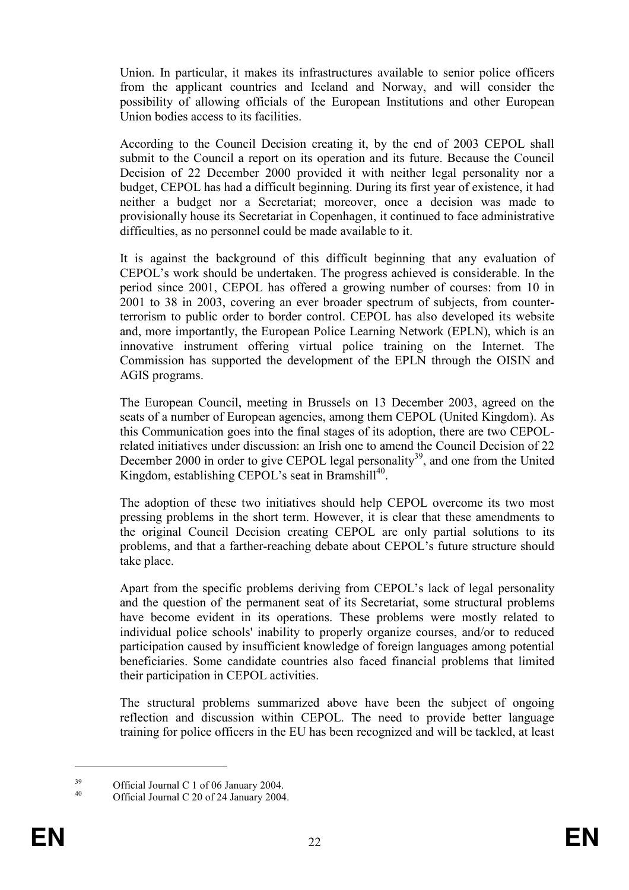Union. In particular, it makes its infrastructures available to senior police officers from the applicant countries and Iceland and Norway, and will consider the possibility of allowing officials of the European Institutions and other European Union bodies access to its facilities.

According to the Council Decision creating it, by the end of 2003 CEPOL shall submit to the Council a report on its operation and its future. Because the Council Decision of 22 December 2000 provided it with neither legal personality nor a budget, CEPOL has had a difficult beginning. During its first year of existence, it had neither a budget nor a Secretariat; moreover, once a decision was made to provisionally house its Secretariat in Copenhagen, it continued to face administrative difficulties, as no personnel could be made available to it.

It is against the background of this difficult beginning that any evaluation of CEPOL's work should be undertaken. The progress achieved is considerable. In the period since 2001, CEPOL has offered a growing number of courses: from 10 in 2001 to 38 in 2003, covering an ever broader spectrum of subjects, from counter-terrorism to public order to border control. CEPOL has also developed its website and, more importantly, the European Police Learning Network (EPLN), which is an innovative instrument offering virtual police training on the Internet. The Commission has supported the development of the EPLN through the OISIN and AGIS programs.

The European Council, meeting in Brussels on 13 December 2003, agreed on the seats of a number of European agencies, among them CEPOL (United Kingdom). As this Communication goes into the final stages of its adoption, there are two CEPOL-related initiatives under discussion: an Irish one to amend the Council Decision of 22 December 2000 in order to give CEPOL legal personality[39], and one from the United Kingdom, establishing CEPOL's seat in Bramshill[40].

The adoption of these two initiatives should help CEPOL overcome its two most pressing problems in the short term. However, it is clear that these amendments to the original Council Decision creating CEPOL are only partial solutions to its problems, and that a farther-reaching debate about CEPOL's future structure should take place.

Apart from the specific problems deriving from CEPOL's lack of legal personality and the question of the permanent seat of its Secretariat, some structural problems have become evident in its operations. These problems were mostly related to individual police schools' inability to properly organize courses, and/or to reduced participation caused by insufficient knowledge of foreign languages among potential beneficiaries. Some candidate countries also faced financial problems that limited their participation in CEPOL activities.

The structural problems summarized above have been the subject of ongoing reflection and discussion within CEPOL. The need to provide better language training for police officers in the EU has been recognized and will be tackled, at least

---

[39] Official Journal C 1 of 06 January 2004.

[40] Official Journal C 20 of 24 January 2004.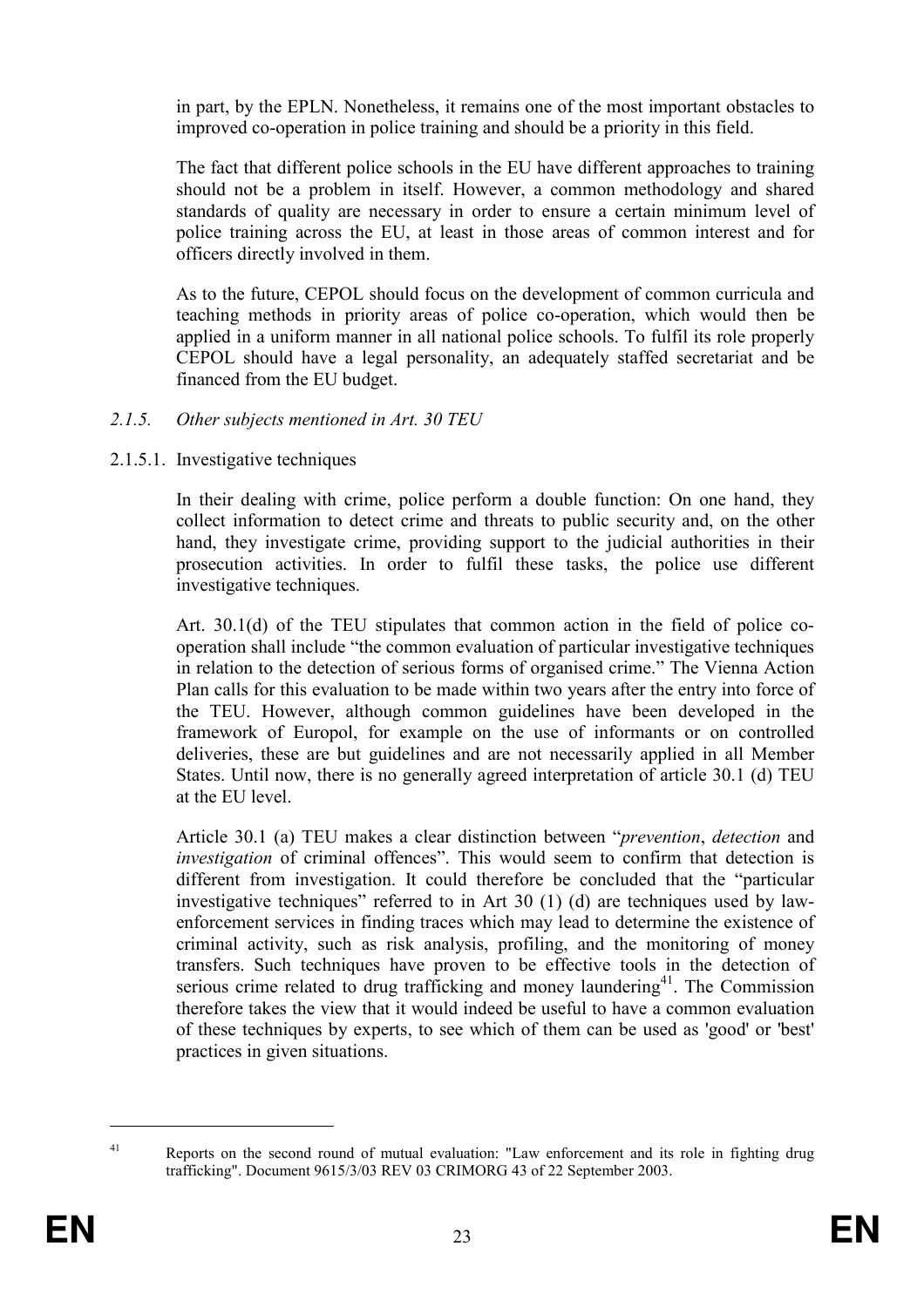in part, by the EPLN. Nonetheless, it remains one of the most important obstacles to improved co-operation in police training and should be a priority in this field.

The fact that different police schools in the EU have different approaches to training should not be a problem in itself. However, a common methodology and shared standards of quality are necessary in order to ensure a certain minimum level of police training across the EU, at least in those areas of common interest and for officers directly involved in them.

As to the future, CEPOL should focus on the development of common curricula and teaching methods in priority areas of police co-operation, which would then be applied in a uniform manner in all national police schools. To fulfil its role properly CEPOL should have a legal personality, an adequately staffed secretariat and be financed from the EU budget.

#### *2.1.5. Other subjects mentioned in Art. 30 TEU*

##### 2.1.5.1. Investigative techniques

In their dealing with crime, police perform a double function: On one hand, they collect information to detect crime and threats to public security and, on the other hand, they investigate crime, providing support to the judicial authorities in their prosecution activities. In order to fulfil these tasks, the police use different investigative techniques.

Art. 30.1(d) of the TEU stipulates that common action in the field of police co-operation shall include "the common evaluation of particular investigative techniques in relation to the detection of serious forms of organised crime." The Vienna Action Plan calls for this evaluation to be made within two years after the entry into force of the TEU. However, although common guidelines have been developed in the framework of Europol, for example on the use of informants or on controlled deliveries, these are but guidelines and are not necessarily applied in all Member States. Until now, there is no generally agreed interpretation of article 30.1 (d) TEU at the EU level.

Article 30.1 (a) TEU makes a clear distinction between "*prevention*, *detection* and *investigation* of criminal offences". This would seem to confirm that detection is different from investigation. It could therefore be concluded that the "particular investigative techniques" referred to in Art 30 (1) (d) are techniques used by law-enforcement services in finding traces which may lead to determine the existence of criminal activity, such as risk analysis, profiling, and the monitoring of money transfers. Such techniques have proven to be effective tools in the detection of serious crime related to drug trafficking and money laundering[41]. The Commission therefore takes the view that it would indeed be useful to have a common evaluation of these techniques by experts, to see which of them can be used as 'good' or 'best' practices in given situations.

[41] Reports on the second round of mutual evaluation: "Law enforcement and its role in fighting drug trafficking". Document 9615/3/03 REV 03 CRIMORG 43 of 22 September 2003.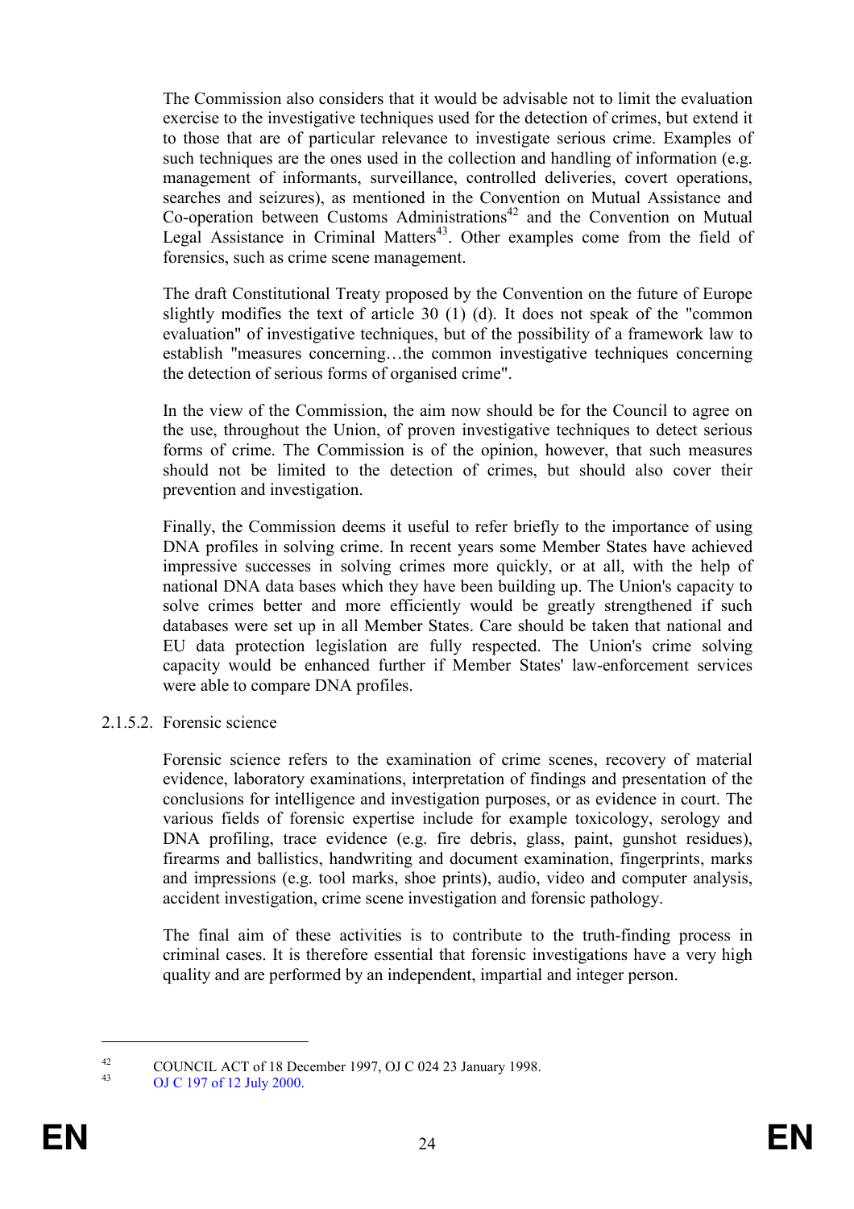The Commission also considers that it would be advisable not to limit the evaluation exercise to the investigative techniques used for the detection of crimes, but extend it to those that are of particular relevance to investigate serious crime. Examples of such techniques are the ones used in the collection and handling of information (e.g. management of informants, surveillance, controlled deliveries, covert operations, searches and seizures), as mentioned in the Convention on Mutual Assistance and Co-operation between Customs Administrations[42] and the Convention on Mutual Legal Assistance in Criminal Matters[43]. Other examples come from the field of forensics, such as crime scene management.

The draft Constitutional Treaty proposed by the Convention on the future of Europe slightly modifies the text of article 30 (1) (d). It does not speak of the "common evaluation" of investigative techniques, but of the possibility of a framework law to establish "measures concerning…the common investigative techniques concerning the detection of serious forms of organised crime".

In the view of the Commission, the aim now should be for the Council to agree on the use, throughout the Union, of proven investigative techniques to detect serious forms of crime. The Commission is of the opinion, however, that such measures should not be limited to the detection of crimes, but should also cover their prevention and investigation.

Finally, the Commission deems it useful to refer briefly to the importance of using DNA profiles in solving crime. In recent years some Member States have achieved impressive successes in solving crimes more quickly, or at all, with the help of national DNA data bases which they have been building up. The Union's capacity to solve crimes better and more efficiently would be greatly strengthened if such databases were set up in all Member States. Care should be taken that national and EU data protection legislation are fully respected. The Union's crime solving capacity would be enhanced further if Member States' law-enforcement services were able to compare DNA profiles.

#### 2.1.5.2. Forensic science

Forensic science refers to the examination of crime scenes, recovery of material evidence, laboratory examinations, interpretation of findings and presentation of the conclusions for intelligence and investigation purposes, or as evidence in court. The various fields of forensic expertise include for example toxicology, serology and DNA profiling, trace evidence (e.g. fire debris, glass, paint, gunshot residues), firearms and ballistics, handwriting and document examination, fingerprints, marks and impressions (e.g. tool marks, shoe prints), audio, video and computer analysis, accident investigation, crime scene investigation and forensic pathology.

The final aim of these activities is to contribute to the truth-finding process in criminal cases. It is therefore essential that forensic investigations have a very high quality and are performed by an independent, impartial and integer person.

---

[42] COUNCIL ACT of 18 December 1997, OJ C 024 23 January 1998.

[43] OJ C 197 of 12 July 2000.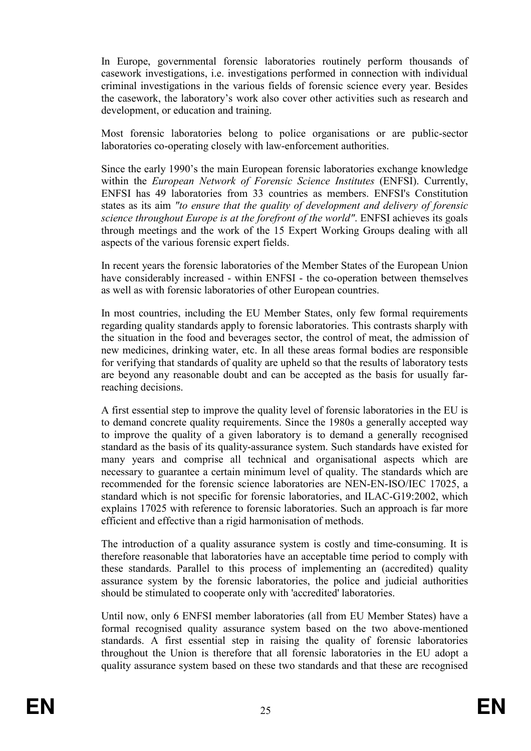In Europe, governmental forensic laboratories routinely perform thousands of casework investigations, i.e. investigations performed in connection with individual criminal investigations in the various fields of forensic science every year. Besides the casework, the laboratory's work also cover other activities such as research and development, or education and training.

Most forensic laboratories belong to police organisations or are public-sector laboratories co-operating closely with law-enforcement authorities.

Since the early 1990's the main European forensic laboratories exchange knowledge within the *European Network of Forensic Science Institutes* (ENFSI). Currently, ENFSI has 49 laboratories from 33 countries as members. ENFSI's Constitution states as its aim *"to ensure that the quality of development and delivery of forensic science throughout Europe is at the forefront of the world"*. ENFSI achieves its goals through meetings and the work of the 15 Expert Working Groups dealing with all aspects of the various forensic expert fields.

In recent years the forensic laboratories of the Member States of the European Union have considerably increased - within ENFSI - the co-operation between themselves as well as with forensic laboratories of other European countries.

In most countries, including the EU Member States, only few formal requirements regarding quality standards apply to forensic laboratories. This contrasts sharply with the situation in the food and beverages sector, the control of meat, the admission of new medicines, drinking water, etc. In all these areas formal bodies are responsible for verifying that standards of quality are upheld so that the results of laboratory tests are beyond any reasonable doubt and can be accepted as the basis for usually far-reaching decisions.

A first essential step to improve the quality level of forensic laboratories in the EU is to demand concrete quality requirements. Since the 1980s a generally accepted way to improve the quality of a given laboratory is to demand a generally recognised standard as the basis of its quality-assurance system. Such standards have existed for many years and comprise all technical and organisational aspects which are necessary to guarantee a certain minimum level of quality. The standards which are recommended for the forensic science laboratories are NEN-EN-ISO/IEC 17025, a standard which is not specific for forensic laboratories, and ILAC-G19:2002, which explains 17025 with reference to forensic laboratories. Such an approach is far more efficient and effective than a rigid harmonisation of methods.

The introduction of a quality assurance system is costly and time-consuming. It is therefore reasonable that laboratories have an acceptable time period to comply with these standards. Parallel to this process of implementing an (accredited) quality assurance system by the forensic laboratories, the police and judicial authorities should be stimulated to cooperate only with 'accredited' laboratories.

Until now, only 6 ENFSI member laboratories (all from EU Member States) have a formal recognised quality assurance system based on the two above-mentioned standards. A first essential step in raising the quality of forensic laboratories throughout the Union is therefore that all forensic laboratories in the EU adopt a quality assurance system based on these two standards and that these are recognised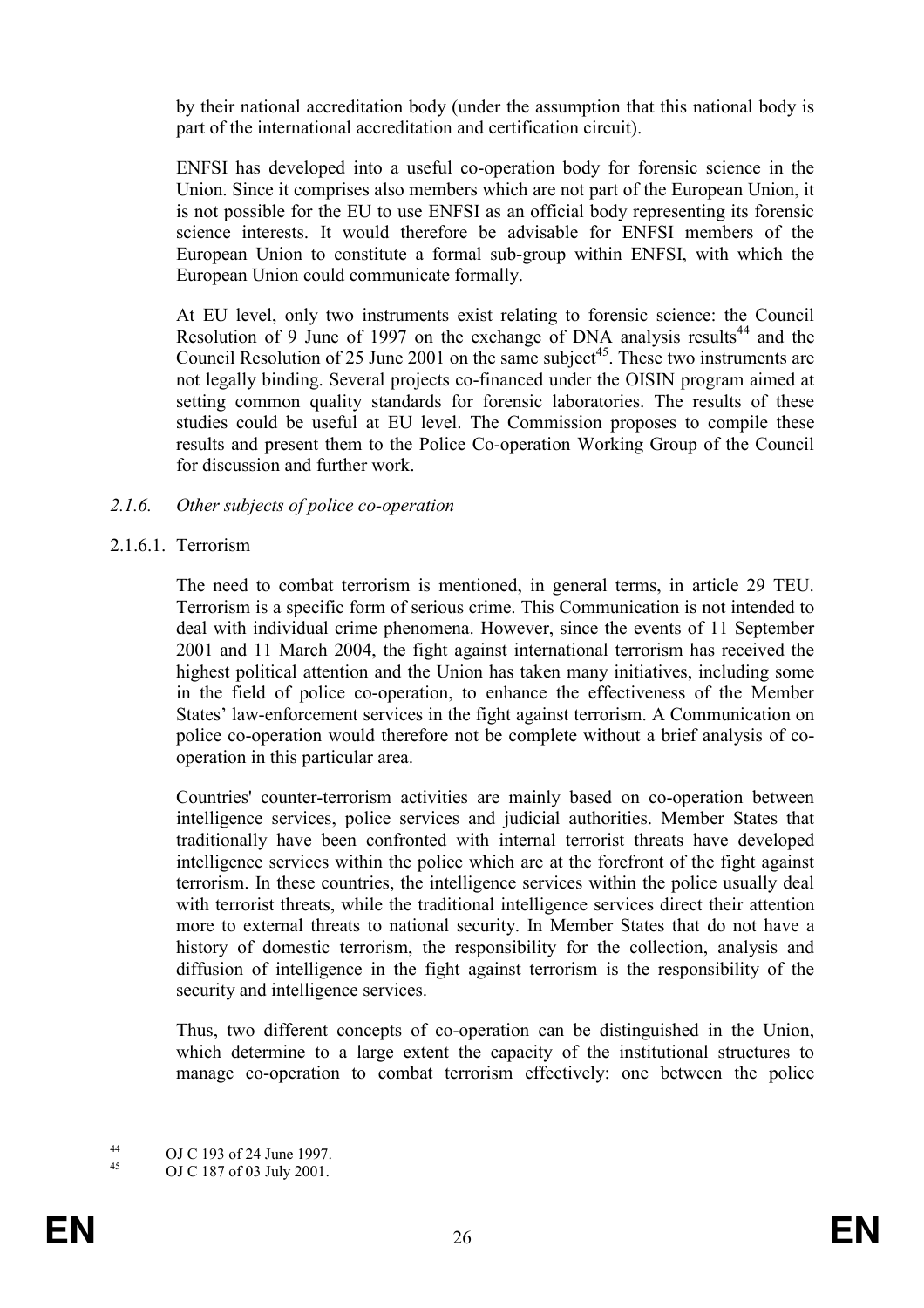by their national accreditation body (under the assumption that this national body is part of the international accreditation and certification circuit).

ENFSI has developed into a useful co-operation body for forensic science in the Union. Since it comprises also members which are not part of the European Union, it is not possible for the EU to use ENFSI as an official body representing its forensic science interests. It would therefore be advisable for ENFSI members of the European Union to constitute a formal sub-group within ENFSI, with which the European Union could communicate formally.

At EU level, only two instruments exist relating to forensic science: the Council Resolution of 9 June of 1997 on the exchange of DNA analysis results[44] and the Council Resolution of 25 June 2001 on the same subject[45]. These two instruments are not legally binding. Several projects co-financed under the OISIN program aimed at setting common quality standards for forensic laboratories. The results of these studies could be useful at EU level. The Commission proposes to compile these results and present them to the Police Co-operation Working Group of the Council for discussion and further work.

### *2.1.6. Other subjects of police co-operation*

#### 2.1.6.1. Terrorism

The need to combat terrorism is mentioned, in general terms, in article 29 TEU. Terrorism is a specific form of serious crime. This Communication is not intended to deal with individual crime phenomena. However, since the events of 11 September 2001 and 11 March 2004, the fight against international terrorism has received the highest political attention and the Union has taken many initiatives, including some in the field of police co-operation, to enhance the effectiveness of the Member States' law-enforcement services in the fight against terrorism. A Communication on police co-operation would therefore not be complete without a brief analysis of co-operation in this particular area.

Countries' counter-terrorism activities are mainly based on co-operation between intelligence services, police services and judicial authorities. Member States that traditionally have been confronted with internal terrorist threats have developed intelligence services within the police which are at the forefront of the fight against terrorism. In these countries, the intelligence services within the police usually deal with terrorist threats, while the traditional intelligence services direct their attention more to external threats to national security. In Member States that do not have a history of domestic terrorism, the responsibility for the collection, analysis and diffusion of intelligence in the fight against terrorism is the responsibility of the security and intelligence services.

Thus, two different concepts of co-operation can be distinguished in the Union, which determine to a large extent the capacity of the institutional structures to manage co-operation to combat terrorism effectively: one between the police

---

[44] OJ C 193 of 24 June 1997.

[45] OJ C 187 of 03 July 2001.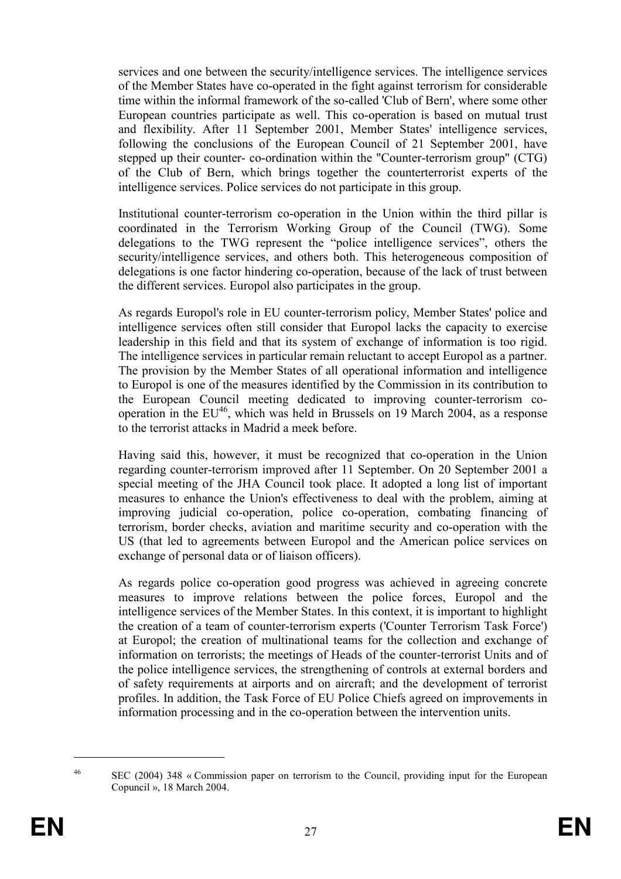services and one between the security/intelligence services. The intelligence services of the Member States have co-operated in the fight against terrorism for considerable time within the informal framework of the so-called 'Club of Bern', where some other European countries participate as well. This co-operation is based on mutual trust and flexibility. After 11 September 2001, Member States' intelligence services, following the conclusions of the European Council of 21 September 2001, have stepped up their counter- co-ordination within the "Counter-terrorism group" (CTG) of the Club of Bern, which brings together the counterterrorist experts of the intelligence services. Police services do not participate in this group.

Institutional counter-terrorism co-operation in the Union within the third pillar is coordinated in the Terrorism Working Group of the Council (TWG). Some delegations to the TWG represent the "police intelligence services", others the security/intelligence services, and others both. This heterogeneous composition of delegations is one factor hindering co-operation, because of the lack of trust between the different services. Europol also participates in the group.

As regards Europol's role in EU counter-terrorism policy, Member States' police and intelligence services often still consider that Europol lacks the capacity to exercise leadership in this field and that its system of exchange of information is too rigid. The intelligence services in particular remain reluctant to accept Europol as a partner. The provision by the Member States of all operational information and intelligence to Europol is one of the measures identified by the Commission in its contribution to the European Council meeting dedicated to improving counter-terrorism co-operation in the EU[46], which was held in Brussels on 19 March 2004, as a response to the terrorist attacks in Madrid a meek before.

Having said this, however, it must be recognized that co-operation in the Union regarding counter-terrorism improved after 11 September. On 20 September 2001 a special meeting of the JHA Council took place. It adopted a long list of important measures to enhance the Union's effectiveness to deal with the problem, aiming at improving judicial co-operation, police co-operation, combating financing of terrorism, border checks, aviation and maritime security and co-operation with the US (that led to agreements between Europol and the American police services on exchange of personal data or of liaison officers).

As regards police co-operation good progress was achieved in agreeing concrete measures to improve relations between the police forces, Europol and the intelligence services of the Member States. In this context, it is important to highlight the creation of a team of counter-terrorism experts ('Counter Terrorism Task Force') at Europol; the creation of multinational teams for the collection and exchange of information on terrorists; the meetings of Heads of the counter-terrorist Units and of the police intelligence services, the strengthening of controls at external borders and of safety requirements at airports and on aircraft; and the development of terrorist profiles. In addition, the Task Force of EU Police Chiefs agreed on improvements in information processing and in the co-operation between the intervention units.

---

[46] SEC (2004) 348 « Commission paper on terrorism to the Council, providing input for the European Copuncil », 18 March 2004.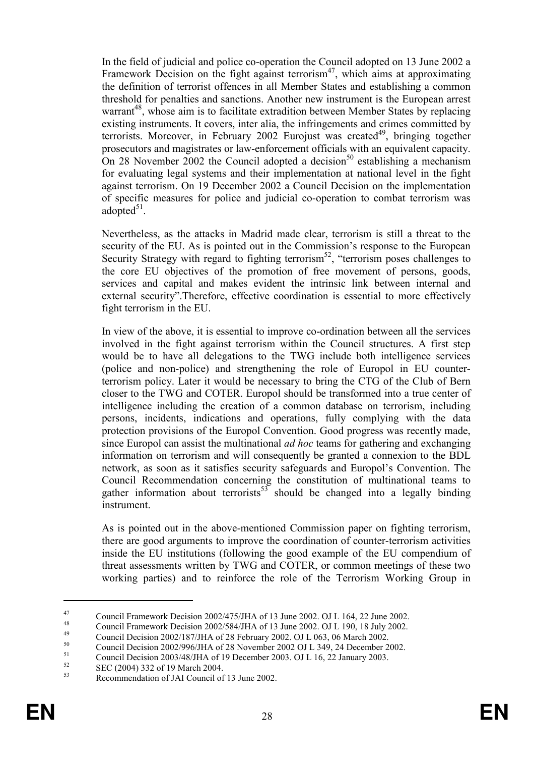In the field of judicial and police co-operation the Council adopted on 13 June 2002 a Framework Decision on the fight against terrorism[47], which aims at approximating the definition of terrorist offences in all Member States and establishing a common threshold for penalties and sanctions. Another new instrument is the European arrest warrant[48], whose aim is to facilitate extradition between Member States by replacing existing instruments. It covers, inter alia, the infringements and crimes committed by terrorists. Moreover, in February 2002 Eurojust was created[49], bringing together prosecutors and magistrates or law-enforcement officials with an equivalent capacity. On 28 November 2002 the Council adopted a decision[50] establishing a mechanism for evaluating legal systems and their implementation at national level in the fight against terrorism. On 19 December 2002 a Council Decision on the implementation of specific measures for police and judicial co-operation to combat terrorism was adopted[51].

Nevertheless, as the attacks in Madrid made clear, terrorism is still a threat to the security of the EU. As is pointed out in the Commission's response to the European Security Strategy with regard to fighting terrorism[52], "terrorism poses challenges to the core EU objectives of the promotion of free movement of persons, goods, services and capital and makes evident the intrinsic link between internal and external security".Therefore, effective coordination is essential to more effectively fight terrorism in the EU.

In view of the above, it is essential to improve co-ordination between all the services involved in the fight against terrorism within the Council structures. A first step would be to have all delegations to the TWG include both intelligence services (police and non-police) and strengthening the role of Europol in EU counter-terrorism policy. Later it would be necessary to bring the CTG of the Club of Bern closer to the TWG and COTER. Europol should be transformed into a true center of intelligence including the creation of a common database on terrorism, including persons, incidents, indications and operations, fully complying with the data protection provisions of the Europol Convention. Good progress was recently made, since Europol can assist the multinational *ad hoc* teams for gathering and exchanging information on terrorism and will consequently be granted a connexion to the BDL network, as soon as it satisfies security safeguards and Europol's Convention. The Council Recommendation concerning the constitution of multinational teams to gather information about terrorists[53] should be changed into a legally binding instrument.

As is pointed out in the above-mentioned Commission paper on fighting terrorism, there are good arguments to improve the coordination of counter-terrorism activities inside the EU institutions (following the good example of the EU compendium of threat assessments written by TWG and COTER, or common meetings of these two working parties) and to reinforce the role of the Terrorism Working Group in

---

[47] Council Framework Decision 2002/475/JHA of 13 June 2002. OJ L 164, 22 June 2002.

[48] Council Framework Decision 2002/584/JHA of 13 June 2002. OJ L 190, 18 July 2002.

[49] Council Decision 2002/187/JHA of 28 February 2002. OJ L 063, 06 March 2002.

[50] Council Decision 2002/996/JHA of 28 November 2002 OJ L 349, 24 December 2002.

[51] Council Decision 2003/48/JHA of 19 December 2003. OJ L 16, 22 January 2003.

[52] SEC (2004) 332 of 19 March 2004.

[53] Recommendation of JAI Council of 13 June 2002.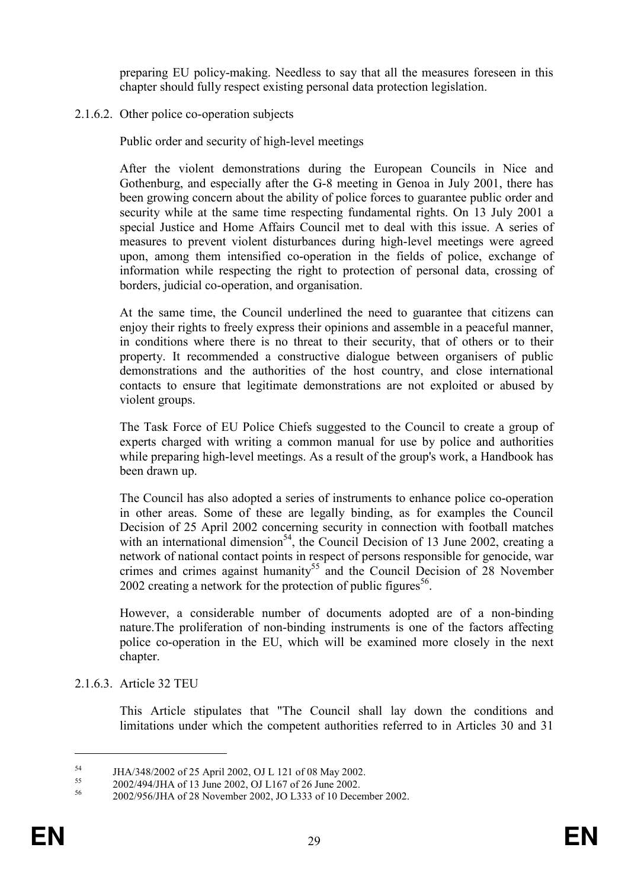preparing EU policy-making. Needless to say that all the measures foreseen in this chapter should fully respect existing personal data protection legislation.

#### 2.1.6.2. Other police co-operation subjects

Public order and security of high-level meetings

After the violent demonstrations during the European Councils in Nice and Gothenburg, and especially after the G-8 meeting in Genoa in July 2001, there has been growing concern about the ability of police forces to guarantee public order and security while at the same time respecting fundamental rights. On 13 July 2001 a special Justice and Home Affairs Council met to deal with this issue. A series of measures to prevent violent disturbances during high-level meetings were agreed upon, among them intensified co-operation in the fields of police, exchange of information while respecting the right to protection of personal data, crossing of borders, judicial co-operation, and organisation.

At the same time, the Council underlined the need to guarantee that citizens can enjoy their rights to freely express their opinions and assemble in a peaceful manner, in conditions where there is no threat to their security, that of others or to their property. It recommended a constructive dialogue between organisers of public demonstrations and the authorities of the host country, and close international contacts to ensure that legitimate demonstrations are not exploited or abused by violent groups.

The Task Force of EU Police Chiefs suggested to the Council to create a group of experts charged with writing a common manual for use by police and authorities while preparing high-level meetings. As a result of the group's work, a Handbook has been drawn up.

The Council has also adopted a series of instruments to enhance police co-operation in other areas. Some of these are legally binding, as for examples the Council Decision of 25 April 2002 concerning security in connection with football matches with an international dimension[54], the Council Decision of 13 June 2002, creating a network of national contact points in respect of persons responsible for genocide, war crimes and crimes against humanity[55] and the Council Decision of 28 November 2002 creating a network for the protection of public figures[56].

However, a considerable number of documents adopted are of a non-binding nature.The proliferation of non-binding instruments is one of the factors affecting police co-operation in the EU, which will be examined more closely in the next chapter.

#### 2.1.6.3. Article 32 TEU

This Article stipulates that "The Council shall lay down the conditions and limitations under which the competent authorities referred to in Articles 30 and 31

---

[54] JHA/348/2002 of 25 April 2002, OJ L 121 of 08 May 2002.

[55] 2002/494/JHA of 13 June 2002, OJ L167 of 26 June 2002.

[56] 2002/956/JHA of 28 November 2002, JO L333 of 10 December 2002.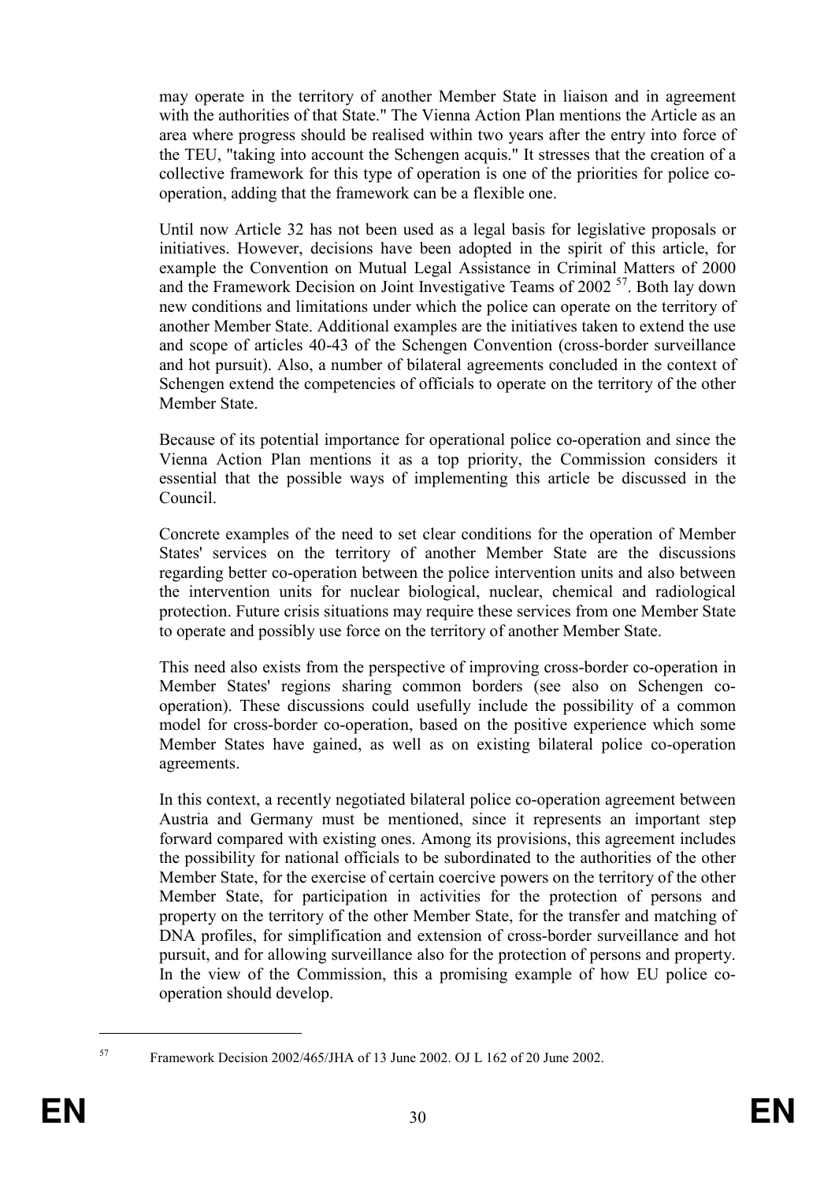may operate in the territory of another Member State in liaison and in agreement with the authorities of that State." The Vienna Action Plan mentions the Article as an area where progress should be realised within two years after the entry into force of the TEU, "taking into account the Schengen acquis." It stresses that the creation of a collective framework for this type of operation is one of the priorities for police co-operation, adding that the framework can be a flexible one.

Until now Article 32 has not been used as a legal basis for legislative proposals or initiatives. However, decisions have been adopted in the spirit of this article, for example the Convention on Mutual Legal Assistance in Criminal Matters of 2000 and the Framework Decision on Joint Investigative Teams of 2002 [57]. Both lay down new conditions and limitations under which the police can operate on the territory of another Member State. Additional examples are the initiatives taken to extend the use and scope of articles 40-43 of the Schengen Convention (cross-border surveillance and hot pursuit). Also, a number of bilateral agreements concluded in the context of Schengen extend the competencies of officials to operate on the territory of the other Member State.

Because of its potential importance for operational police co-operation and since the Vienna Action Plan mentions it as a top priority, the Commission considers it essential that the possible ways of implementing this article be discussed in the Council.

Concrete examples of the need to set clear conditions for the operation of Member States' services on the territory of another Member State are the discussions regarding better co-operation between the police intervention units and also between the intervention units for nuclear biological, nuclear, chemical and radiological protection. Future crisis situations may require these services from one Member State to operate and possibly use force on the territory of another Member State.

This need also exists from the perspective of improving cross-border co-operation in Member States' regions sharing common borders (see also on Schengen co-operation). These discussions could usefully include the possibility of a common model for cross-border co-operation, based on the positive experience which some Member States have gained, as well as on existing bilateral police co-operation agreements.

In this context, a recently negotiated bilateral police co-operation agreement between Austria and Germany must be mentioned, since it represents an important step forward compared with existing ones. Among its provisions, this agreement includes the possibility for national officials to be subordinated to the authorities of the other Member State, for the exercise of certain coercive powers on the territory of the other Member State, for participation in activities for the protection of persons and property on the territory of the other Member State, for the transfer and matching of DNA profiles, for simplification and extension of cross-border surveillance and hot pursuit, and for allowing surveillance also for the protection of persons and property. In the view of the Commission, this a promising example of how EU police co-operation should develop.

[57] Framework Decision 2002/465/JHA of 13 June 2002. OJ L 162 of 20 June 2002.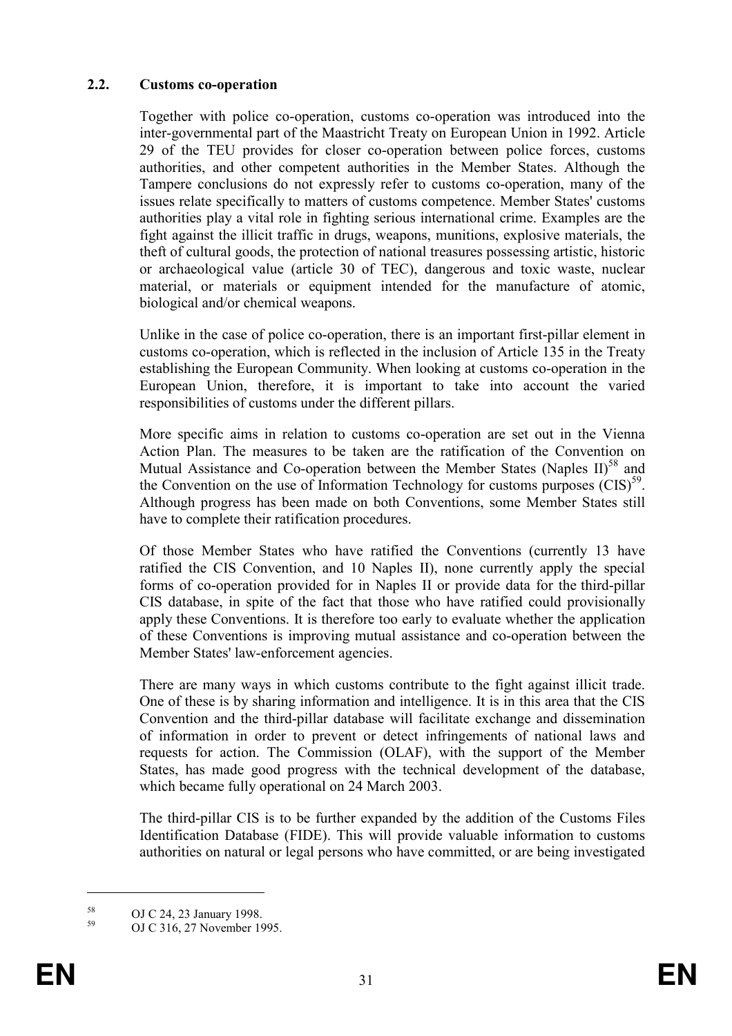### 2.2. Customs co-operation

Together with police co-operation, customs co-operation was introduced into the inter-governmental part of the Maastricht Treaty on European Union in 1992. Article 29 of the TEU provides for closer co-operation between police forces, customs authorities, and other competent authorities in the Member States. Although the Tampere conclusions do not expressly refer to customs co-operation, many of the issues relate specifically to matters of customs competence. Member States' customs authorities play a vital role in fighting serious international crime. Examples are the fight against the illicit traffic in drugs, weapons, munitions, explosive materials, the theft of cultural goods, the protection of national treasures possessing artistic, historic or archaeological value (article 30 of TEC), dangerous and toxic waste, nuclear material, or materials or equipment intended for the manufacture of atomic, biological and/or chemical weapons.

Unlike in the case of police co-operation, there is an important first-pillar element in customs co-operation, which is reflected in the inclusion of Article 135 in the Treaty establishing the European Community. When looking at customs co-operation in the European Union, therefore, it is important to take into account the varied responsibilities of customs under the different pillars.

More specific aims in relation to customs co-operation are set out in the Vienna Action Plan. The measures to be taken are the ratification of the Convention on Mutual Assistance and Co-operation between the Member States (Naples II)[58] and the Convention on the use of Information Technology for customs purposes (CIS)[59]. Although progress has been made on both Conventions, some Member States still have to complete their ratification procedures.

Of those Member States who have ratified the Conventions (currently 13 have ratified the CIS Convention, and 10 Naples II), none currently apply the special forms of co-operation provided for in Naples II or provide data for the third-pillar CIS database, in spite of the fact that those who have ratified could provisionally apply these Conventions. It is therefore too early to evaluate whether the application of these Conventions is improving mutual assistance and co-operation between the Member States' law-enforcement agencies.

There are many ways in which customs contribute to the fight against illicit trade. One of these is by sharing information and intelligence. It is in this area that the CIS Convention and the third-pillar database will facilitate exchange and dissemination of information in order to prevent or detect infringements of national laws and requests for action. The Commission (OLAF), with the support of the Member States, has made good progress with the technical development of the database, which became fully operational on 24 March 2003.

The third-pillar CIS is to be further expanded by the addition of the Customs Files Identification Database (FIDE). This will provide valuable information to customs authorities on natural or legal persons who have committed, or are being investigated

---

[58] OJ C 24, 23 January 1998.

[59] OJ C 316, 27 November 1995.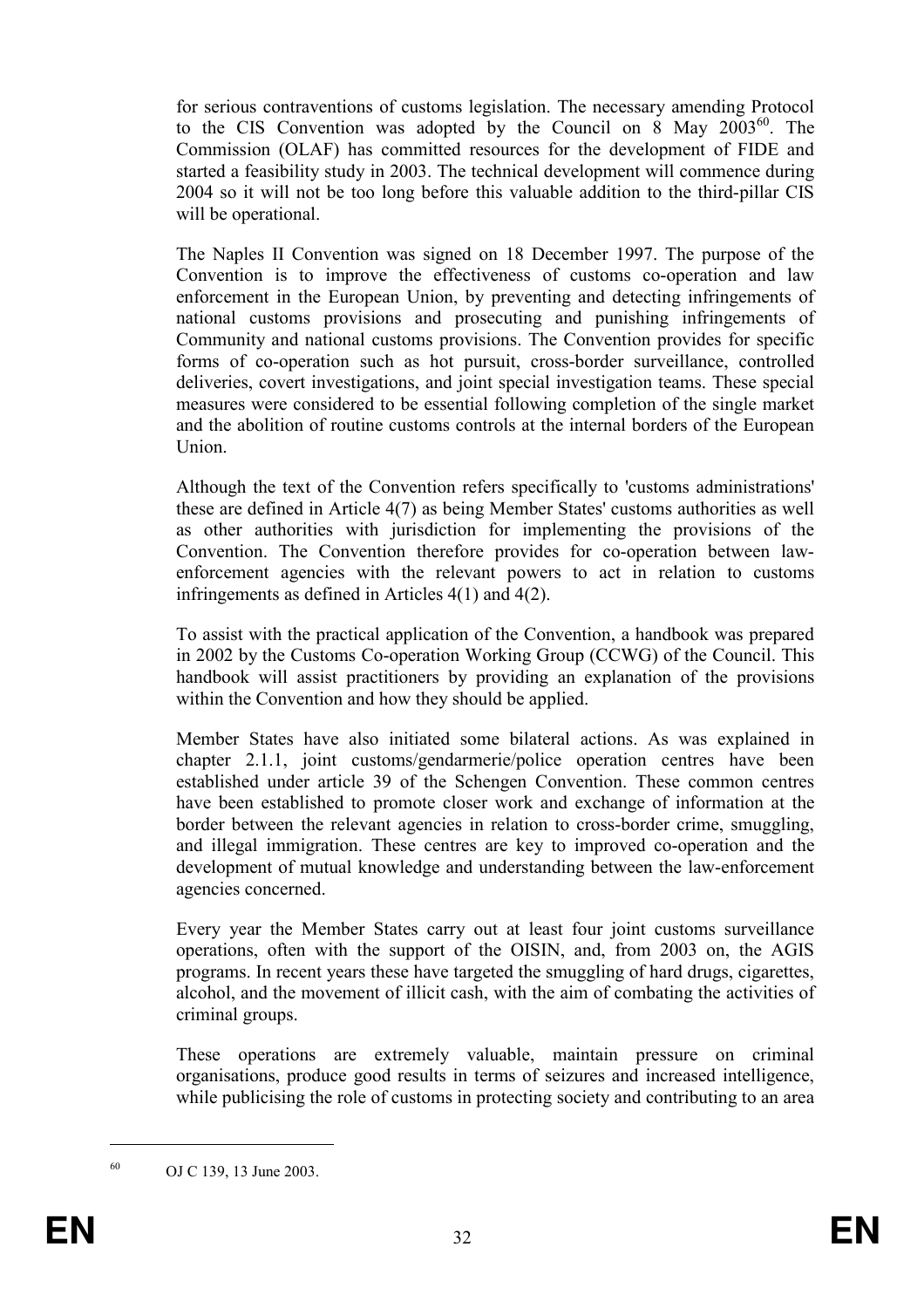for serious contraventions of customs legislation. The necessary amending Protocol to the CIS Convention was adopted by the Council on 8 May 2003[60]. The Commission (OLAF) has committed resources for the development of FIDE and started a feasibility study in 2003. The technical development will commence during 2004 so it will not be too long before this valuable addition to the third-pillar CIS will be operational.

The Naples II Convention was signed on 18 December 1997. The purpose of the Convention is to improve the effectiveness of customs co-operation and law enforcement in the European Union, by preventing and detecting infringements of national customs provisions and prosecuting and punishing infringements of Community and national customs provisions. The Convention provides for specific forms of co-operation such as hot pursuit, cross-border surveillance, controlled deliveries, covert investigations, and joint special investigation teams. These special measures were considered to be essential following completion of the single market and the abolition of routine customs controls at the internal borders of the European Union.

Although the text of the Convention refers specifically to 'customs administrations' these are defined in Article 4(7) as being Member States' customs authorities as well as other authorities with jurisdiction for implementing the provisions of the Convention. The Convention therefore provides for co-operation between law-enforcement agencies with the relevant powers to act in relation to customs infringements as defined in Articles 4(1) and 4(2).

To assist with the practical application of the Convention, a handbook was prepared in 2002 by the Customs Co-operation Working Group (CCWG) of the Council. This handbook will assist practitioners by providing an explanation of the provisions within the Convention and how they should be applied.

Member States have also initiated some bilateral actions. As was explained in chapter 2.1.1, joint customs/gendarmerie/police operation centres have been established under article 39 of the Schengen Convention. These common centres have been established to promote closer work and exchange of information at the border between the relevant agencies in relation to cross-border crime, smuggling, and illegal immigration. These centres are key to improved co-operation and the development of mutual knowledge and understanding between the law-enforcement agencies concerned.

Every year the Member States carry out at least four joint customs surveillance operations, often with the support of the OISIN, and, from 2003 on, the AGIS programs. In recent years these have targeted the smuggling of hard drugs, cigarettes, alcohol, and the movement of illicit cash, with the aim of combating the activities of criminal groups.

These operations are extremely valuable, maintain pressure on criminal organisations, produce good results in terms of seizures and increased intelligence, while publicising the role of customs in protecting society and contributing to an area

[60] OJ C 139, 13 June 2003.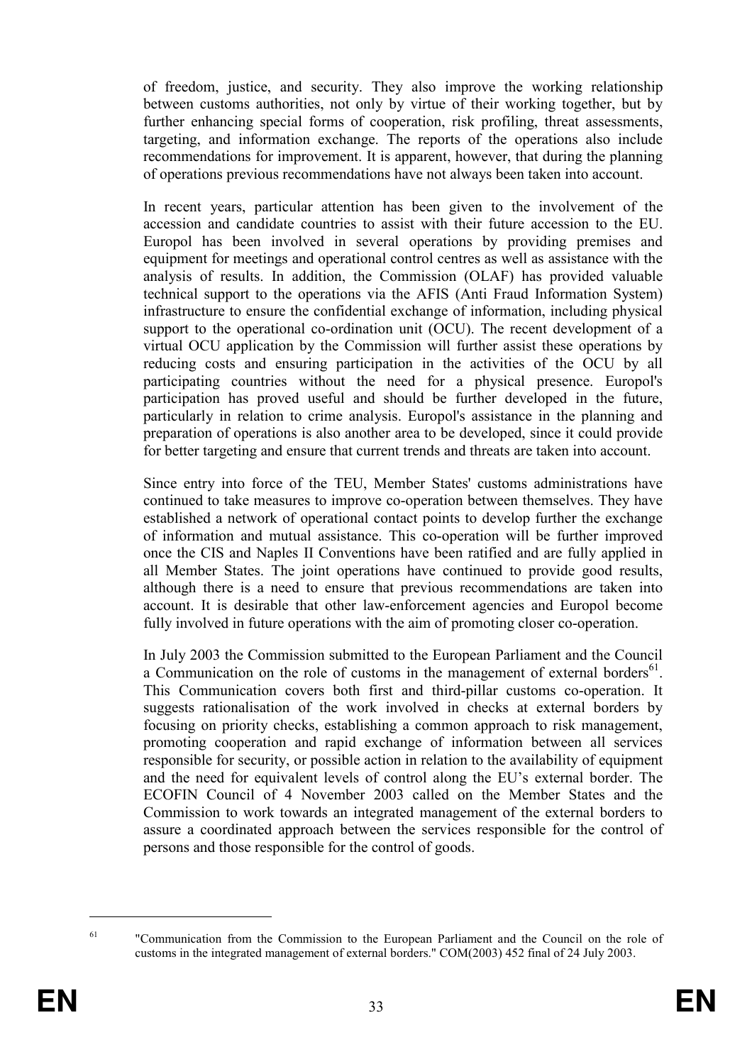of freedom, justice, and security. They also improve the working relationship between customs authorities, not only by virtue of their working together, but by further enhancing special forms of cooperation, risk profiling, threat assessments, targeting, and information exchange. The reports of the operations also include recommendations for improvement. It is apparent, however, that during the planning of operations previous recommendations have not always been taken into account.

In recent years, particular attention has been given to the involvement of the accession and candidate countries to assist with their future accession to the EU. Europol has been involved in several operations by providing premises and equipment for meetings and operational control centres as well as assistance with the analysis of results. In addition, the Commission (OLAF) has provided valuable technical support to the operations via the AFIS (Anti Fraud Information System) infrastructure to ensure the confidential exchange of information, including physical support to the operational co-ordination unit (OCU). The recent development of a virtual OCU application by the Commission will further assist these operations by reducing costs and ensuring participation in the activities of the OCU by all participating countries without the need for a physical presence. Europol's participation has proved useful and should be further developed in the future, particularly in relation to crime analysis. Europol's assistance in the planning and preparation of operations is also another area to be developed, since it could provide for better targeting and ensure that current trends and threats are taken into account.

Since entry into force of the TEU, Member States' customs administrations have continued to take measures to improve co-operation between themselves. They have established a network of operational contact points to develop further the exchange of information and mutual assistance. This co-operation will be further improved once the CIS and Naples II Conventions have been ratified and are fully applied in all Member States. The joint operations have continued to provide good results, although there is a need to ensure that previous recommendations are taken into account. It is desirable that other law-enforcement agencies and Europol become fully involved in future operations with the aim of promoting closer co-operation.

In July 2003 the Commission submitted to the European Parliament and the Council a Communication on the role of customs in the management of external borders[61]. This Communication covers both first and third-pillar customs co-operation. It suggests rationalisation of the work involved in checks at external borders by focusing on priority checks, establishing a common approach to risk management, promoting cooperation and rapid exchange of information between all services responsible for security, or possible action in relation to the availability of equipment and the need for equivalent levels of control along the EU's external border. The ECOFIN Council of 4 November 2003 called on the Member States and the Commission to work towards an integrated management of the external borders to assure a coordinated approach between the services responsible for the control of persons and those responsible for the control of goods.

[61] "Communication from the Commission to the European Parliament and the Council on the role of customs in the integrated management of external borders." COM(2003) 452 final of 24 July 2003.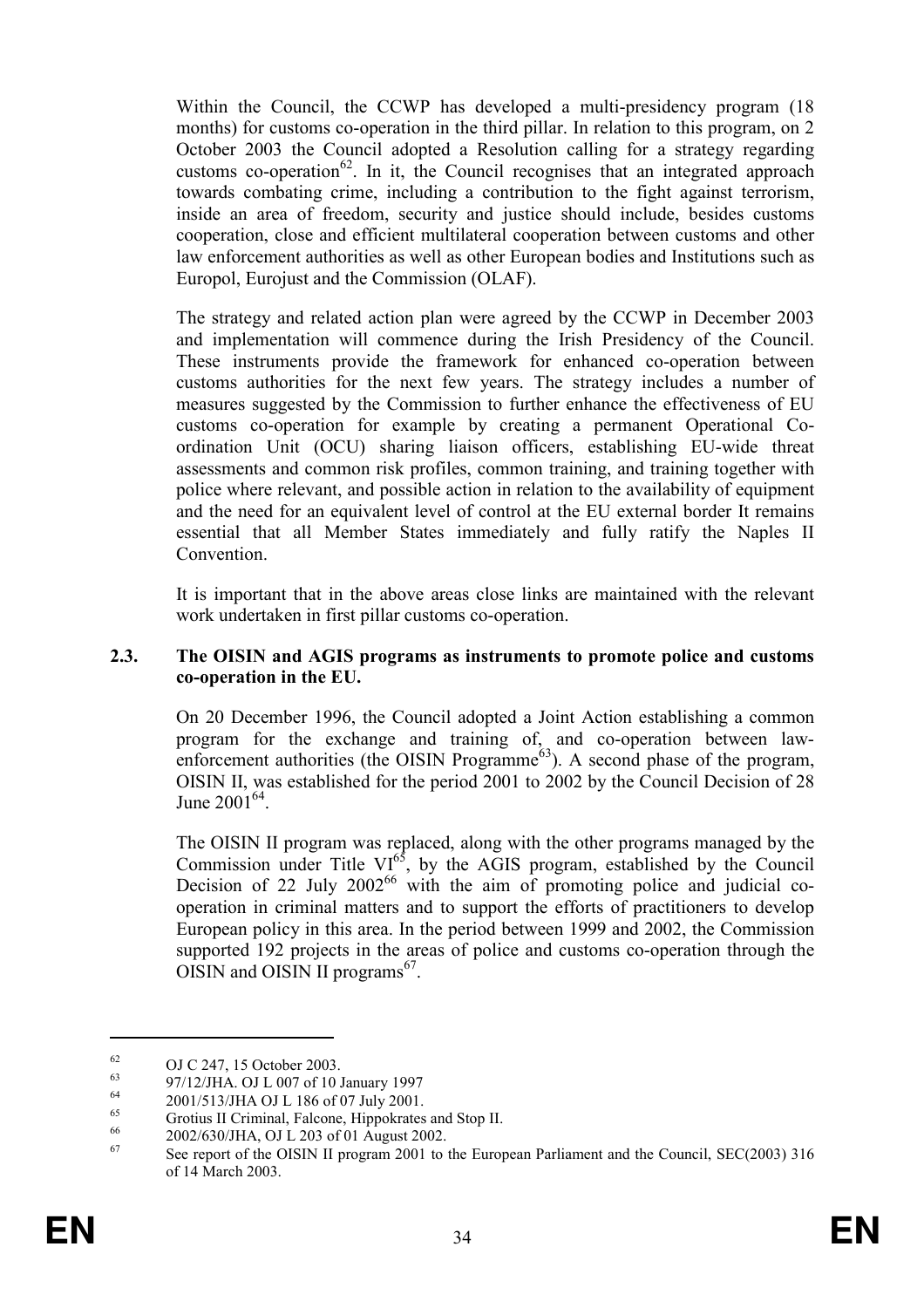Within the Council, the CCWP has developed a multi-presidency program (18 months) for customs co-operation in the third pillar. In relation to this program, on 2 October 2003 the Council adopted a Resolution calling for a strategy regarding customs co-operation[62]. In it, the Council recognises that an integrated approach towards combating crime, including a contribution to the fight against terrorism, inside an area of freedom, security and justice should include, besides customs cooperation, close and efficient multilateral cooperation between customs and other law enforcement authorities as well as other European bodies and Institutions such as Europol, Eurojust and the Commission (OLAF).

The strategy and related action plan were agreed by the CCWP in December 2003 and implementation will commence during the Irish Presidency of the Council. These instruments provide the framework for enhanced co-operation between customs authorities for the next few years. The strategy includes a number of measures suggested by the Commission to further enhance the effectiveness of EU customs co-operation for example by creating a permanent Operational Co-ordination Unit (OCU) sharing liaison officers, establishing EU-wide threat assessments and common risk profiles, common training, and training together with police where relevant, and possible action in relation to the availability of equipment and the need for an equivalent level of control at the EU external border It remains essential that all Member States immediately and fully ratify the Naples II Convention.

It is important that in the above areas close links are maintained with the relevant work undertaken in first pillar customs co-operation.

### 2.3. The OISIN and AGIS programs as instruments to promote police and customs co-operation in the EU.

On 20 December 1996, the Council adopted a Joint Action establishing a common program for the exchange and training of, and co-operation between law-enforcement authorities (the OISIN Programme[63]). A second phase of the program, OISIN II, was established for the period 2001 to 2002 by the Council Decision of 28 June 2001[64].

The OISIN II program was replaced, along with the other programs managed by the Commission under Title VI[65], by the AGIS program, established by the Council Decision of 22 July 2002[66] with the aim of promoting police and judicial co-operation in criminal matters and to support the efforts of practitioners to develop European policy in this area. In the period between 1999 and 2002, the Commission supported 192 projects in the areas of police and customs co-operation through the OISIN and OISIN II programs[67].

---

[62] OJ C 247, 15 October 2003.

[63] 97/12/JHA. OJ L 007 of 10 January 1997

[64] 2001/513/JHA OJ L 186 of 07 July 2001.

[65] Grotius II Criminal, Falcone, Hippokrates and Stop II.

[66] 2002/630/JHA, OJ L 203 of 01 August 2002.

[67] See report of the OISIN II program 2001 to the European Parliament and the Council, SEC(2003) 316 of 14 March 2003.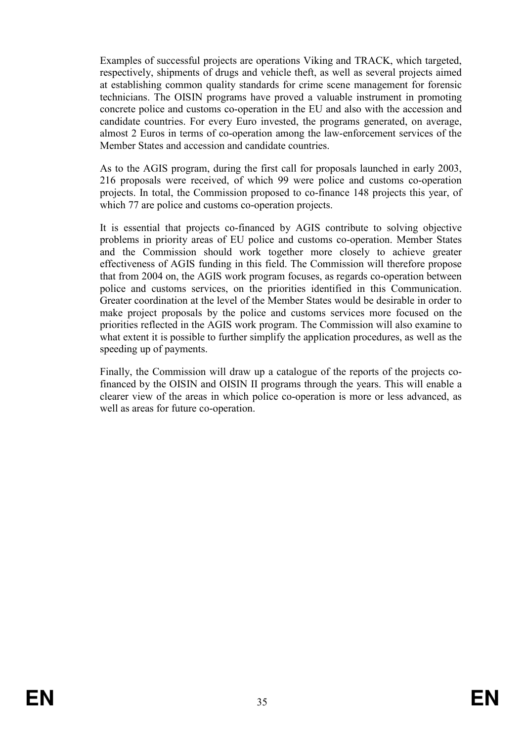Examples of successful projects are operations Viking and TRACK, which targeted, respectively, shipments of drugs and vehicle theft, as well as several projects aimed at establishing common quality standards for crime scene management for forensic technicians. The OISIN programs have proved a valuable instrument in promoting concrete police and customs co-operation in the EU and also with the accession and candidate countries. For every Euro invested, the programs generated, on average, almost 2 Euros in terms of co-operation among the law-enforcement services of the Member States and accession and candidate countries.

As to the AGIS program, during the first call for proposals launched in early 2003, 216 proposals were received, of which 99 were police and customs co-operation projects. In total, the Commission proposed to co-finance 148 projects this year, of which 77 are police and customs co-operation projects.

It is essential that projects co-financed by AGIS contribute to solving objective problems in priority areas of EU police and customs co-operation. Member States and the Commission should work together more closely to achieve greater effectiveness of AGIS funding in this field. The Commission will therefore propose that from 2004 on, the AGIS work program focuses, as regards co-operation between police and customs services, on the priorities identified in this Communication. Greater coordination at the level of the Member States would be desirable in order to make project proposals by the police and customs services more focused on the priorities reflected in the AGIS work program. The Commission will also examine to what extent it is possible to further simplify the application procedures, as well as the speeding up of payments.

Finally, the Commission will draw up a catalogue of the reports of the projects co-financed by the OISIN and OISIN II programs through the years. This will enable a clearer view of the areas in which police co-operation is more or less advanced, as well as areas for future co-operation.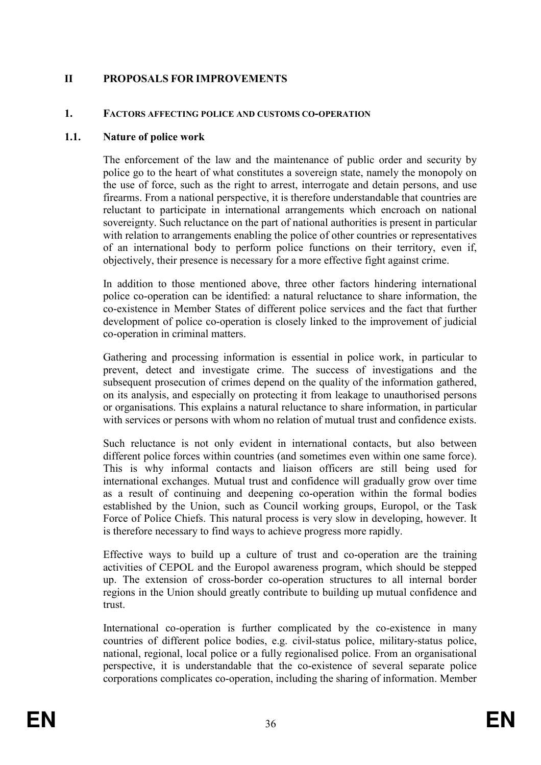# II PROPOSALS FOR IMPROVEMENTS

## 1. FACTORS AFFECTING POLICE AND CUSTOMS CO-OPERATION

### 1.1. Nature of police work

The enforcement of the law and the maintenance of public order and security by police go to the heart of what constitutes a sovereign state, namely the monopoly on the use of force, such as the right to arrest, interrogate and detain persons, and use firearms. From a national perspective, it is therefore understandable that countries are reluctant to participate in international arrangements which encroach on national sovereignty. Such reluctance on the part of national authorities is present in particular with relation to arrangements enabling the police of other countries or representatives of an international body to perform police functions on their territory, even if, objectively, their presence is necessary for a more effective fight against crime.

In addition to those mentioned above, three other factors hindering international police co-operation can be identified: a natural reluctance to share information, the co-existence in Member States of different police services and the fact that further development of police co-operation is closely linked to the improvement of judicial co-operation in criminal matters.

Gathering and processing information is essential in police work, in particular to prevent, detect and investigate crime. The success of investigations and the subsequent prosecution of crimes depend on the quality of the information gathered, on its analysis, and especially on protecting it from leakage to unauthorised persons or organisations. This explains a natural reluctance to share information, in particular with services or persons with whom no relation of mutual trust and confidence exists.

Such reluctance is not only evident in international contacts, but also between different police forces within countries (and sometimes even within one same force). This is why informal contacts and liaison officers are still being used for international exchanges. Mutual trust and confidence will gradually grow over time as a result of continuing and deepening co-operation within the formal bodies established by the Union, such as Council working groups, Europol, or the Task Force of Police Chiefs. This natural process is very slow in developing, however. It is therefore necessary to find ways to achieve progress more rapidly.

Effective ways to build up a culture of trust and co-operation are the training activities of CEPOL and the Europol awareness program, which should be stepped up. The extension of cross-border co-operation structures to all internal border regions in the Union should greatly contribute to building up mutual confidence and trust.

International co-operation is further complicated by the co-existence in many countries of different police bodies, e.g. civil-status police, military-status police, national, regional, local police or a fully regionalised police. From an organisational perspective, it is understandable that the co-existence of several separate police corporations complicates co-operation, including the sharing of information. Member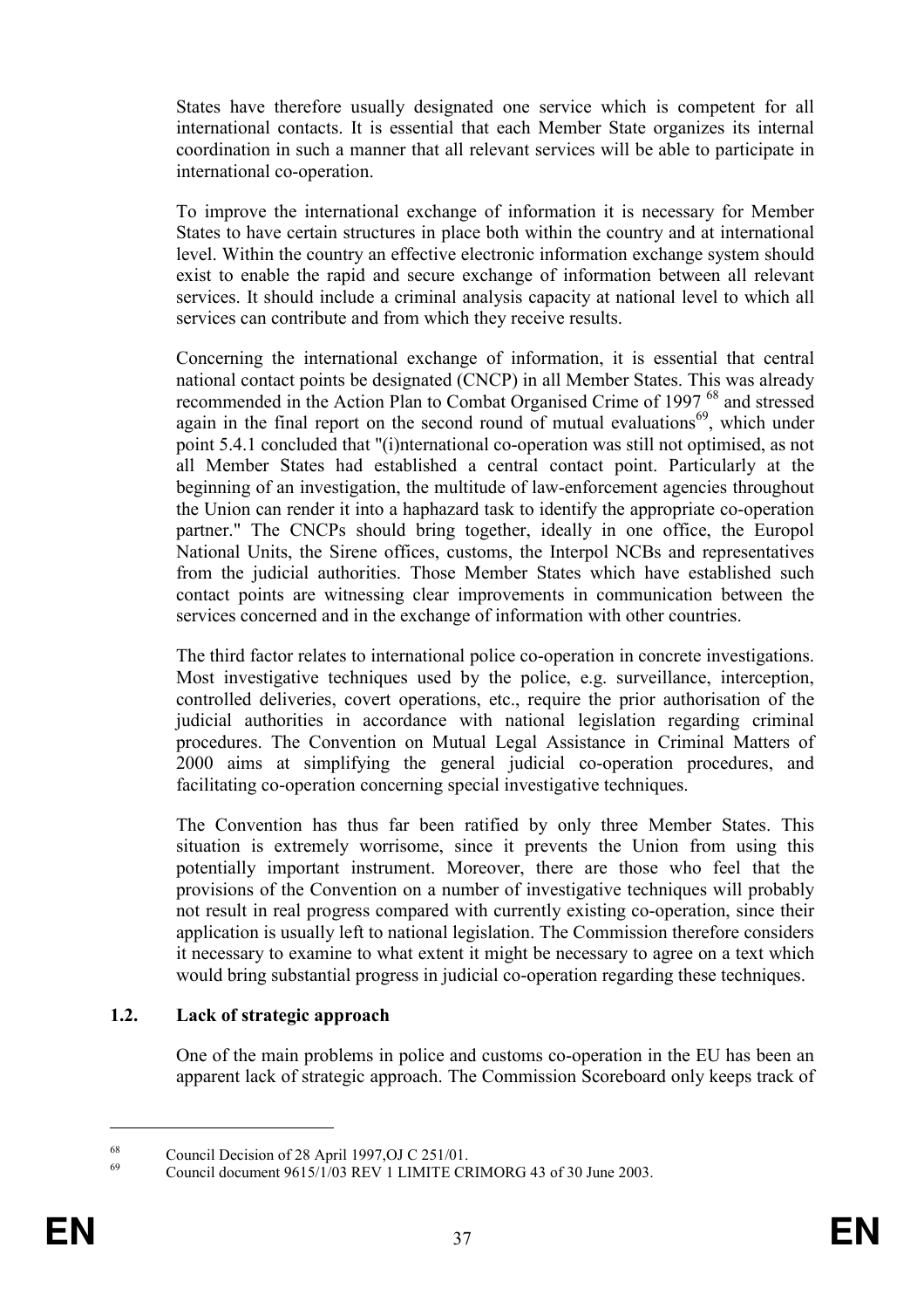States have therefore usually designated one service which is competent for all international contacts. It is essential that each Member State organizes its internal coordination in such a manner that all relevant services will be able to participate in international co-operation.

To improve the international exchange of information it is necessary for Member States to have certain structures in place both within the country and at international level. Within the country an effective electronic information exchange system should exist to enable the rapid and secure exchange of information between all relevant services. It should include a criminal analysis capacity at national level to which all services can contribute and from which they receive results.

Concerning the international exchange of information, it is essential that central national contact points be designated (CNCP) in all Member States. This was already recommended in the Action Plan to Combat Organised Crime of 1997 [68] and stressed again in the final report on the second round of mutual evaluations[69], which under point 5.4.1 concluded that "(i)nternational co-operation was still not optimised, as not all Member States had established a central contact point. Particularly at the beginning of an investigation, the multitude of law-enforcement agencies throughout the Union can render it into a haphazard task to identify the appropriate co-operation partner." The CNCPs should bring together, ideally in one office, the Europol National Units, the Sirene offices, customs, the Interpol NCBs and representatives from the judicial authorities. Those Member States which have established such contact points are witnessing clear improvements in communication between the services concerned and in the exchange of information with other countries.

The third factor relates to international police co-operation in concrete investigations. Most investigative techniques used by the police, e.g. surveillance, interception, controlled deliveries, covert operations, etc., require the prior authorisation of the judicial authorities in accordance with national legislation regarding criminal procedures. The Convention on Mutual Legal Assistance in Criminal Matters of 2000 aims at simplifying the general judicial co-operation procedures, and facilitating co-operation concerning special investigative techniques.

The Convention has thus far been ratified by only three Member States. This situation is extremely worrisome, since it prevents the Union from using this potentially important instrument. Moreover, there are those who feel that the provisions of the Convention on a number of investigative techniques will probably not result in real progress compared with currently existing co-operation, since their application is usually left to national legislation. The Commission therefore considers it necessary to examine to what extent it might be necessary to agree on a text which would bring substantial progress in judicial co-operation regarding these techniques.

### 1.2. Lack of strategic approach

One of the main problems in police and customs co-operation in the EU has been an apparent lack of strategic approach. The Commission Scoreboard only keeps track of

---

[68] Council Decision of 28 April 1997,OJ C 251/01.

[69] Council document 9615/1/03 REV 1 LIMITE CRIMORG 43 of 30 June 2003.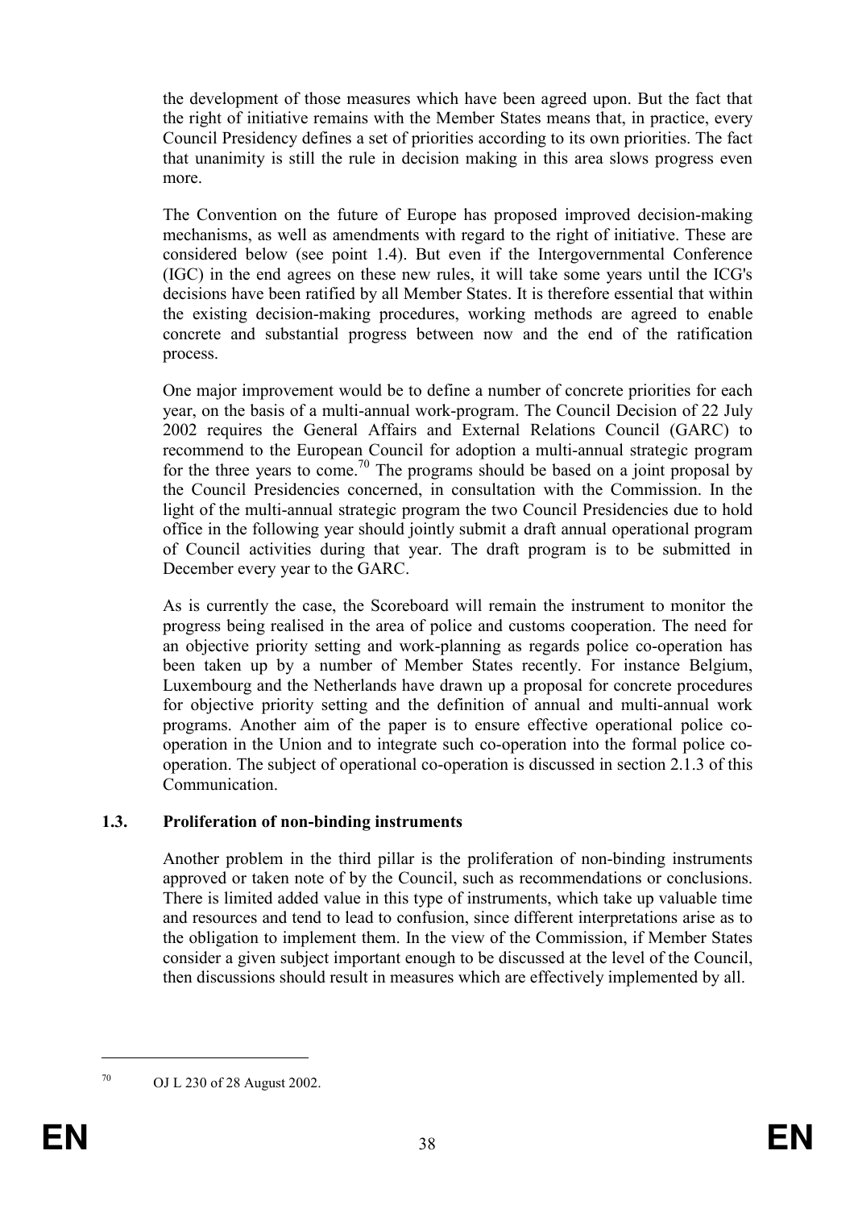the development of those measures which have been agreed upon. But the fact that the right of initiative remains with the Member States means that, in practice, every Council Presidency defines a set of priorities according to its own priorities. The fact that unanimity is still the rule in decision making in this area slows progress even more.

The Convention on the future of Europe has proposed improved decision-making mechanisms, as well as amendments with regard to the right of initiative. These are considered below (see point 1.4). But even if the Intergovernmental Conference (IGC) in the end agrees on these new rules, it will take some years until the ICG's decisions have been ratified by all Member States. It is therefore essential that within the existing decision-making procedures, working methods are agreed to enable concrete and substantial progress between now and the end of the ratification process.

One major improvement would be to define a number of concrete priorities for each year, on the basis of a multi-annual work-program. The Council Decision of 22 July 2002 requires the General Affairs and External Relations Council (GARC) to recommend to the European Council for adoption a multi-annual strategic program for the three years to come.[70] The programs should be based on a joint proposal by the Council Presidencies concerned, in consultation with the Commission. In the light of the multi-annual strategic program the two Council Presidencies due to hold office in the following year should jointly submit a draft annual operational program of Council activities during that year. The draft program is to be submitted in December every year to the GARC.

As is currently the case, the Scoreboard will remain the instrument to monitor the progress being realised in the area of police and customs cooperation. The need for an objective priority setting and work-planning as regards police co-operation has been taken up by a number of Member States recently. For instance Belgium, Luxembourg and the Netherlands have drawn up a proposal for concrete procedures for objective priority setting and the definition of annual and multi-annual work programs. Another aim of the paper is to ensure effective operational police co-operation in the Union and to integrate such co-operation into the formal police co-operation. The subject of operational co-operation is discussed in section 2.1.3 of this Communication.

### 1.3. Proliferation of non-binding instruments

Another problem in the third pillar is the proliferation of non-binding instruments approved or taken note of by the Council, such as recommendations or conclusions. There is limited added value in this type of instruments, which take up valuable time and resources and tend to lead to confusion, since different interpretations arise as to the obligation to implement them. In the view of the Commission, if Member States consider a given subject important enough to be discussed at the level of the Council, then discussions should result in measures which are effectively implemented by all.

---

[70] OJ L 230 of 28 August 2002.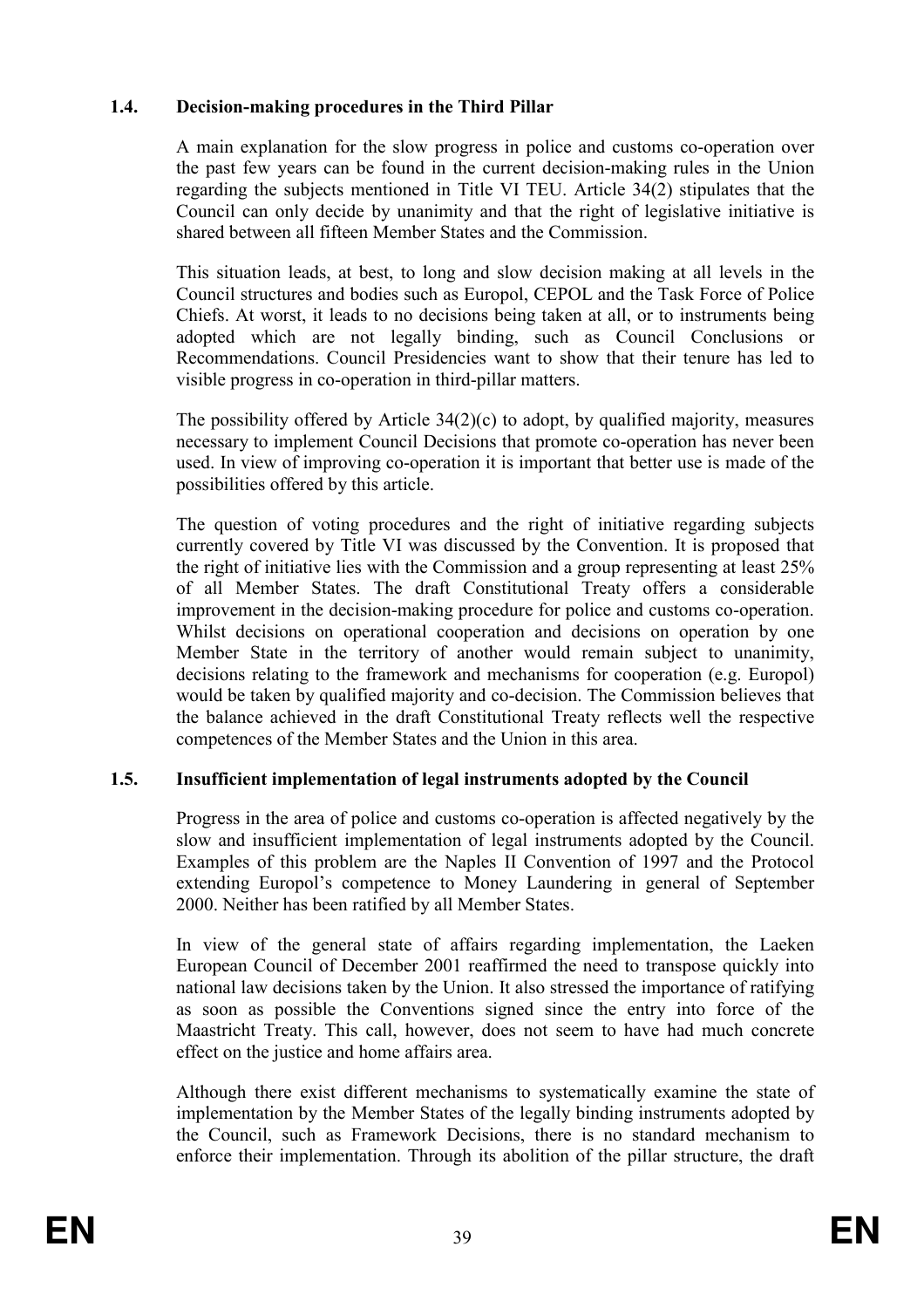### 1.4. Decision-making procedures in the Third Pillar

A main explanation for the slow progress in police and customs co-operation over the past few years can be found in the current decision-making rules in the Union regarding the subjects mentioned in Title VI TEU. Article 34(2) stipulates that the Council can only decide by unanimity and that the right of legislative initiative is shared between all fifteen Member States and the Commission.

This situation leads, at best, to long and slow decision making at all levels in the Council structures and bodies such as Europol, CEPOL and the Task Force of Police Chiefs. At worst, it leads to no decisions being taken at all, or to instruments being adopted which are not legally binding, such as Council Conclusions or Recommendations. Council Presidencies want to show that their tenure has led to visible progress in co-operation in third-pillar matters.

The possibility offered by Article 34(2)(c) to adopt, by qualified majority, measures necessary to implement Council Decisions that promote co-operation has never been used. In view of improving co-operation it is important that better use is made of the possibilities offered by this article.

The question of voting procedures and the right of initiative regarding subjects currently covered by Title VI was discussed by the Convention. It is proposed that the right of initiative lies with the Commission and a group representing at least 25% of all Member States. The draft Constitutional Treaty offers a considerable improvement in the decision-making procedure for police and customs co-operation. Whilst decisions on operational cooperation and decisions on operation by one Member State in the territory of another would remain subject to unanimity, decisions relating to the framework and mechanisms for cooperation (e.g. Europol) would be taken by qualified majority and co-decision. The Commission believes that the balance achieved in the draft Constitutional Treaty reflects well the respective competences of the Member States and the Union in this area.

### 1.5. Insufficient implementation of legal instruments adopted by the Council

Progress in the area of police and customs co-operation is affected negatively by the slow and insufficient implementation of legal instruments adopted by the Council. Examples of this problem are the Naples II Convention of 1997 and the Protocol extending Europol's competence to Money Laundering in general of September 2000. Neither has been ratified by all Member States.

In view of the general state of affairs regarding implementation, the Laeken European Council of December 2001 reaffirmed the need to transpose quickly into national law decisions taken by the Union. It also stressed the importance of ratifying as soon as possible the Conventions signed since the entry into force of the Maastricht Treaty. This call, however, does not seem to have had much concrete effect on the justice and home affairs area.

Although there exist different mechanisms to systematically examine the state of implementation by the Member States of the legally binding instruments adopted by the Council, such as Framework Decisions, there is no standard mechanism to enforce their implementation. Through its abolition of the pillar structure, the draft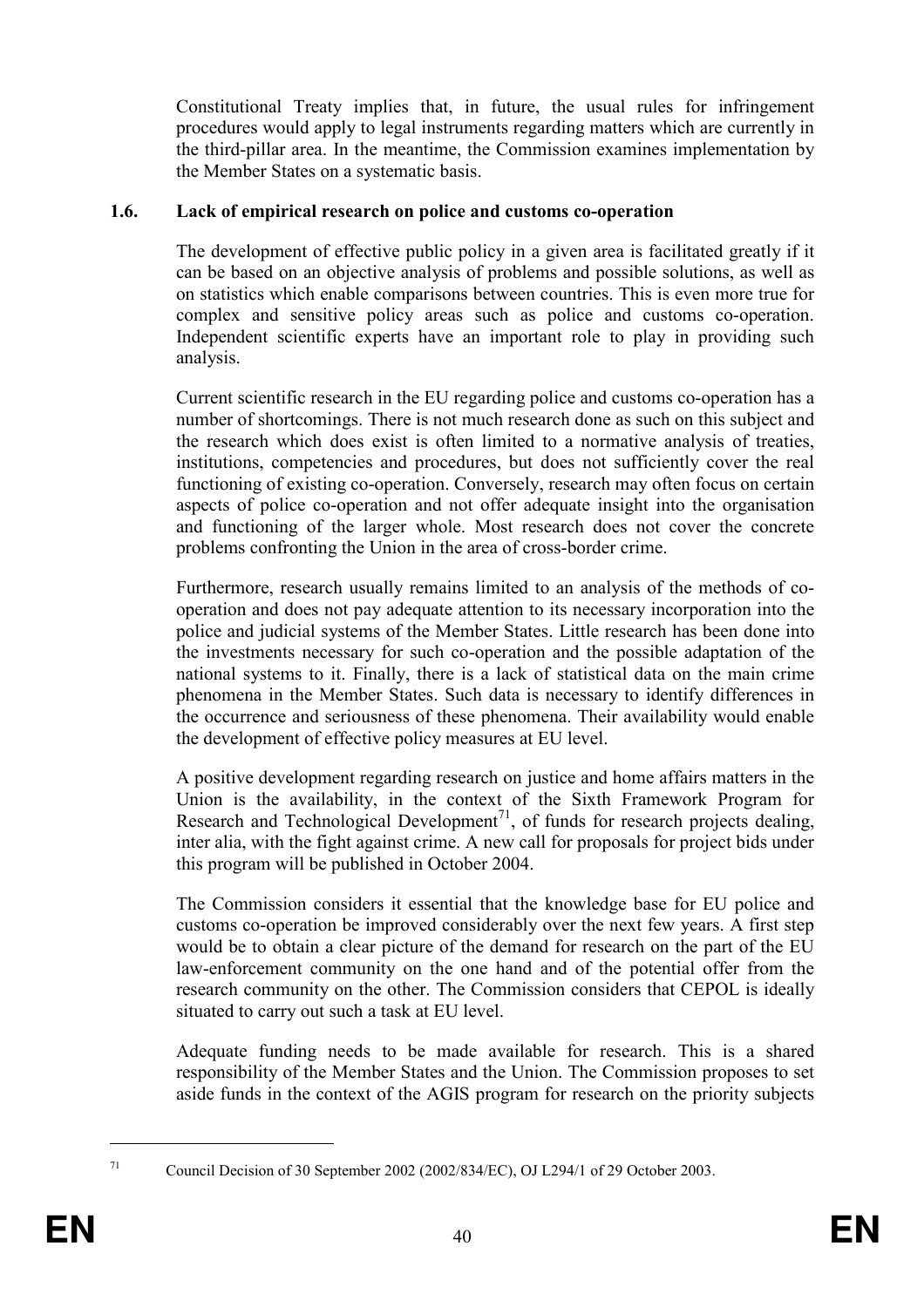Constitutional Treaty implies that, in future, the usual rules for infringement procedures would apply to legal instruments regarding matters which are currently in the third-pillar area. In the meantime, the Commission examines implementation by the Member States on a systematic basis.

### 1.6. Lack of empirical research on police and customs co-operation

The development of effective public policy in a given area is facilitated greatly if it can be based on an objective analysis of problems and possible solutions, as well as on statistics which enable comparisons between countries. This is even more true for complex and sensitive policy areas such as police and customs co-operation. Independent scientific experts have an important role to play in providing such analysis.

Current scientific research in the EU regarding police and customs co-operation has a number of shortcomings. There is not much research done as such on this subject and the research which does exist is often limited to a normative analysis of treaties, institutions, competencies and procedures, but does not sufficiently cover the real functioning of existing co-operation. Conversely, research may often focus on certain aspects of police co-operation and not offer adequate insight into the organisation and functioning of the larger whole. Most research does not cover the concrete problems confronting the Union in the area of cross-border crime.

Furthermore, research usually remains limited to an analysis of the methods of co-operation and does not pay adequate attention to its necessary incorporation into the police and judicial systems of the Member States. Little research has been done into the investments necessary for such co-operation and the possible adaptation of the national systems to it. Finally, there is a lack of statistical data on the main crime phenomena in the Member States. Such data is necessary to identify differences in the occurrence and seriousness of these phenomena. Their availability would enable the development of effective policy measures at EU level.

A positive development regarding research on justice and home affairs matters in the Union is the availability, in the context of the Sixth Framework Program for Research and Technological Development[71], of funds for research projects dealing, inter alia, with the fight against crime. A new call for proposals for project bids under this program will be published in October 2004.

The Commission considers it essential that the knowledge base for EU police and customs co-operation be improved considerably over the next few years. A first step would be to obtain a clear picture of the demand for research on the part of the EU law-enforcement community on the one hand and of the potential offer from the research community on the other. The Commission considers that CEPOL is ideally situated to carry out such a task at EU level.

Adequate funding needs to be made available for research. This is a shared responsibility of the Member States and the Union. The Commission proposes to set aside funds in the context of the AGIS program for research on the priority subjects

---

[71] Council Decision of 30 September 2002 (2002/834/EC), OJ L294/1 of 29 October 2003.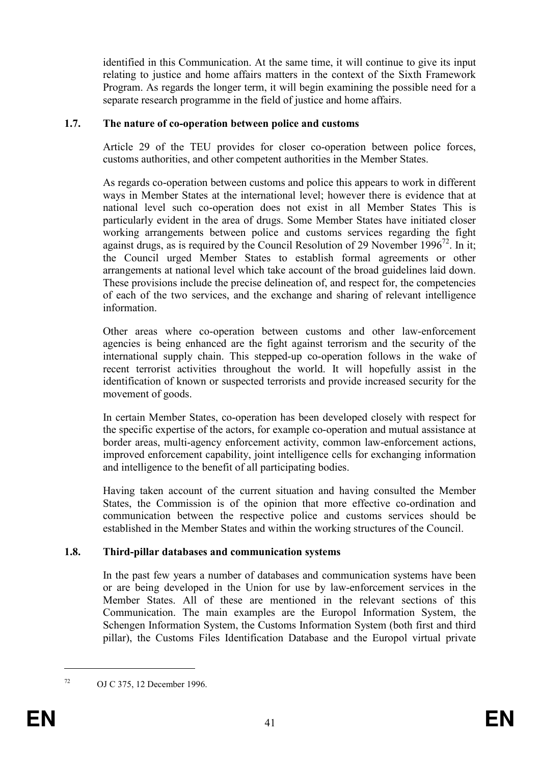identified in this Communication. At the same time, it will continue to give its input relating to justice and home affairs matters in the context of the Sixth Framework Program. As regards the longer term, it will begin examining the possible need for a separate research programme in the field of justice and home affairs.

### 1.7. The nature of co-operation between police and customs

Article 29 of the TEU provides for closer co-operation between police forces, customs authorities, and other competent authorities in the Member States.

As regards co-operation between customs and police this appears to work in different ways in Member States at the international level; however there is evidence that at national level such co-operation does not exist in all Member States This is particularly evident in the area of drugs. Some Member States have initiated closer working arrangements between police and customs services regarding the fight against drugs, as is required by the Council Resolution of 29 November 1996[72]. In it; the Council urged Member States to establish formal agreements or other arrangements at national level which take account of the broad guidelines laid down. These provisions include the precise delineation of, and respect for, the competencies of each of the two services, and the exchange and sharing of relevant intelligence information.

Other areas where co-operation between customs and other law-enforcement agencies is being enhanced are the fight against terrorism and the security of the international supply chain. This stepped-up co-operation follows in the wake of recent terrorist activities throughout the world. It will hopefully assist in the identification of known or suspected terrorists and provide increased security for the movement of goods.

In certain Member States, co-operation has been developed closely with respect for the specific expertise of the actors, for example co-operation and mutual assistance at border areas, multi-agency enforcement activity, common law-enforcement actions, improved enforcement capability, joint intelligence cells for exchanging information and intelligence to the benefit of all participating bodies.

Having taken account of the current situation and having consulted the Member States, the Commission is of the opinion that more effective co-ordination and communication between the respective police and customs services should be established in the Member States and within the working structures of the Council.

### 1.8. Third-pillar databases and communication systems

In the past few years a number of databases and communication systems have been or are being developed in the Union for use by law-enforcement services in the Member States. All of these are mentioned in the relevant sections of this Communication. The main examples are the Europol Information System, the Schengen Information System, the Customs Information System (both first and third pillar), the Customs Files Identification Database and the Europol virtual private

---

[72] OJ C 375, 12 December 1996.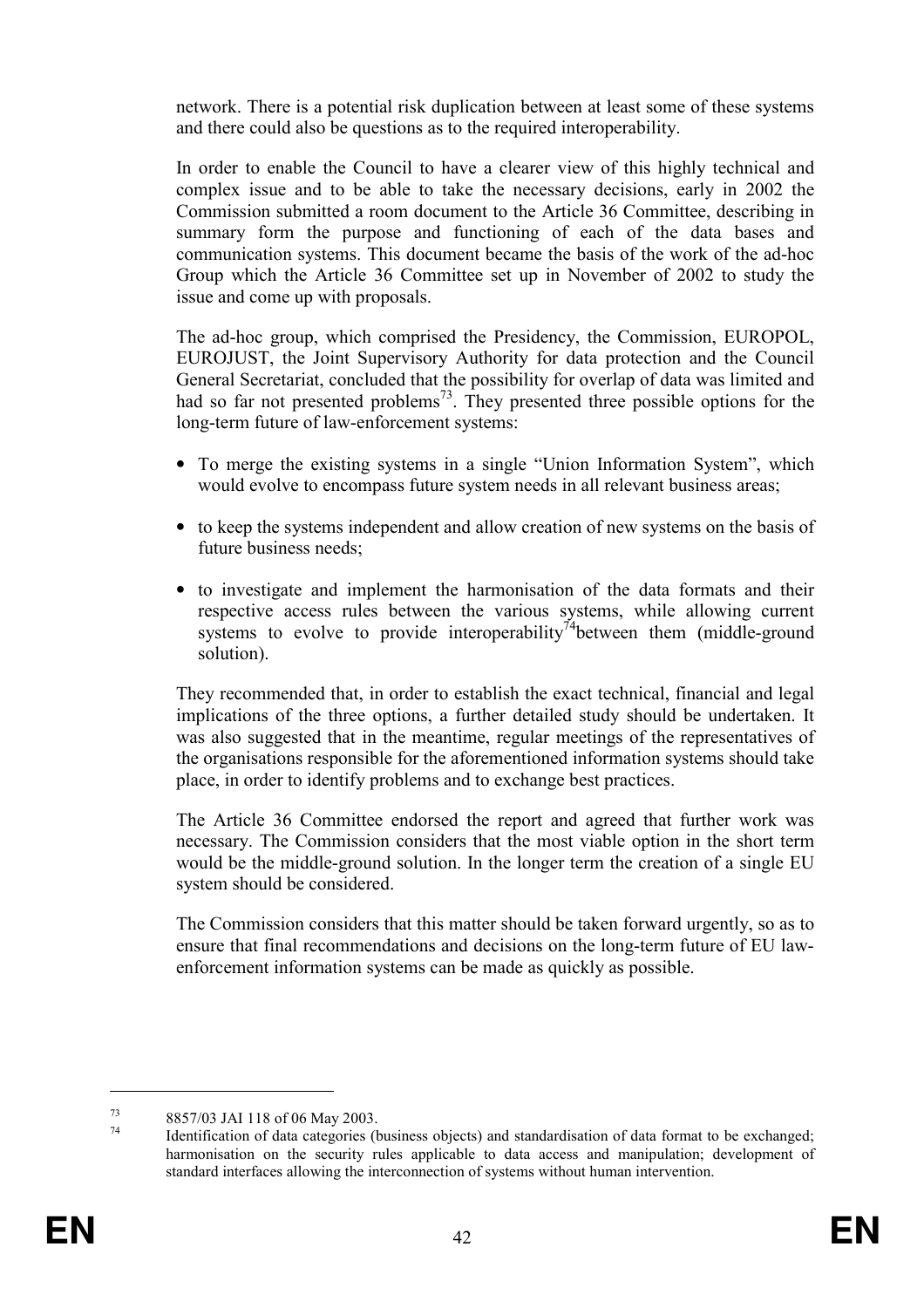network. There is a potential risk duplication between at least some of these systems and there could also be questions as to the required interoperability.

In order to enable the Council to have a clearer view of this highly technical and complex issue and to be able to take the necessary decisions, early in 2002 the Commission submitted a room document to the Article 36 Committee, describing in summary form the purpose and functioning of each of the data bases and communication systems. This document became the basis of the work of the ad-hoc Group which the Article 36 Committee set up in November of 2002 to study the issue and come up with proposals.

The ad-hoc group, which comprised the Presidency, the Commission, EUROPOL, EUROJUST, the Joint Supervisory Authority for data protection and the Council General Secretariat, concluded that the possibility for overlap of data was limited and had so far not presented problems[73]. They presented three possible options for the long-term future of law-enforcement systems:

- To merge the existing systems in a single "Union Information System", which would evolve to encompass future system needs in all relevant business areas;
- to keep the systems independent and allow creation of new systems on the basis of future business needs;
- to investigate and implement the harmonisation of the data formats and their respective access rules between the various systems, while allowing current systems to evolve to provide interoperability[74]between them (middle-ground solution).

They recommended that, in order to establish the exact technical, financial and legal implications of the three options, a further detailed study should be undertaken. It was also suggested that in the meantime, regular meetings of the representatives of the organisations responsible for the aforementioned information systems should take place, in order to identify problems and to exchange best practices.

The Article 36 Committee endorsed the report and agreed that further work was necessary. The Commission considers that the most viable option in the short term would be the middle-ground solution. In the longer term the creation of a single EU system should be considered.

The Commission considers that this matter should be taken forward urgently, so as to ensure that final recommendations and decisions on the long-term future of EU law-enforcement information systems can be made as quickly as possible.

---

[73] 8857/03 JAI 118 of 06 May 2003.

[74] Identification of data categories (business objects) and standardisation of data format to be exchanged; harmonisation on the security rules applicable to data access and manipulation; development of standard interfaces allowing the interconnection of systems without human intervention.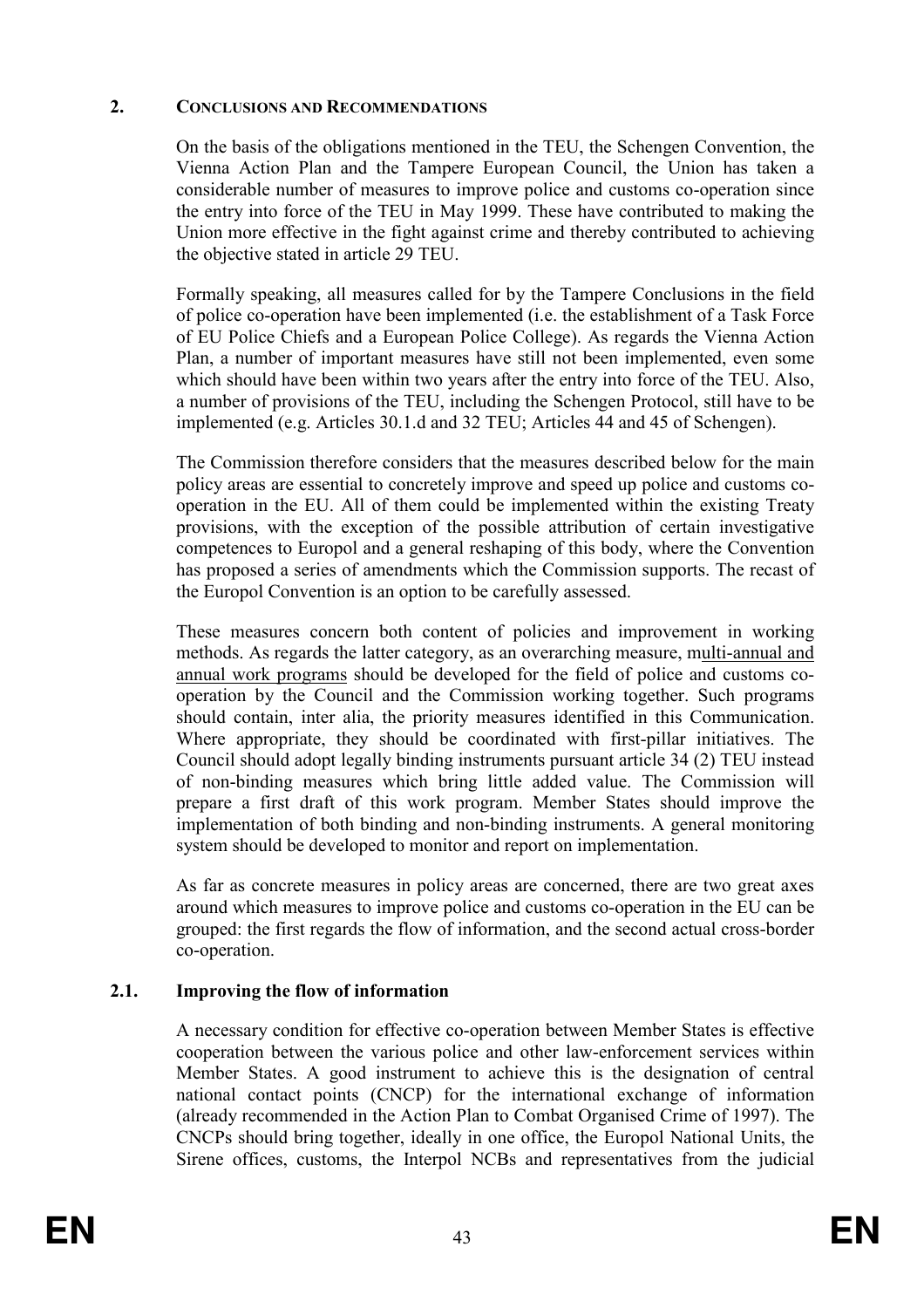## 2. CONCLUSIONS AND RECOMMENDATIONS

On the basis of the obligations mentioned in the TEU, the Schengen Convention, the Vienna Action Plan and the Tampere European Council, the Union has taken a considerable number of measures to improve police and customs co-operation since the entry into force of the TEU in May 1999. These have contributed to making the Union more effective in the fight against crime and thereby contributed to achieving the objective stated in article 29 TEU.

Formally speaking, all measures called for by the Tampere Conclusions in the field of police co-operation have been implemented (i.e. the establishment of a Task Force of EU Police Chiefs and a European Police College). As regards the Vienna Action Plan, a number of important measures have still not been implemented, even some which should have been within two years after the entry into force of the TEU. Also, a number of provisions of the TEU, including the Schengen Protocol, still have to be implemented (e.g. Articles 30.1.d and 32 TEU; Articles 44 and 45 of Schengen).

The Commission therefore considers that the measures described below for the main policy areas are essential to concretely improve and speed up police and customs co-operation in the EU. All of them could be implemented within the existing Treaty provisions, with the exception of the possible attribution of certain investigative competences to Europol and a general reshaping of this body, where the Convention has proposed a series of amendments which the Commission supports. The recast of the Europol Convention is an option to be carefully assessed.

These measures concern both content of policies and improvement in working methods. As regards the latter category, as an overarching measure, multi-annual and annual work programs should be developed for the field of police and customs co-operation by the Council and the Commission working together. Such programs should contain, inter alia, the priority measures identified in this Communication. Where appropriate, they should be coordinated with first-pillar initiatives. The Council should adopt legally binding instruments pursuant article 34 (2) TEU instead of non-binding measures which bring little added value. The Commission will prepare a first draft of this work program. Member States should improve the implementation of both binding and non-binding instruments. A general monitoring system should be developed to monitor and report on implementation.

As far as concrete measures in policy areas are concerned, there are two great axes around which measures to improve police and customs co-operation in the EU can be grouped: the first regards the flow of information, and the second actual cross-border co-operation.

### 2.1. Improving the flow of information

A necessary condition for effective co-operation between Member States is effective cooperation between the various police and other law-enforcement services within Member States. A good instrument to achieve this is the designation of central national contact points (CNCP) for the international exchange of information (already recommended in the Action Plan to Combat Organised Crime of 1997). The CNCPs should bring together, ideally in one office, the Europol National Units, the Sirene offices, customs, the Interpol NCBs and representatives from the judicial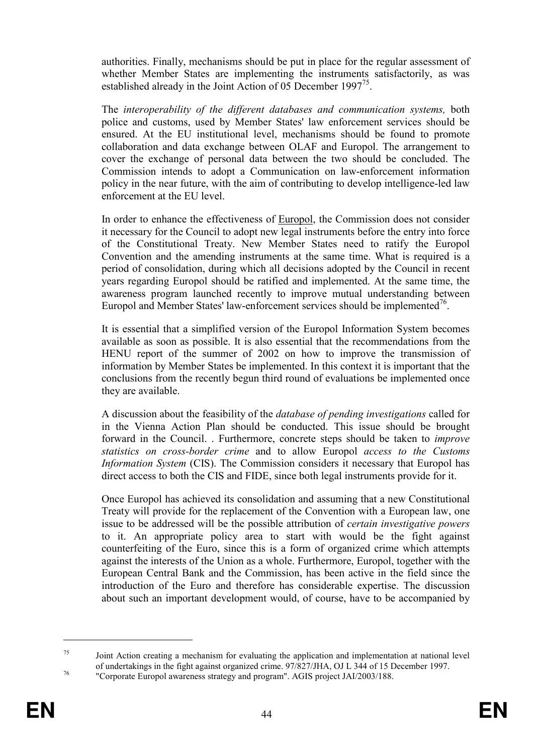authorities. Finally, mechanisms should be put in place for the regular assessment of whether Member States are implementing the instruments satisfactorily, as was established already in the Joint Action of 05 December 1997[75].

The *interoperability of the different databases and communication systems,* both police and customs, used by Member States' law enforcement services should be ensured. At the EU institutional level, mechanisms should be found to promote collaboration and data exchange between OLAF and Europol. The arrangement to cover the exchange of personal data between the two should be concluded. The Commission intends to adopt a Communication on law-enforcement information policy in the near future, with the aim of contributing to develop intelligence-led law enforcement at the EU level.

In order to enhance the effectiveness of Europol, the Commission does not consider it necessary for the Council to adopt new legal instruments before the entry into force of the Constitutional Treaty. New Member States need to ratify the Europol Convention and the amending instruments at the same time. What is required is a period of consolidation, during which all decisions adopted by the Council in recent years regarding Europol should be ratified and implemented. At the same time, the awareness program launched recently to improve mutual understanding between Europol and Member States' law-enforcement services should be implemented[76].

It is essential that a simplified version of the Europol Information System becomes available as soon as possible. It is also essential that the recommendations from the HENU report of the summer of 2002 on how to improve the transmission of information by Member States be implemented. In this context it is important that the conclusions from the recently begun third round of evaluations be implemented once they are available.

A discussion about the feasibility of the *database of pending investigations* called for in the Vienna Action Plan should be conducted. This issue should be brought forward in the Council. . Furthermore, concrete steps should be taken to *improve statistics on cross-border crime* and to allow Europol *access to the Customs Information System* (CIS). The Commission considers it necessary that Europol has direct access to both the CIS and FIDE, since both legal instruments provide for it.

Once Europol has achieved its consolidation and assuming that a new Constitutional Treaty will provide for the replacement of the Convention with a European law, one issue to be addressed will be the possible attribution of *certain investigative powers* to it. An appropriate policy area to start with would be the fight against counterfeiting of the Euro, since this is a form of organized crime which attempts against the interests of the Union as a whole. Furthermore, Europol, together with the European Central Bank and the Commission, has been active in the field since the introduction of the Euro and therefore has considerable expertise. The discussion about such an important development would, of course, have to be accompanied by

---

[75] Joint Action creating a mechanism for evaluating the application and implementation at national level of undertakings in the fight against organized crime. 97/827/JHA, OJ L 344 of 15 December 1997.

[76] "Corporate Europol awareness strategy and program". AGIS project JAI/2003/188.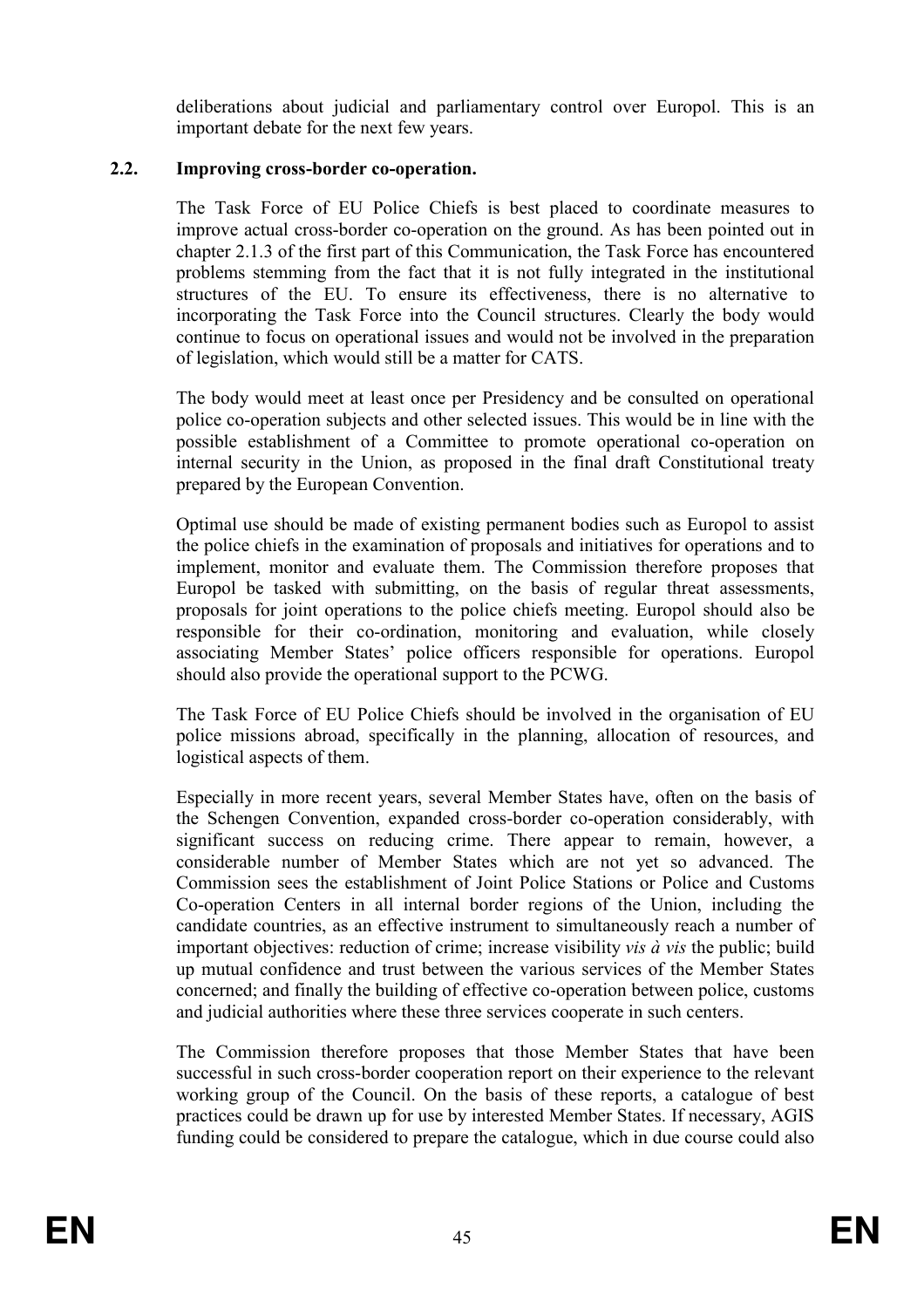deliberations about judicial and parliamentary control over Europol. This is an important debate for the next few years.

### 2.2. Improving cross-border co-operation.

The Task Force of EU Police Chiefs is best placed to coordinate measures to improve actual cross-border co-operation on the ground. As has been pointed out in chapter 2.1.3 of the first part of this Communication, the Task Force has encountered problems stemming from the fact that it is not fully integrated in the institutional structures of the EU. To ensure its effectiveness, there is no alternative to incorporating the Task Force into the Council structures. Clearly the body would continue to focus on operational issues and would not be involved in the preparation of legislation, which would still be a matter for CATS.

The body would meet at least once per Presidency and be consulted on operational police co-operation subjects and other selected issues. This would be in line with the possible establishment of a Committee to promote operational co-operation on internal security in the Union, as proposed in the final draft Constitutional treaty prepared by the European Convention.

Optimal use should be made of existing permanent bodies such as Europol to assist the police chiefs in the examination of proposals and initiatives for operations and to implement, monitor and evaluate them. The Commission therefore proposes that Europol be tasked with submitting, on the basis of regular threat assessments, proposals for joint operations to the police chiefs meeting. Europol should also be responsible for their co-ordination, monitoring and evaluation, while closely associating Member States' police officers responsible for operations. Europol should also provide the operational support to the PCWG.

The Task Force of EU Police Chiefs should be involved in the organisation of EU police missions abroad, specifically in the planning, allocation of resources, and logistical aspects of them.

Especially in more recent years, several Member States have, often on the basis of the Schengen Convention, expanded cross-border co-operation considerably, with significant success on reducing crime. There appear to remain, however, a considerable number of Member States which are not yet so advanced. The Commission sees the establishment of Joint Police Stations or Police and Customs Co-operation Centers in all internal border regions of the Union, including the candidate countries, as an effective instrument to simultaneously reach a number of important objectives: reduction of crime; increase visibility *vis à vis* the public; build up mutual confidence and trust between the various services of the Member States concerned; and finally the building of effective co-operation between police, customs and judicial authorities where these three services cooperate in such centers.

The Commission therefore proposes that those Member States that have been successful in such cross-border cooperation report on their experience to the relevant working group of the Council. On the basis of these reports, a catalogue of best practices could be drawn up for use by interested Member States. If necessary, AGIS funding could be considered to prepare the catalogue, which in due course could also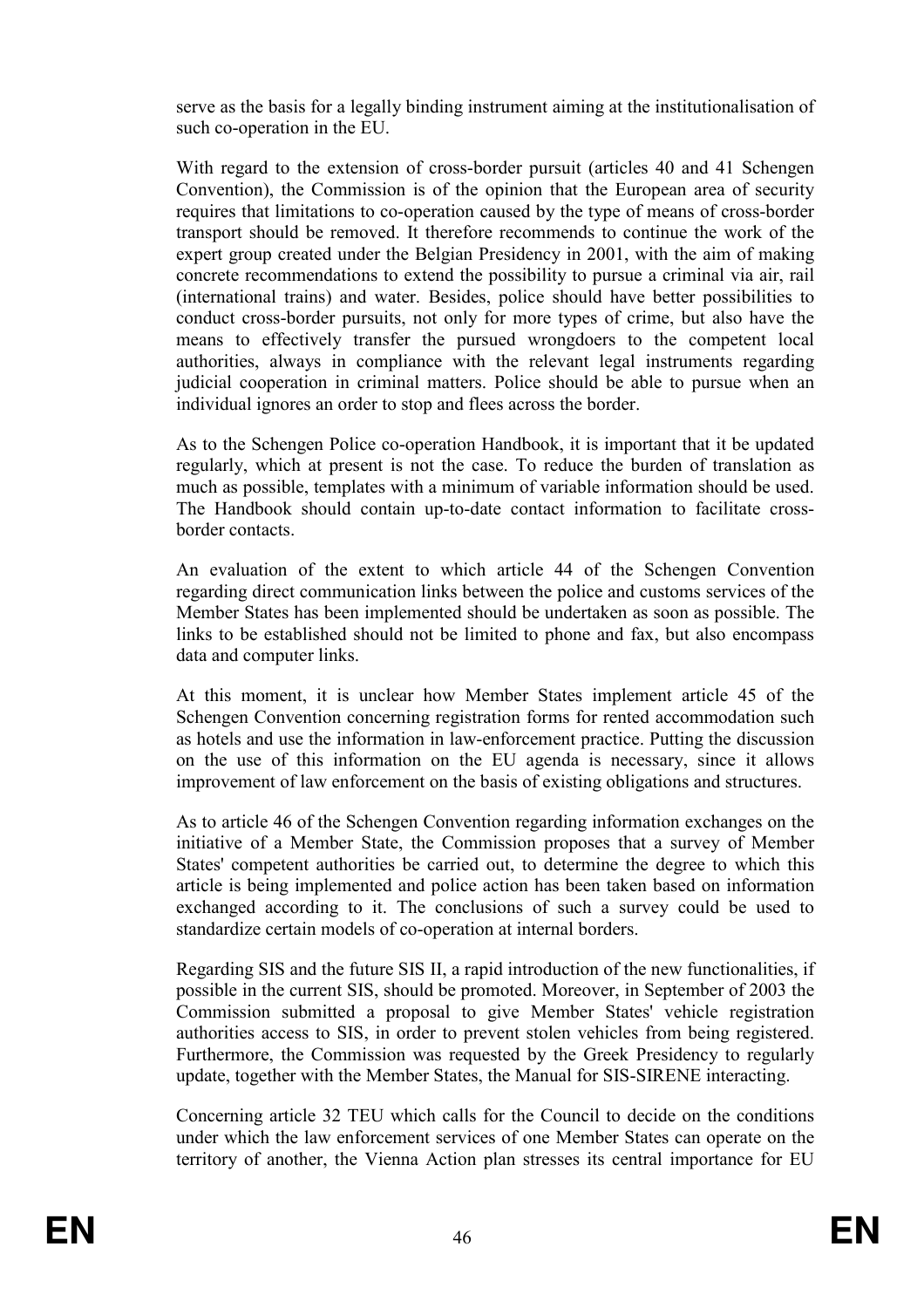serve as the basis for a legally binding instrument aiming at the institutionalisation of such co-operation in the EU.

With regard to the extension of cross-border pursuit (articles 40 and 41 Schengen Convention), the Commission is of the opinion that the European area of security requires that limitations to co-operation caused by the type of means of cross-border transport should be removed. It therefore recommends to continue the work of the expert group created under the Belgian Presidency in 2001, with the aim of making concrete recommendations to extend the possibility to pursue a criminal via air, rail (international trains) and water. Besides, police should have better possibilities to conduct cross-border pursuits, not only for more types of crime, but also have the means to effectively transfer the pursued wrongdoers to the competent local authorities, always in compliance with the relevant legal instruments regarding judicial cooperation in criminal matters. Police should be able to pursue when an individual ignores an order to stop and flees across the border.

As to the Schengen Police co-operation Handbook, it is important that it be updated regularly, which at present is not the case. To reduce the burden of translation as much as possible, templates with a minimum of variable information should be used. The Handbook should contain up-to-date contact information to facilitate cross-border contacts.

An evaluation of the extent to which article 44 of the Schengen Convention regarding direct communication links between the police and customs services of the Member States has been implemented should be undertaken as soon as possible. The links to be established should not be limited to phone and fax, but also encompass data and computer links.

At this moment, it is unclear how Member States implement article 45 of the Schengen Convention concerning registration forms for rented accommodation such as hotels and use the information in law-enforcement practice. Putting the discussion on the use of this information on the EU agenda is necessary, since it allows improvement of law enforcement on the basis of existing obligations and structures.

As to article 46 of the Schengen Convention regarding information exchanges on the initiative of a Member State, the Commission proposes that a survey of Member States' competent authorities be carried out, to determine the degree to which this article is being implemented and police action has been taken based on information exchanged according to it. The conclusions of such a survey could be used to standardize certain models of co-operation at internal borders.

Regarding SIS and the future SIS II, a rapid introduction of the new functionalities, if possible in the current SIS, should be promoted. Moreover, in September of 2003 the Commission submitted a proposal to give Member States' vehicle registration authorities access to SIS, in order to prevent stolen vehicles from being registered. Furthermore, the Commission was requested by the Greek Presidency to regularly update, together with the Member States, the Manual for SIS-SIRENE interacting.

Concerning article 32 TEU which calls for the Council to decide on the conditions under which the law enforcement services of one Member States can operate on the territory of another, the Vienna Action plan stresses its central importance for EU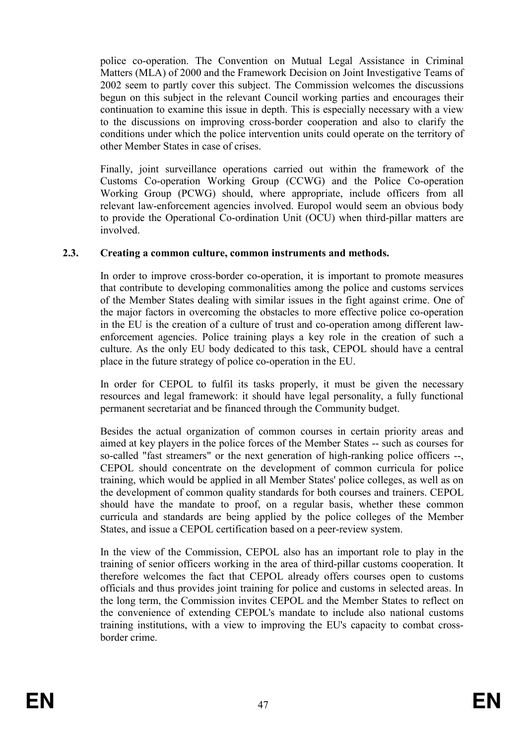police co-operation. The Convention on Mutual Legal Assistance in Criminal Matters (MLA) of 2000 and the Framework Decision on Joint Investigative Teams of 2002 seem to partly cover this subject. The Commission welcomes the discussions begun on this subject in the relevant Council working parties and encourages their continuation to examine this issue in depth. This is especially necessary with a view to the discussions on improving cross-border cooperation and also to clarify the conditions under which the police intervention units could operate on the territory of other Member States in case of crises.

Finally, joint surveillance operations carried out within the framework of the Customs Co-operation Working Group (CCWG) and the Police Co-operation Working Group (PCWG) should, where appropriate, include officers from all relevant law-enforcement agencies involved. Europol would seem an obvious body to provide the Operational Co-ordination Unit (OCU) when third-pillar matters are involved.

### 2.3. Creating a common culture, common instruments and methods.

In order to improve cross-border co-operation, it is important to promote measures that contribute to developing commonalities among the police and customs services of the Member States dealing with similar issues in the fight against crime. One of the major factors in overcoming the obstacles to more effective police co-operation in the EU is the creation of a culture of trust and co-operation among different law-enforcement agencies. Police training plays a key role in the creation of such a culture. As the only EU body dedicated to this task, CEPOL should have a central place in the future strategy of police co-operation in the EU.

In order for CEPOL to fulfil its tasks properly, it must be given the necessary resources and legal framework: it should have legal personality, a fully functional permanent secretariat and be financed through the Community budget.

Besides the actual organization of common courses in certain priority areas and aimed at key players in the police forces of the Member States -- such as courses for so-called "fast streamers" or the next generation of high-ranking police officers --, CEPOL should concentrate on the development of common curricula for police training, which would be applied in all Member States' police colleges, as well as on the development of common quality standards for both courses and trainers. CEPOL should have the mandate to proof, on a regular basis, whether these common curricula and standards are being applied by the police colleges of the Member States, and issue a CEPOL certification based on a peer-review system.

In the view of the Commission, CEPOL also has an important role to play in the training of senior officers working in the area of third-pillar customs cooperation. It therefore welcomes the fact that CEPOL already offers courses open to customs officials and thus provides joint training for police and customs in selected areas. In the long term, the Commission invites CEPOL and the Member States to reflect on the convenience of extending CEPOL's mandate to include also national customs training institutions, with a view to improving the EU's capacity to combat cross-border crime.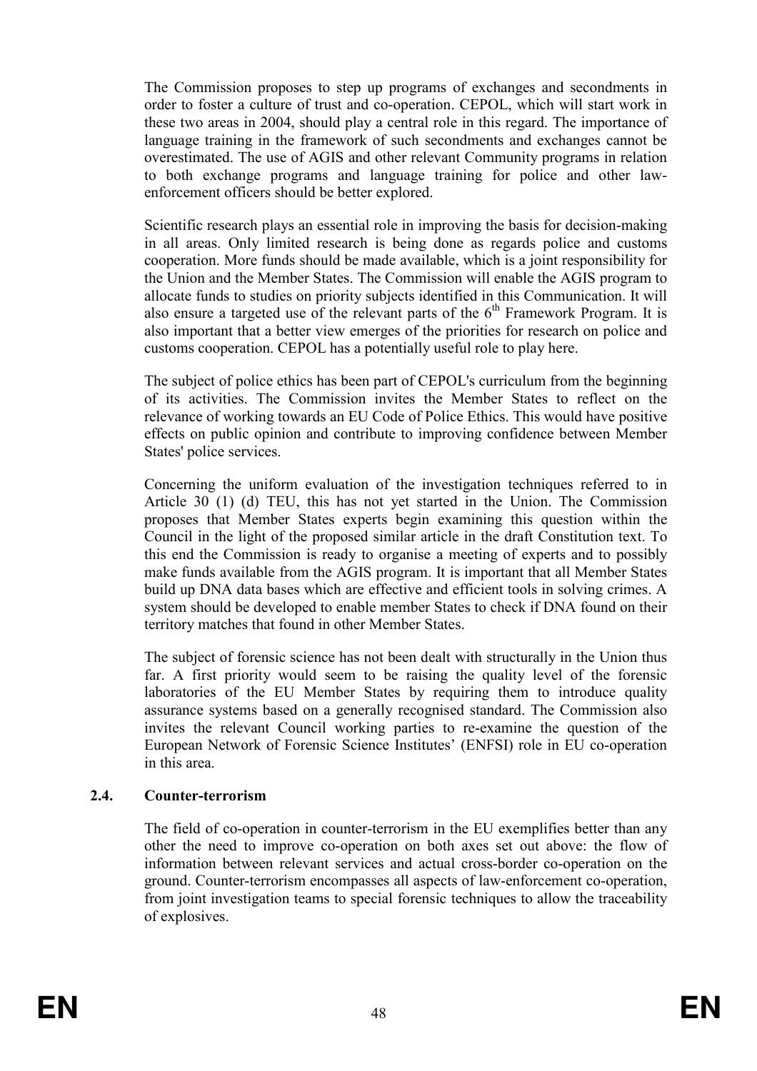The Commission proposes to step up programs of exchanges and secondments in order to foster a culture of trust and co-operation. CEPOL, which will start work in these two areas in 2004, should play a central role in this regard. The importance of language training in the framework of such secondments and exchanges cannot be overestimated. The use of AGIS and other relevant Community programs in relation to both exchange programs and language training for police and other law-enforcement officers should be better explored.

Scientific research plays an essential role in improving the basis for decision-making in all areas. Only limited research is being done as regards police and customs cooperation. More funds should be made available, which is a joint responsibility for the Union and the Member States. The Commission will enable the AGIS program to allocate funds to studies on priority subjects identified in this Communication. It will also ensure a targeted use of the relevant parts of the 6th Framework Program. It is also important that a better view emerges of the priorities for research on police and customs cooperation. CEPOL has a potentially useful role to play here.

The subject of police ethics has been part of CEPOL's curriculum from the beginning of its activities. The Commission invites the Member States to reflect on the relevance of working towards an EU Code of Police Ethics. This would have positive effects on public opinion and contribute to improving confidence between Member States' police services.

Concerning the uniform evaluation of the investigation techniques referred to in Article 30 (1) (d) TEU, this has not yet started in the Union. The Commission proposes that Member States experts begin examining this question within the Council in the light of the proposed similar article in the draft Constitution text. To this end the Commission is ready to organise a meeting of experts and to possibly make funds available from the AGIS program. It is important that all Member States build up DNA data bases which are effective and efficient tools in solving crimes. A system should be developed to enable member States to check if DNA found on their territory matches that found in other Member States.

The subject of forensic science has not been dealt with structurally in the Union thus far. A first priority would seem to be raising the quality level of the forensic laboratories of the EU Member States by requiring them to introduce quality assurance systems based on a generally recognised standard. The Commission also invites the relevant Council working parties to re-examine the question of the European Network of Forensic Science Institutes' (ENFSI) role in EU co-operation in this area.

### 2.4. Counter-terrorism

The field of co-operation in counter-terrorism in the EU exemplifies better than any other the need to improve co-operation on both axes set out above: the flow of information between relevant services and actual cross-border co-operation on the ground. Counter-terrorism encompasses all aspects of law-enforcement co-operation, from joint investigation teams to special forensic techniques to allow the traceability of explosives.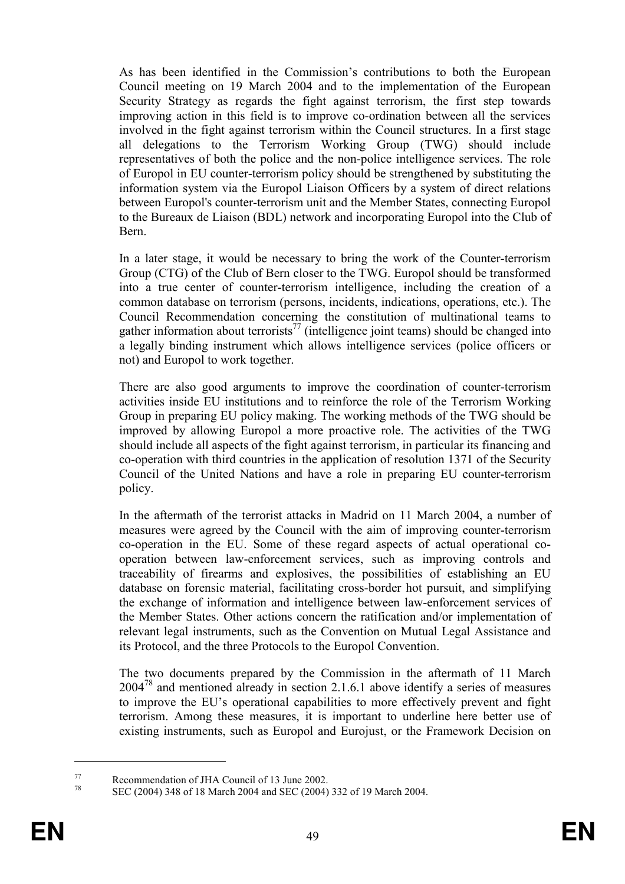As has been identified in the Commission's contributions to both the European Council meeting on 19 March 2004 and to the implementation of the European Security Strategy as regards the fight against terrorism, the first step towards improving action in this field is to improve co-ordination between all the services involved in the fight against terrorism within the Council structures. In a first stage all delegations to the Terrorism Working Group (TWG) should include representatives of both the police and the non-police intelligence services. The role of Europol in EU counter-terrorism policy should be strengthened by substituting the information system via the Europol Liaison Officers by a system of direct relations between Europol's counter-terrorism unit and the Member States, connecting Europol to the Bureaux de Liaison (BDL) network and incorporating Europol into the Club of Bern.

In a later stage, it would be necessary to bring the work of the Counter-terrorism Group (CTG) of the Club of Bern closer to the TWG. Europol should be transformed into a true center of counter-terrorism intelligence, including the creation of a common database on terrorism (persons, incidents, indications, operations, etc.). The Council Recommendation concerning the constitution of multinational teams to gather information about terrorists[77] (intelligence joint teams) should be changed into a legally binding instrument which allows intelligence services (police officers or not) and Europol to work together.

There are also good arguments to improve the coordination of counter-terrorism activities inside EU institutions and to reinforce the role of the Terrorism Working Group in preparing EU policy making. The working methods of the TWG should be improved by allowing Europol a more proactive role. The activities of the TWG should include all aspects of the fight against terrorism, in particular its financing and co-operation with third countries in the application of resolution 1371 of the Security Council of the United Nations and have a role in preparing EU counter-terrorism policy.

In the aftermath of the terrorist attacks in Madrid on 11 March 2004, a number of measures were agreed by the Council with the aim of improving counter-terrorism co-operation in the EU. Some of these regard aspects of actual operational co-operation between law-enforcement services, such as improving controls and traceability of firearms and explosives, the possibilities of establishing an EU database on forensic material, facilitating cross-border hot pursuit, and simplifying the exchange of information and intelligence between law-enforcement services of the Member States. Other actions concern the ratification and/or implementation of relevant legal instruments, such as the Convention on Mutual Legal Assistance and its Protocol, and the three Protocols to the Europol Convention.

The two documents prepared by the Commission in the aftermath of 11 March 2004[78] and mentioned already in section 2.1.6.1 above identify a series of measures to improve the EU's operational capabilities to more effectively prevent and fight terrorism. Among these measures, it is important to underline here better use of existing instruments, such as Europol and Eurojust, or the Framework Decision on

---

[77] Recommendation of JHA Council of 13 June 2002.

[78] SEC (2004) 348 of 18 March 2004 and SEC (2004) 332 of 19 March 2004.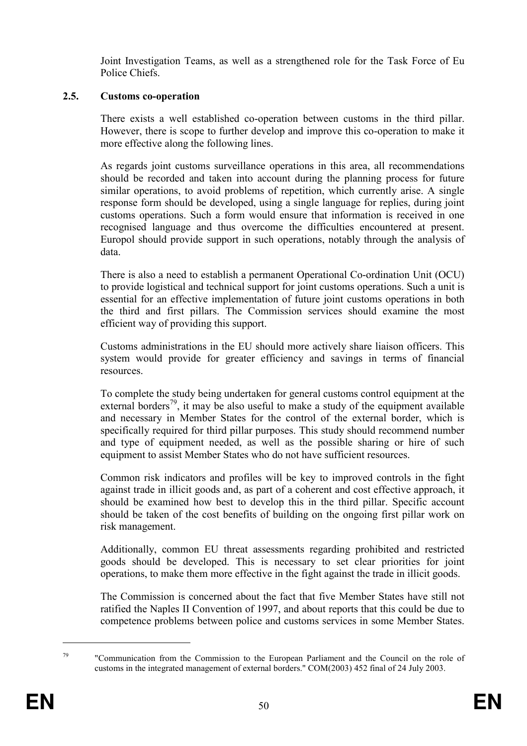Joint Investigation Teams, as well as a strengthened role for the Task Force of Eu Police Chiefs.

## 2.5. Customs co-operation

There exists a well established co-operation between customs in the third pillar. However, there is scope to further develop and improve this co-operation to make it more effective along the following lines.

As regards joint customs surveillance operations in this area, all recommendations should be recorded and taken into account during the planning process for future similar operations, to avoid problems of repetition, which currently arise. A single response form should be developed, using a single language for replies, during joint customs operations. Such a form would ensure that information is received in one recognised language and thus overcome the difficulties encountered at present. Europol should provide support in such operations, notably through the analysis of data.

There is also a need to establish a permanent Operational Co-ordination Unit (OCU) to provide logistical and technical support for joint customs operations. Such a unit is essential for an effective implementation of future joint customs operations in both the third and first pillars. The Commission services should examine the most efficient way of providing this support.

Customs administrations in the EU should more actively share liaison officers. This system would provide for greater efficiency and savings in terms of financial resources.

To complete the study being undertaken for general customs control equipment at the external borders[79], it may be also useful to make a study of the equipment available and necessary in Member States for the control of the external border, which is specifically required for third pillar purposes. This study should recommend number and type of equipment needed, as well as the possible sharing or hire of such equipment to assist Member States who do not have sufficient resources.

Common risk indicators and profiles will be key to improved controls in the fight against trade in illicit goods and, as part of a coherent and cost effective approach, it should be examined how best to develop this in the third pillar. Specific account should be taken of the cost benefits of building on the ongoing first pillar work on risk management.

Additionally, common EU threat assessments regarding prohibited and restricted goods should be developed. This is necessary to set clear priorities for joint operations, to make them more effective in the fight against the trade in illicit goods.

The Commission is concerned about the fact that five Member States have still not ratified the Naples II Convention of 1997, and about reports that this could be due to competence problems between police and customs services in some Member States.

---

[79] "Communication from the Commission to the European Parliament and the Council on the role of customs in the integrated management of external borders." COM(2003) 452 final of 24 July 2003.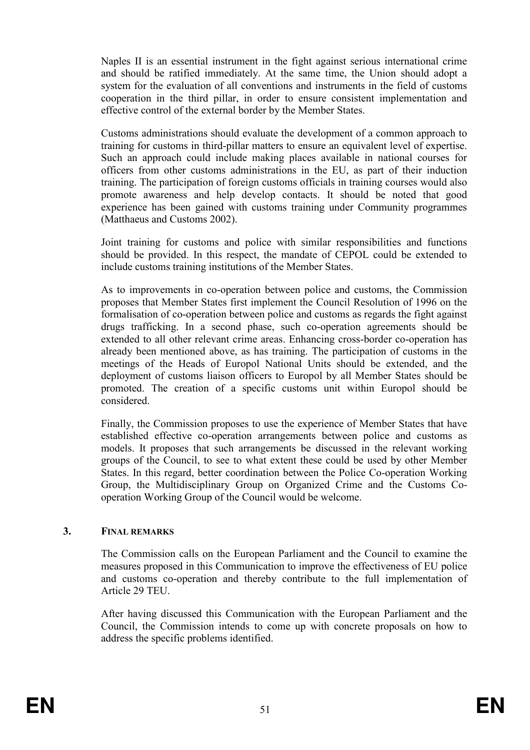Naples II is an essential instrument in the fight against serious international crime and should be ratified immediately. At the same time, the Union should adopt a system for the evaluation of all conventions and instruments in the field of customs cooperation in the third pillar, in order to ensure consistent implementation and effective control of the external border by the Member States.

Customs administrations should evaluate the development of a common approach to training for customs in third-pillar matters to ensure an equivalent level of expertise. Such an approach could include making places available in national courses for officers from other customs administrations in the EU, as part of their induction training. The participation of foreign customs officials in training courses would also promote awareness and help develop contacts. It should be noted that good experience has been gained with customs training under Community programmes (Matthaeus and Customs 2002).

Joint training for customs and police with similar responsibilities and functions should be provided. In this respect, the mandate of CEPOL could be extended to include customs training institutions of the Member States.

As to improvements in co-operation between police and customs, the Commission proposes that Member States first implement the Council Resolution of 1996 on the formalisation of co-operation between police and customs as regards the fight against drugs trafficking. In a second phase, such co-operation agreements should be extended to all other relevant crime areas. Enhancing cross-border co-operation has already been mentioned above, as has training. The participation of customs in the meetings of the Heads of Europol National Units should be extended, and the deployment of customs liaison officers to Europol by all Member States should be promoted. The creation of a specific customs unit within Europol should be considered.

Finally, the Commission proposes to use the experience of Member States that have established effective co-operation arrangements between police and customs as models. It proposes that such arrangements be discussed in the relevant working groups of the Council, to see to what extent these could be used by other Member States. In this regard, better coordination between the Police Co-operation Working Group, the Multidisciplinary Group on Organized Crime and the Customs Co-operation Working Group of the Council would be welcome.

## 3. FINAL REMARKS

The Commission calls on the European Parliament and the Council to examine the measures proposed in this Communication to improve the effectiveness of EU police and customs co-operation and thereby contribute to the full implementation of Article 29 TEU.

After having discussed this Communication with the European Parliament and the Council, the Commission intends to come up with concrete proposals on how to address the specific problems identified.